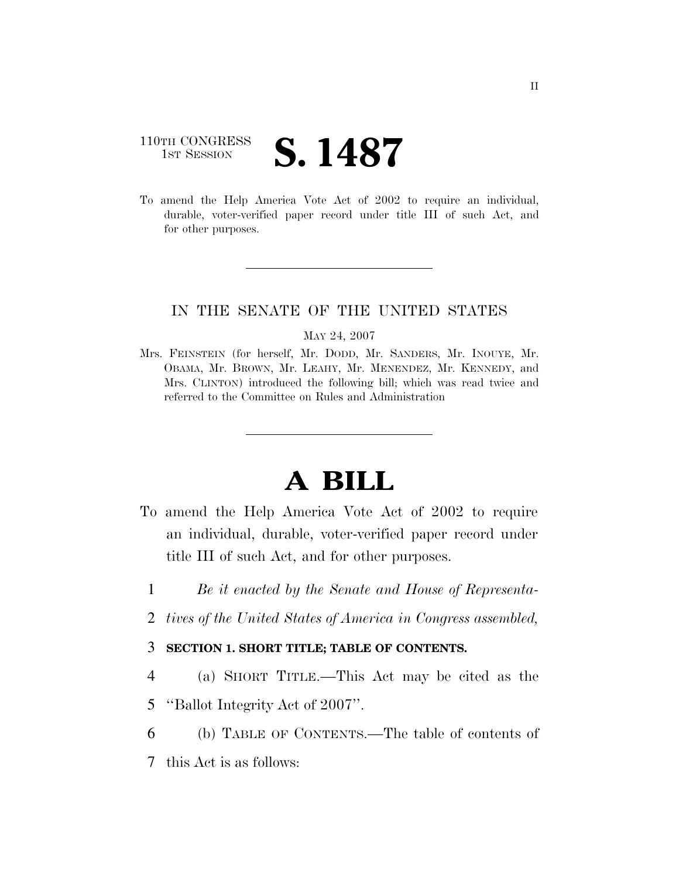110TH CONGRESS
1ST SESSION

# S. 1487

To amend the Help America Vote Act of 2002 to require an individual, durable, voter-verified paper record under title III of such Act, and for other purposes.

---

IN THE SENATE OF THE UNITED STATES

MAY 24, 2007

Mrs. FEINSTEIN (for herself, Mr. DODD, Mr. SANDERS, Mr. INOUYE, Mr. OBAMA, Mr. BROWN, Mr. LEAHY, Mr. MENENDEZ, Mr. KENNEDY, and Mrs. CLINTON) introduced the following bill; which was read twice and referred to the Committee on Rules and Administration

---

# A BILL

To amend the Help America Vote Act of 2002 to require an individual, durable, voter-verified paper record under title III of such Act, and for other purposes.

1 *Be it enacted by the Senate and House of Representa-*
2 *tives of the United States of America in Congress assembled,*

3 **SECTION 1. SHORT TITLE; TABLE OF CONTENTS.**

4 (a) SHORT TITLE.—This Act may be cited as the
5 ''Ballot Integrity Act of 2007''.

6 (b) TABLE OF CONTENTS.—The table of contents of
7 this Act is as follows: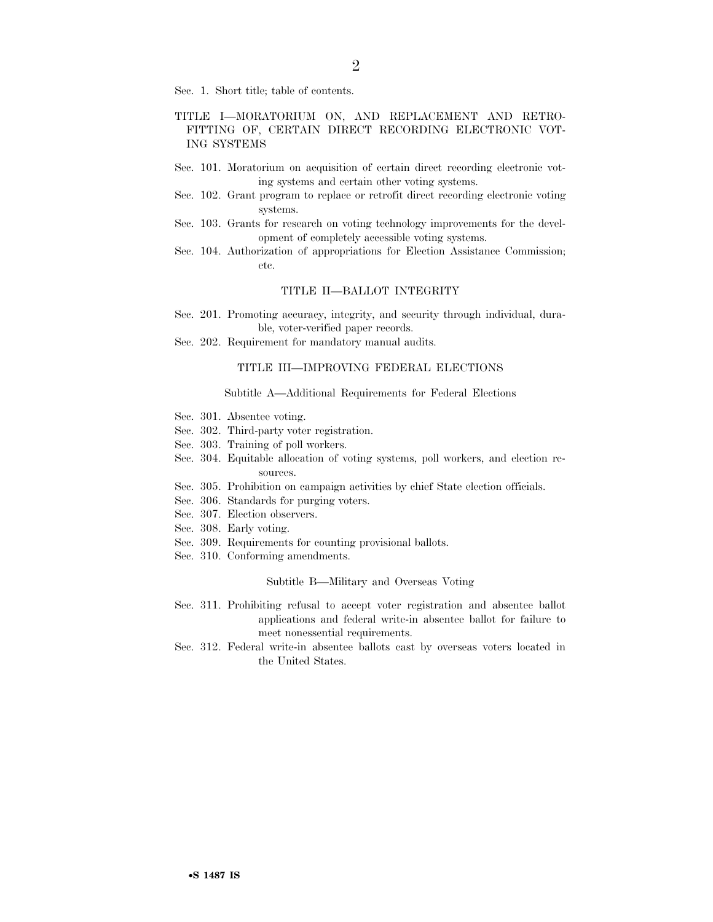Sec. 1. Short title; table of contents.

TITLE I—MORATORIUM ON, AND REPLACEMENT AND RETROFITTING OF, CERTAIN DIRECT RECORDING ELECTRONIC VOTING SYSTEMS

Sec. 101. Moratorium on acquisition of certain direct recording electronic voting systems and certain other voting systems.
Sec. 102. Grant program to replace or retrofit direct recording electronic voting systems.
Sec. 103. Grants for research on voting technology improvements for the development of completely accessible voting systems.
Sec. 104. Authorization of appropriations for Election Assistance Commission; etc.

TITLE II—BALLOT INTEGRITY

Sec. 201. Promoting accuracy, integrity, and security through individual, durable, voter-verified paper records.
Sec. 202. Requirement for mandatory manual audits.

TITLE III—IMPROVING FEDERAL ELECTIONS

Subtitle A—Additional Requirements for Federal Elections

Sec. 301. Absentee voting.
Sec. 302. Third-party voter registration.
Sec. 303. Training of poll workers.
Sec. 304. Equitable allocation of voting systems, poll workers, and election resources.
Sec. 305. Prohibition on campaign activities by chief State election officials.
Sec. 306. Standards for purging voters.
Sec. 307. Election observers.
Sec. 308. Early voting.
Sec. 309. Requirements for counting provisional ballots.
Sec. 310. Conforming amendments.

Subtitle B—Military and Overseas Voting

Sec. 311. Prohibiting refusal to accept voter registration and absentee ballot applications and federal write-in absentee ballot for failure to meet nonessential requirements.
Sec. 312. Federal write-in absentee ballots cast by overseas voters located in the United States.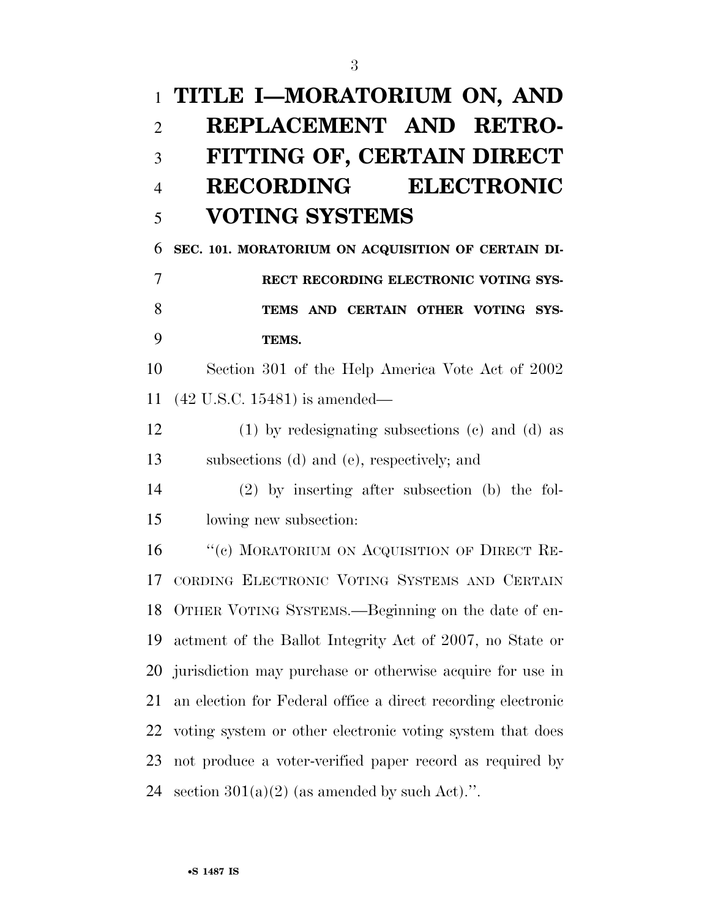# TITLE I—MORATORIUM ON, AND REPLACEMENT AND RETROFITTING OF, CERTAIN DIRECT RECORDING ELECTRONIC VOTING SYSTEMS

## SEC. 101. MORATORIUM ON ACQUISITION OF CERTAIN DIRECT RECORDING ELECTRONIC VOTING SYSTEMS AND CERTAIN OTHER VOTING SYSTEMS.

Section 301 of the Help America Vote Act of 2002 (42 U.S.C. 15481) is amended—

(1) by redesignating subsections (c) and (d) as subsections (d) and (e), respectively; and

(2) by inserting after subsection (b) the following new subsection:

"(c) MORATORIUM ON ACQUISITION OF DIRECT RECORDING ELECTRONIC VOTING SYSTEMS AND CERTAIN OTHER VOTING SYSTEMS.—Beginning on the date of enactment of the Ballot Integrity Act of 2007, no State or jurisdiction may purchase or otherwise acquire for use in an election for Federal office a direct recording electronic voting system or other electronic voting system that does not produce a voter-verified paper record as required by section 301(a)(2) (as amended by such Act).".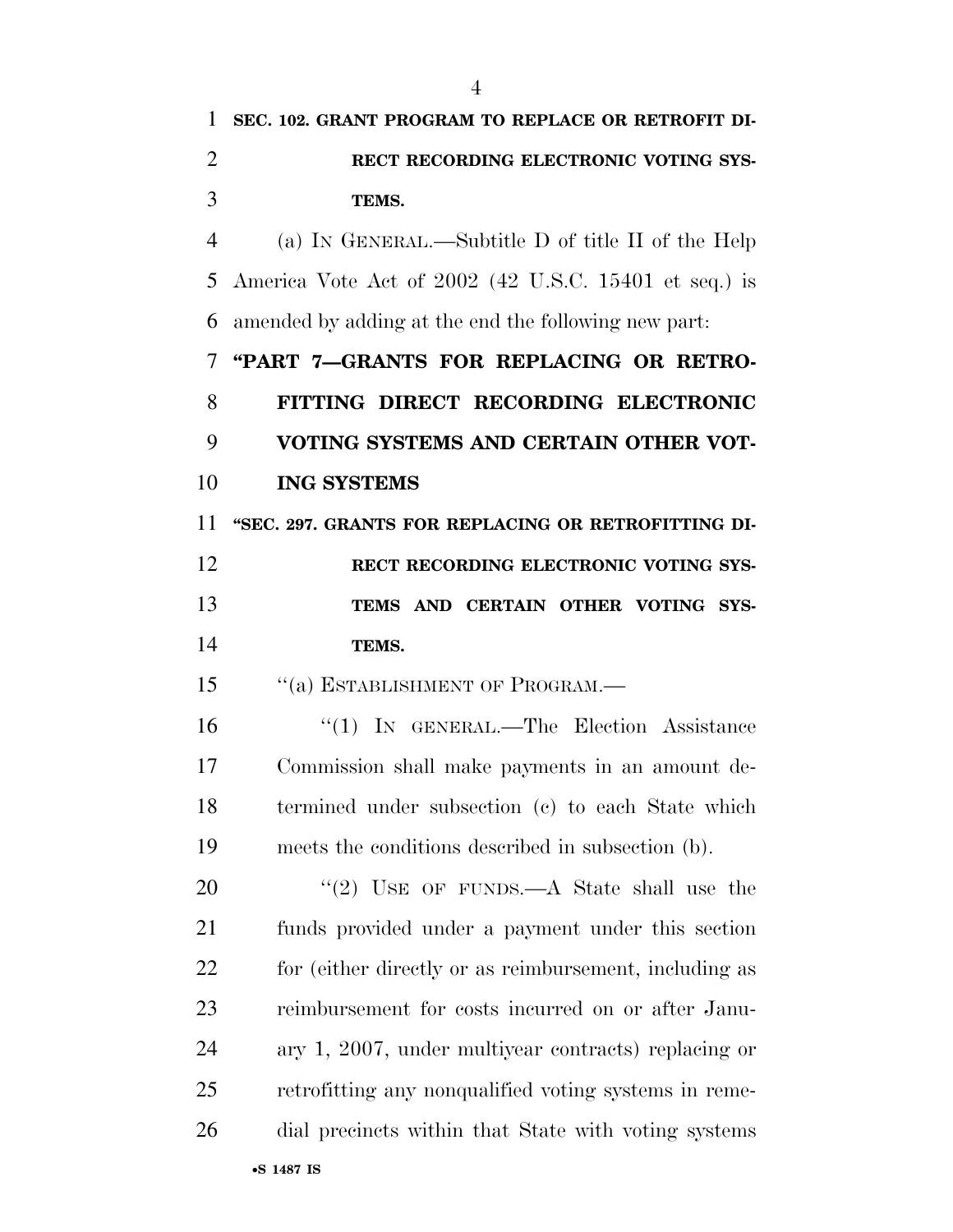**SEC. 102. GRANT PROGRAM TO REPLACE OR RETROFIT DIRECT RECORDING ELECTRONIC VOTING SYSTEMS.**

(a) IN GENERAL.—Subtitle D of title II of the Help America Vote Act of 2002 (42 U.S.C. 15401 et seq.) is amended by adding at the end the following new part:

**"PART 7—GRANTS FOR REPLACING OR RETROFITTING DIRECT RECORDING ELECTRONIC VOTING SYSTEMS AND CERTAIN OTHER VOTING SYSTEMS**

**"SEC. 297. GRANTS FOR REPLACING OR RETROFITTING DIRECT RECORDING ELECTRONIC VOTING SYSTEMS AND CERTAIN OTHER VOTING SYSTEMS.**

"(a) ESTABLISHMENT OF PROGRAM.—

"(1) IN GENERAL.—The Election Assistance Commission shall make payments in an amount determined under subsection (c) to each State which meets the conditions described in subsection (b).

"(2) USE OF FUNDS.—A State shall use the funds provided under a payment under this section for (either directly or as reimbursement, including as reimbursement for costs incurred on or after January 1, 2007, under multiyear contracts) replacing or retrofitting any nonqualified voting systems in remedial precincts within that State with voting systems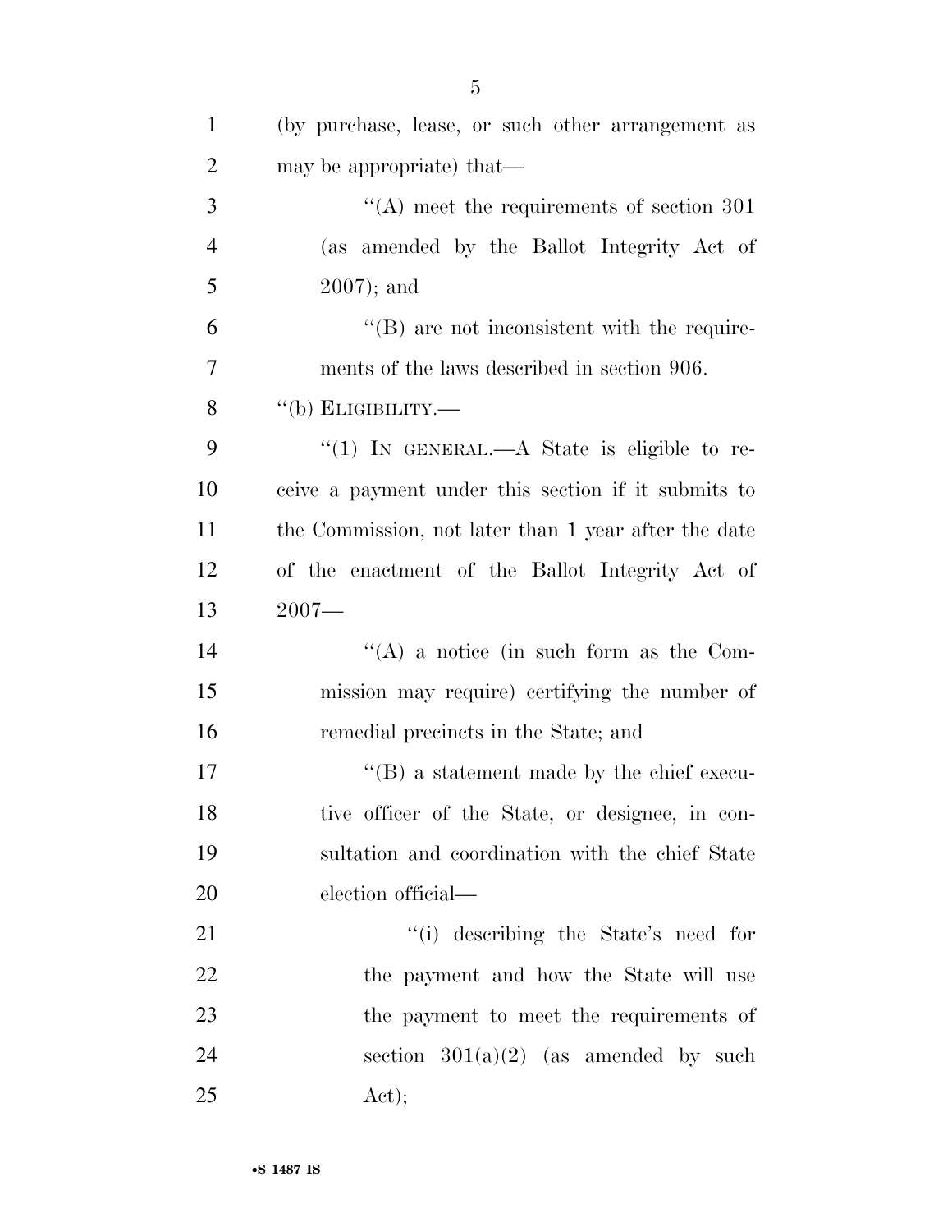(by purchase, lease, or such other arrangement as may be appropriate) that—

''(A) meet the requirements of section 301 (as amended by the Ballot Integrity Act of 2007); and

''(B) are not inconsistent with the requirements of the laws described in section 906.

''(b) ELIGIBILITY.—

''(1) IN GENERAL.—A State is eligible to receive a payment under this section if it submits to the Commission, not later than 1 year after the date of the enactment of the Ballot Integrity Act of 2007—

''(A) a notice (in such form as the Commission may require) certifying the number of remedial precincts in the State; and

''(B) a statement made by the chief executive officer of the State, or designee, in consultation and coordination with the chief State election official—

''(i) describing the State's need for the payment and how the State will use the payment to meet the requirements of section 301(a)(2) (as amended by such Act);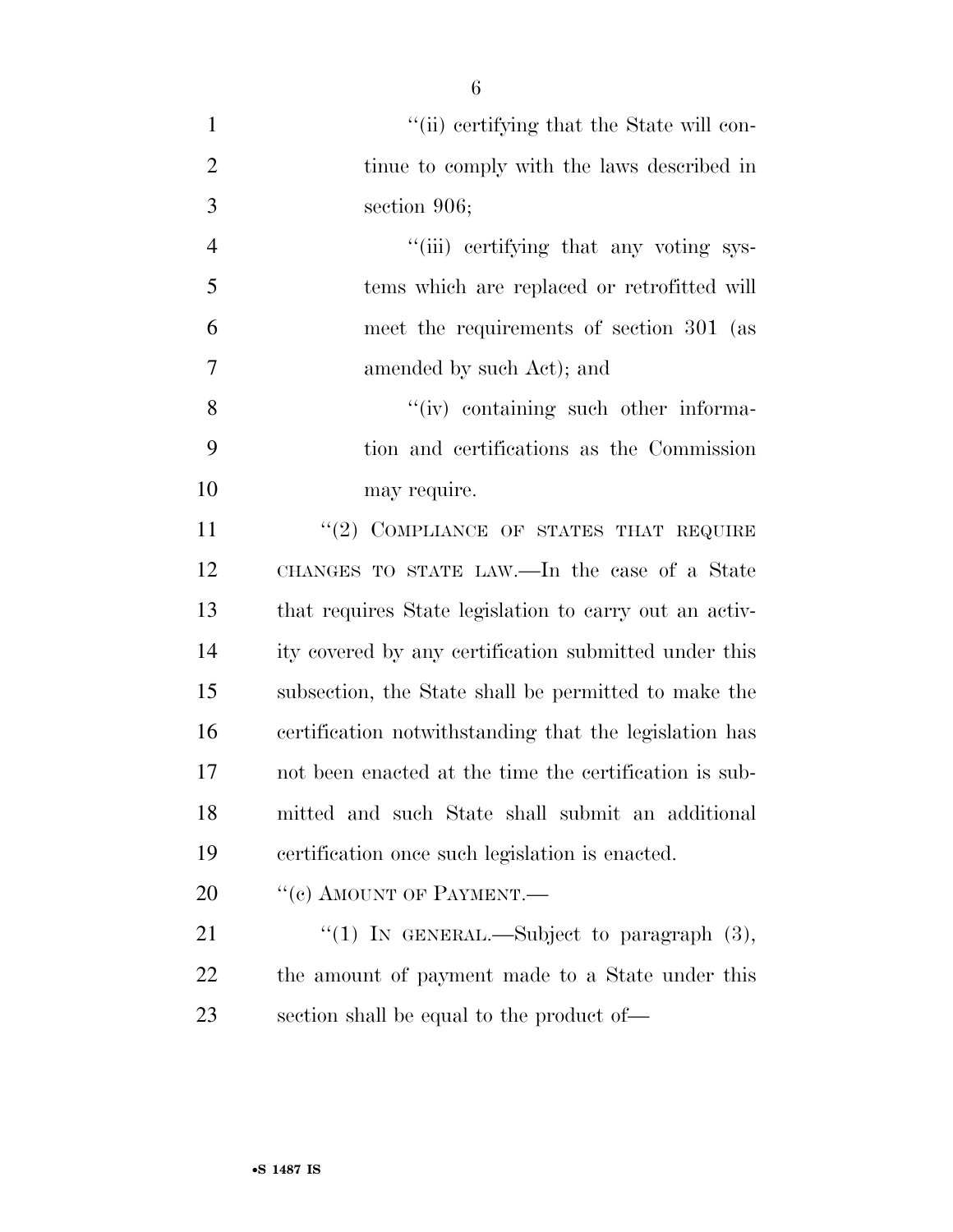"(ii) certifying that the State will continue to comply with the laws described in section 906;

"(iii) certifying that any voting systems which are replaced or retrofitted will meet the requirements of section 301 (as amended by such Act); and

"(iv) containing such other information and certifications as the Commission may require.

"(2) COMPLIANCE OF STATES THAT REQUIRE CHANGES TO STATE LAW.—In the case of a State that requires State legislation to carry out an activity covered by any certification submitted under this subsection, the State shall be permitted to make the certification notwithstanding that the legislation has not been enacted at the time the certification is submitted and such State shall submit an additional certification once such legislation is enacted.

"(c) AMOUNT OF PAYMENT.—

"(1) IN GENERAL.—Subject to paragraph (3), the amount of payment made to a State under this section shall be equal to the product of—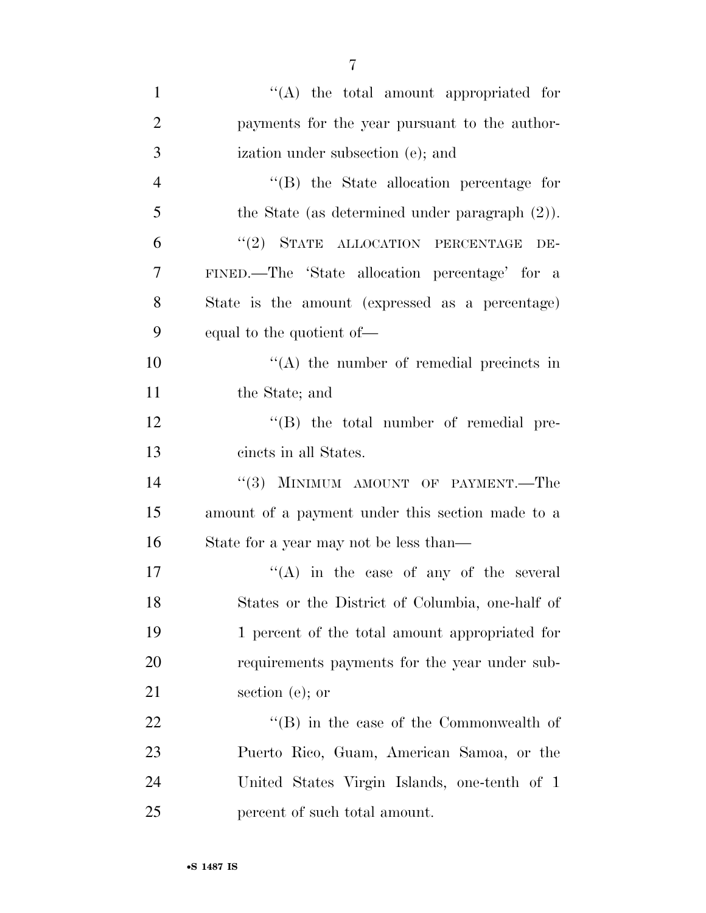"(A) the total amount appropriated for payments for the year pursuant to the authorization under subsection (e); and

"(B) the State allocation percentage for the State (as determined under paragraph (2)).

"(2) STATE ALLOCATION PERCENTAGE DEFINED.—The 'State allocation percentage' for a State is the amount (expressed as a percentage) equal to the quotient of—

"(A) the number of remedial precincts in the State; and

"(B) the total number of remedial precincts in all States.

"(3) MINIMUM AMOUNT OF PAYMENT.—The amount of a payment under this section made to a State for a year may not be less than—

"(A) in the case of any of the several States or the District of Columbia, one-half of 1 percent of the total amount appropriated for requirements payments for the year under subsection (e); or

"(B) in the case of the Commonwealth of Puerto Rico, Guam, American Samoa, or the United States Virgin Islands, one-tenth of 1 percent of such total amount.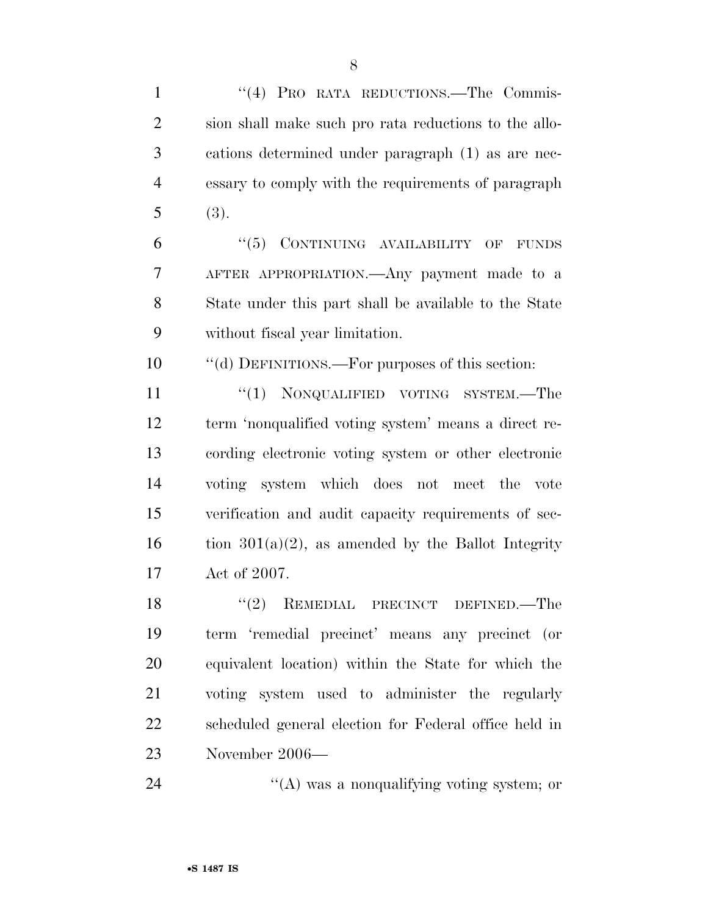"(4) PRO RATA REDUCTIONS.—The Commission shall make such pro rata reductions to the allocations determined under paragraph (1) as are necessary to comply with the requirements of paragraph (3).

"(5) CONTINUING AVAILABILITY OF FUNDS AFTER APPROPRIATION.—Any payment made to a State under this part shall be available to the State without fiscal year limitation.

"(d) DEFINITIONS.—For purposes of this section:

"(1) NONQUALIFIED VOTING SYSTEM.—The term 'nonqualified voting system' means a direct recording electronic voting system or other electronic voting system which does not meet the vote verification and audit capacity requirements of section 301(a)(2), as amended by the Ballot Integrity Act of 2007.

"(2) REMEDIAL PRECINCT DEFINED.—The term 'remedial precinct' means any precinct (or equivalent location) within the State for which the voting system used to administer the regularly scheduled general election for Federal office held in November 2006—

"(A) was a nonqualifying voting system; or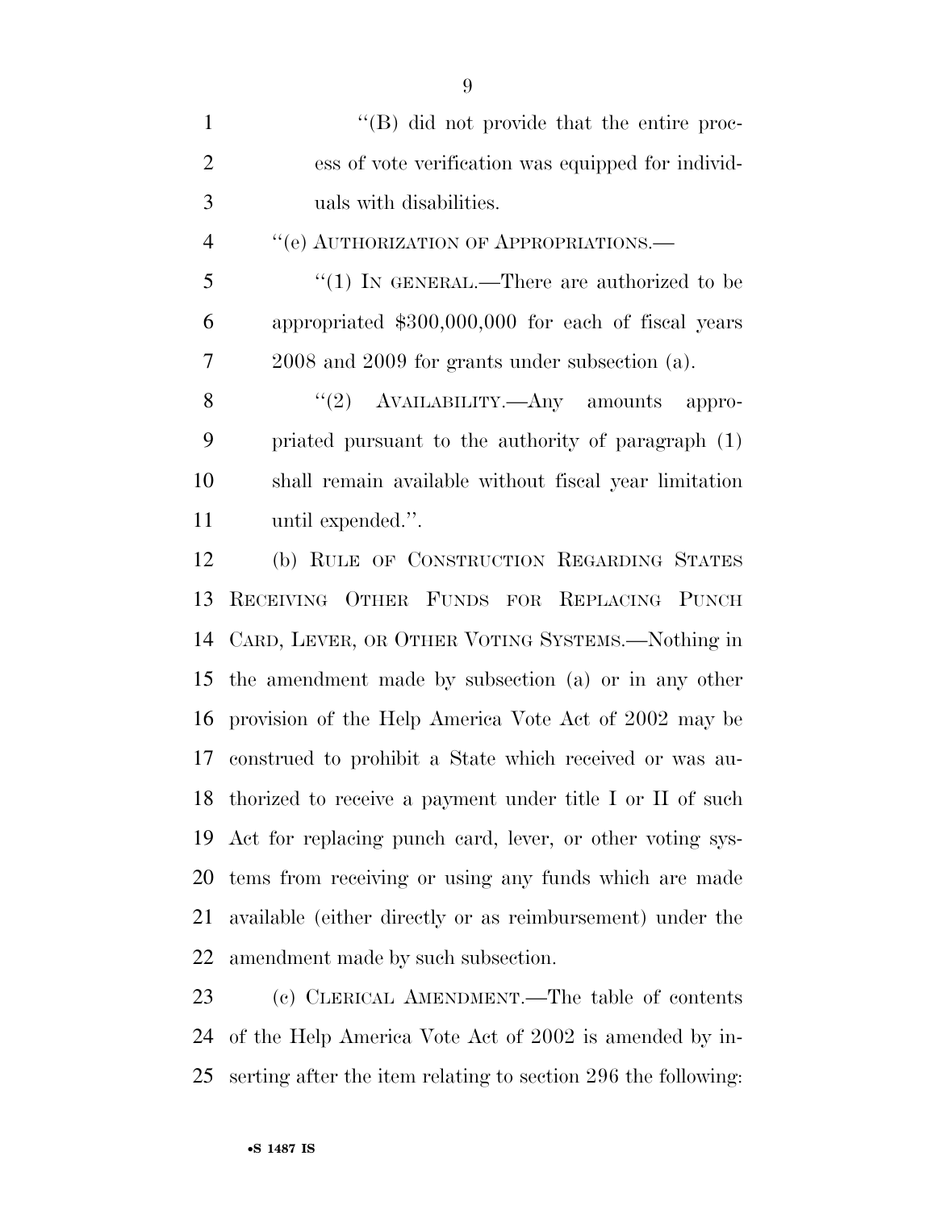"(B) did not provide that the entire process of vote verification was equipped for individuals with disabilities.

"(e) AUTHORIZATION OF APPROPRIATIONS.—

"(1) IN GENERAL.—There are authorized to be appropriated $300,000,000 for each of fiscal years 2008 and 2009 for grants under subsection (a).

"(2) AVAILABILITY.—Any amounts appropriated pursuant to the authority of paragraph (1) shall remain available without fiscal year limitation until expended.".

(b) RULE OF CONSTRUCTION REGARDING STATES RECEIVING OTHER FUNDS FOR REPLACING PUNCH CARD, LEVER, OR OTHER VOTING SYSTEMS.—Nothing in the amendment made by subsection (a) or in any other provision of the Help America Vote Act of 2002 may be construed to prohibit a State which received or was authorized to receive a payment under title I or II of such Act for replacing punch card, lever, or other voting systems from receiving or using any funds which are made available (either directly or as reimbursement) under the amendment made by such subsection.

(c) CLERICAL AMENDMENT.—The table of contents of the Help America Vote Act of 2002 is amended by inserting after the item relating to section 296 the following: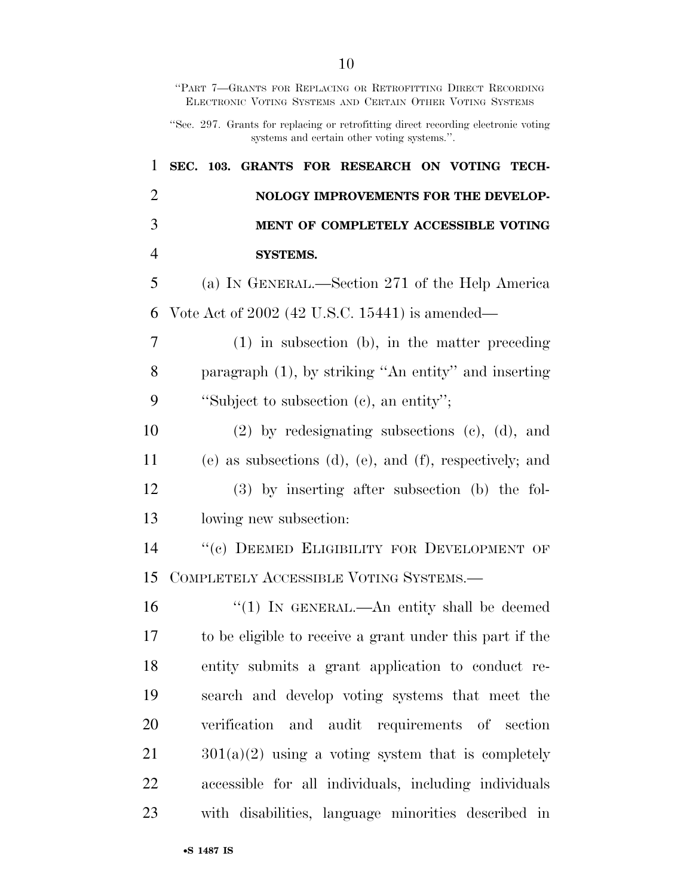"PART 7—GRANTS FOR REPLACING OR RETROFITTING DIRECT RECORDING ELECTRONIC VOTING SYSTEMS AND CERTAIN OTHER VOTING SYSTEMS

"Sec. 297. Grants for replacing or retrofitting direct recording electronic voting systems and certain other voting systems.".

**SEC. 103. GRANTS FOR RESEARCH ON VOTING TECHNOLOGY IMPROVEMENTS FOR THE DEVELOPMENT OF COMPLETELY ACCESSIBLE VOTING SYSTEMS.**

(a) IN GENERAL.—Section 271 of the Help America Vote Act of 2002 (42 U.S.C. 15441) is amended—

(1) in subsection (b), in the matter preceding paragraph (1), by striking "An entity" and inserting "Subject to subsection (c), an entity";

(2) by redesignating subsections (c), (d), and (e) as subsections (d), (e), and (f), respectively; and

(3) by inserting after subsection (b) the following new subsection:

"(c) DEEMED ELIGIBILITY FOR DEVELOPMENT OF COMPLETELY ACCESSIBLE VOTING SYSTEMS.—

"(1) IN GENERAL.—An entity shall be deemed to be eligible to receive a grant under this part if the entity submits a grant application to conduct research and develop voting systems that meet the verification and audit requirements of section 301(a)(2) using a voting system that is completely accessible for all individuals, including individuals with disabilities, language minorities described in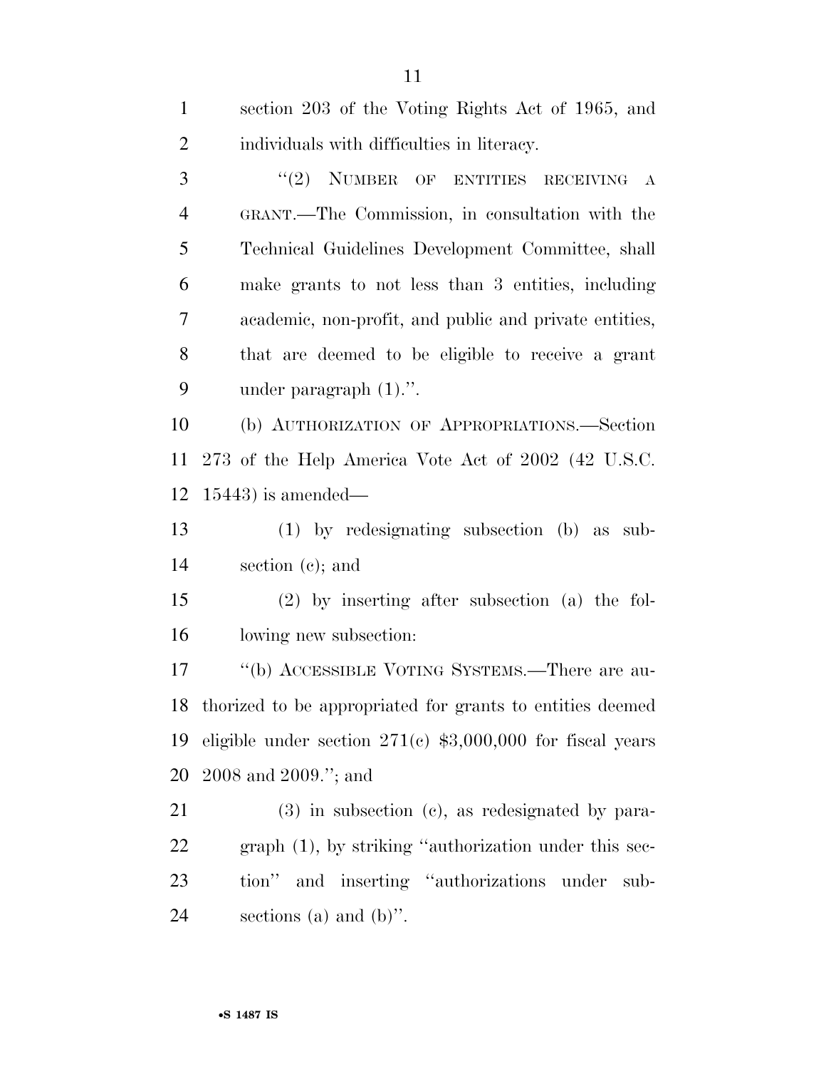section 203 of the Voting Rights Act of 1965, and individuals with difficulties in literacy.

''(2) NUMBER OF ENTITIES RECEIVING A GRANT.—The Commission, in consultation with the Technical Guidelines Development Committee, shall make grants to not less than 3 entities, including academic, non-profit, and public and private entities, that are deemed to be eligible to receive a grant under paragraph (1).''.

(b) AUTHORIZATION OF APPROPRIATIONS.—Section 273 of the Help America Vote Act of 2002 (42 U.S.C. 15443) is amended—

(1) by redesignating subsection (b) as subsection (c); and

(2) by inserting after subsection (a) the following new subsection:

''(b) ACCESSIBLE VOTING SYSTEMS.—There are authorized to be appropriated for grants to entities deemed eligible under section 271(c) $3,000,000 for fiscal years 2008 and 2009.''; and

(3) in subsection (c), as redesignated by paragraph (1), by striking ''authorization under this section'' and inserting ''authorizations under subsections (a) and (b)''.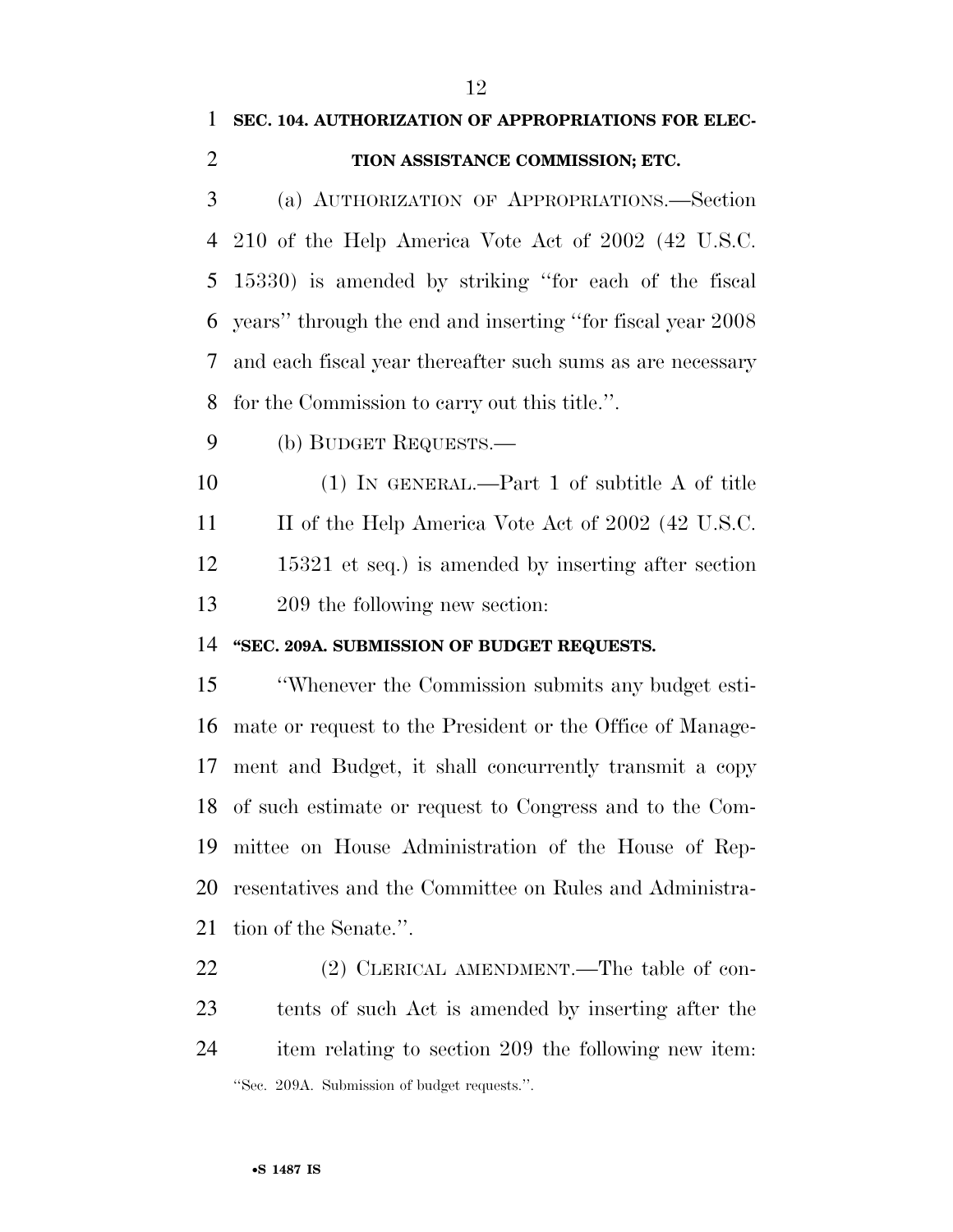**SEC. 104. AUTHORIZATION OF APPROPRIATIONS FOR ELECTION ASSISTANCE COMMISSION; ETC.**

(a) AUTHORIZATION OF APPROPRIATIONS.—Section 210 of the Help America Vote Act of 2002 (42 U.S.C. 15330) is amended by striking "for each of the fiscal years" through the end and inserting "for fiscal year 2008 and each fiscal year thereafter such sums as are necessary for the Commission to carry out this title.".

(b) BUDGET REQUESTS.—

(1) IN GENERAL.—Part 1 of subtitle A of title II of the Help America Vote Act of 2002 (42 U.S.C. 15321 et seq.) is amended by inserting after section 209 the following new section:

**"SEC. 209A. SUBMISSION OF BUDGET REQUESTS.**

"Whenever the Commission submits any budget estimate or request to the President or the Office of Management and Budget, it shall concurrently transmit a copy of such estimate or request to Congress and to the Committee on House Administration of the House of Representatives and the Committee on Rules and Administration of the Senate.".

(2) CLERICAL AMENDMENT.—The table of contents of such Act is amended by inserting after the item relating to section 209 the following new item:

"Sec. 209A. Submission of budget requests.".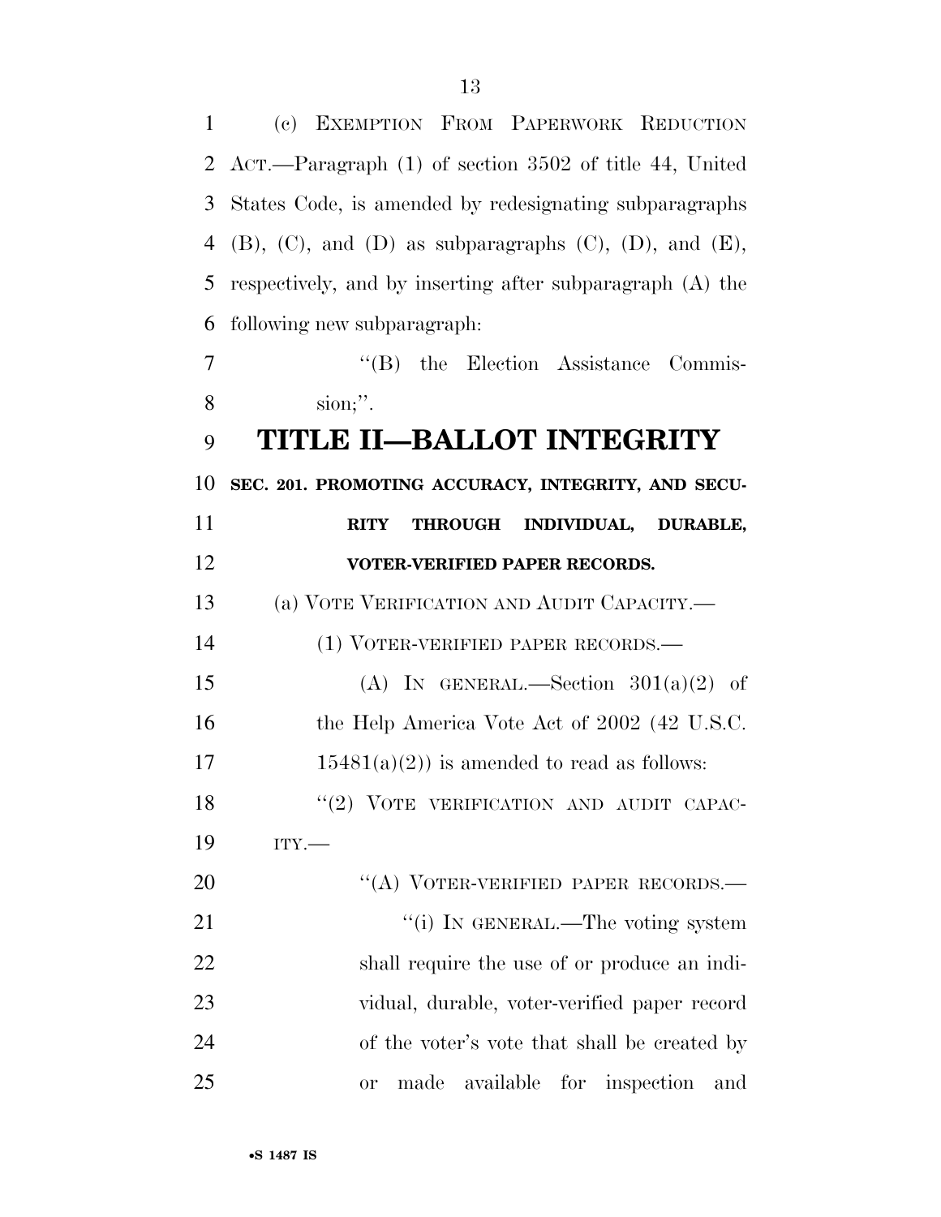(c) EXEMPTION FROM PAPERWORK REDUCTION ACT.—Paragraph (1) of section 3502 of title 44, United States Code, is amended by redesignating subparagraphs (B), (C), and (D) as subparagraphs (C), (D), and (E), respectively, and by inserting after subparagraph (A) the following new subparagraph:

"(B) the Election Assistance Commission;".

# TITLE II—BALLOT INTEGRITY

**SEC. 201. PROMOTING ACCURACY, INTEGRITY, AND SECURITY THROUGH INDIVIDUAL, DURABLE, VOTER-VERIFIED PAPER RECORDS.**

(a) VOTE VERIFICATION AND AUDIT CAPACITY.—

(1) VOTER-VERIFIED PAPER RECORDS.—

(A) IN GENERAL.—Section 301(a)(2) of the Help America Vote Act of 2002 (42 U.S.C. 15481(a)(2)) is amended to read as follows:

"(2) VOTE VERIFICATION AND AUDIT CAPACITY.—

"(A) VOTER-VERIFIED PAPER RECORDS.—

"(i) IN GENERAL.—The voting system shall require the use of or produce an individual, durable, voter-verified paper record of the voter's vote that shall be created by or made available for inspection and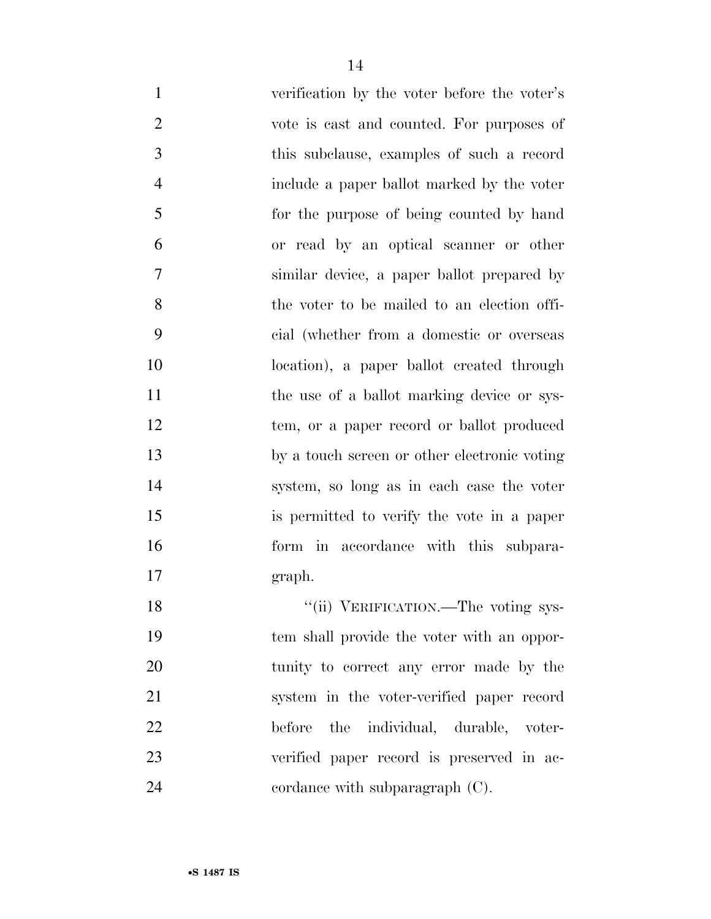verification by the voter before the voter's vote is cast and counted. For purposes of this subclause, examples of such a record include a paper ballot marked by the voter for the purpose of being counted by hand or read by an optical scanner or other similar device, a paper ballot prepared by the voter to be mailed to an election official (whether from a domestic or overseas location), a paper ballot created through the use of a ballot marking device or system, or a paper record or ballot produced by a touch screen or other electronic voting system, so long as in each case the voter is permitted to verify the vote in a paper form in accordance with this subparagraph.

"(ii) VERIFICATION.—The voting system shall provide the voter with an opportunity to correct any error made by the system in the voter-verified paper record before the individual, durable, voter-verified paper record is preserved in accordance with subparagraph (C).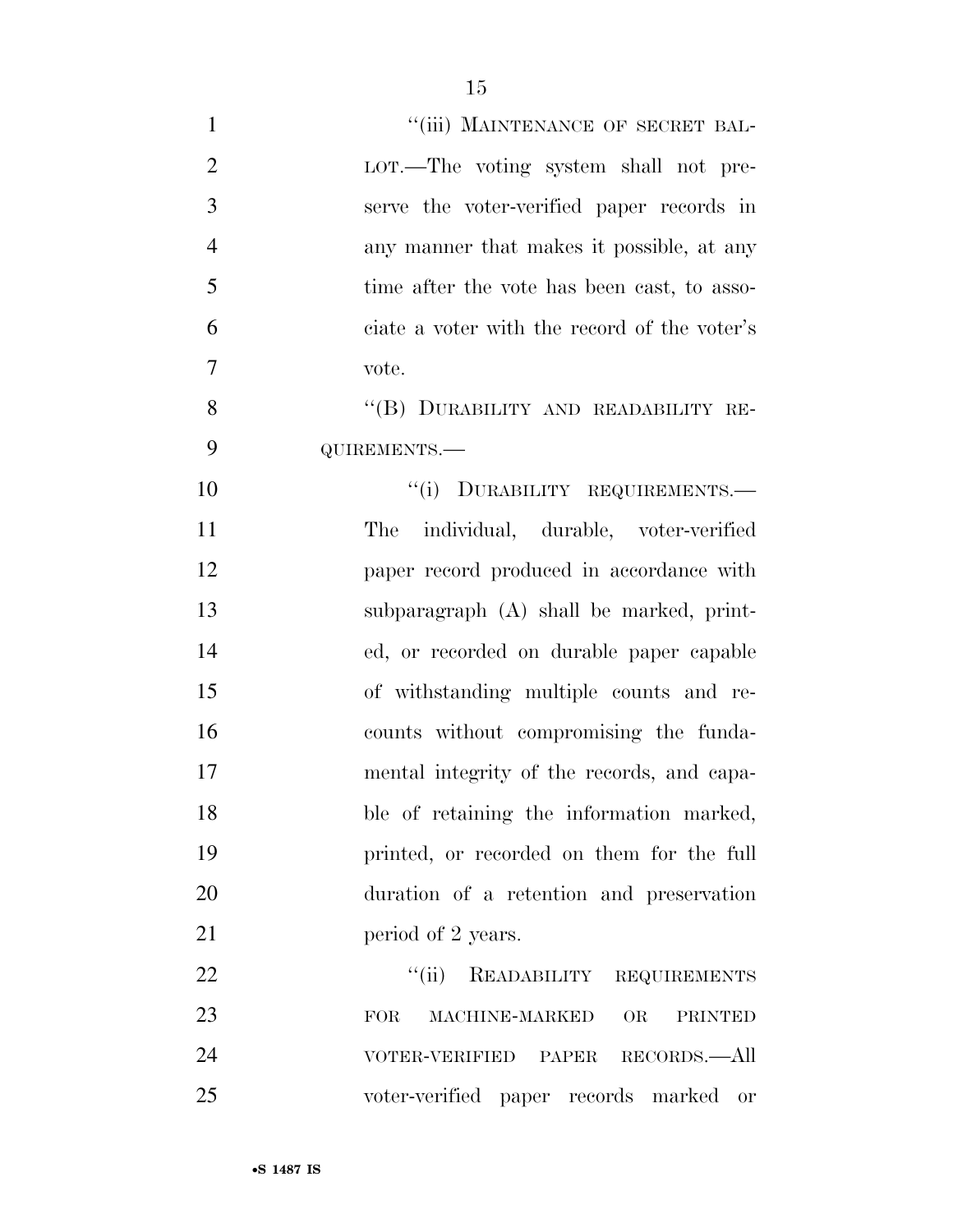"(iii) MAINTENANCE OF SECRET BALLOT.—The voting system shall not preserve the voter-verified paper records in any manner that makes it possible, at any time after the vote has been cast, to associate a voter with the record of the voter's vote.

"(B) DURABILITY AND READABILITY REQUIREMENTS.—

"(i) DURABILITY REQUIREMENTS.—The individual, durable, voter-verified paper record produced in accordance with subparagraph (A) shall be marked, printed, or recorded on durable paper capable of withstanding multiple counts and recounts without compromising the fundamental integrity of the records, and capable of retaining the information marked, printed, or recorded on them for the full duration of a retention and preservation period of 2 years.

"(ii) READABILITY REQUIREMENTS FOR MACHINE-MARKED OR PRINTED VOTER-VERIFIED PAPER RECORDS.—All voter-verified paper records marked or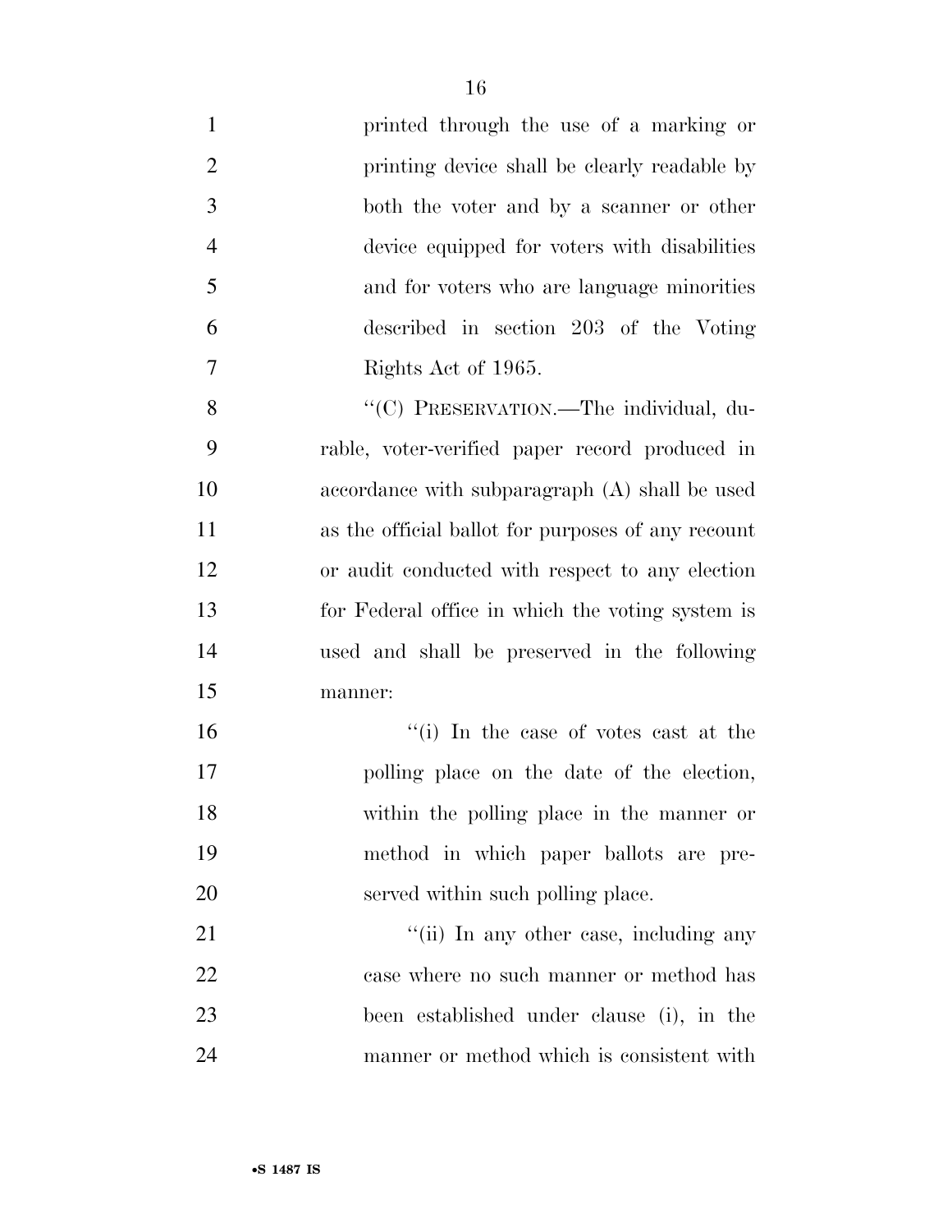printed through the use of a marking or printing device shall be clearly readable by both the voter and by a scanner or other device equipped for voters with disabilities and for voters who are language minorities described in section 203 of the Voting Rights Act of 1965.

"(C) PRESERVATION.—The individual, durable, voter-verified paper record produced in accordance with subparagraph (A) shall be used as the official ballot for purposes of any recount or audit conducted with respect to any election for Federal office in which the voting system is used and shall be preserved in the following manner:

"(i) In the case of votes cast at the polling place on the date of the election, within the polling place in the manner or method in which paper ballots are preserved within such polling place.

"(ii) In any other case, including any case where no such manner or method has been established under clause (i), in the manner or method which is consistent with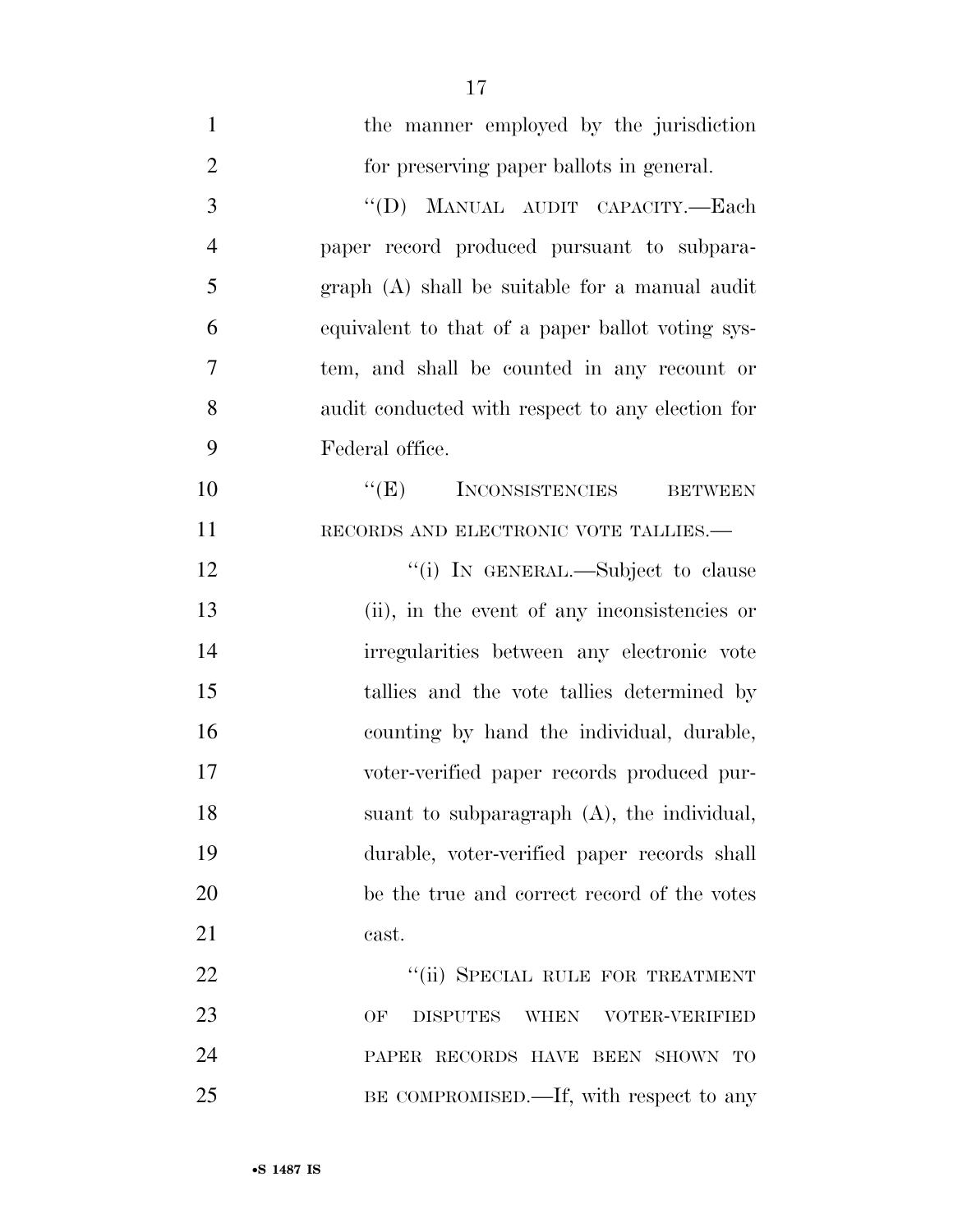the manner employed by the jurisdiction for preserving paper ballots in general.

"(D) MANUAL AUDIT CAPACITY.—Each paper record produced pursuant to subparagraph (A) shall be suitable for a manual audit equivalent to that of a paper ballot voting system, and shall be counted in any recount or audit conducted with respect to any election for Federal office.

"(E) INCONSISTENCIES BETWEEN RECORDS AND ELECTRONIC VOTE TALLIES.—

"(i) IN GENERAL.—Subject to clause (ii), in the event of any inconsistencies or irregularities between any electronic vote tallies and the vote tallies determined by counting by hand the individual, durable, voter-verified paper records produced pursuant to subparagraph (A), the individual, durable, voter-verified paper records shall be the true and correct record of the votes cast.

"(ii) SPECIAL RULE FOR TREATMENT OF DISPUTES WHEN VOTER-VERIFIED PAPER RECORDS HAVE BEEN SHOWN TO BE COMPROMISED.—If, with respect to any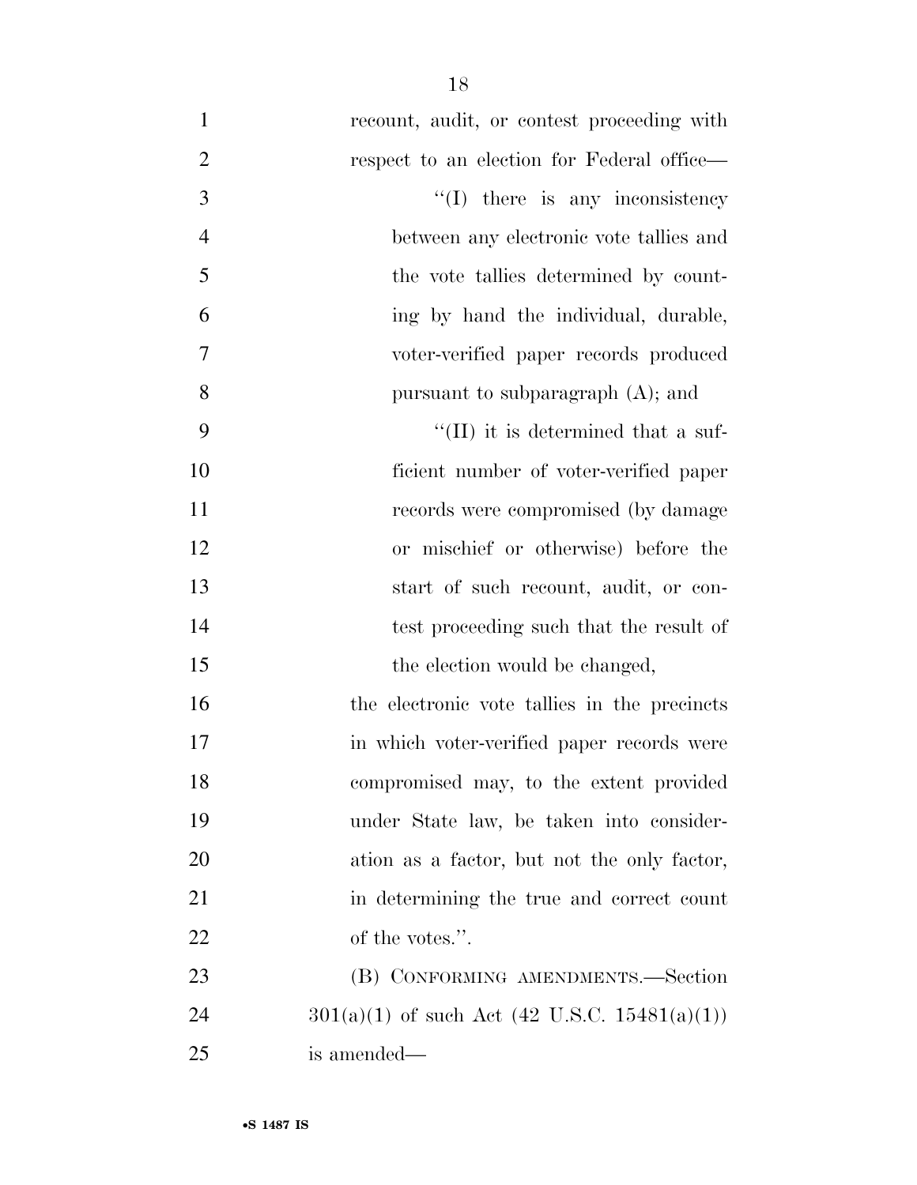recount, audit, or contest proceeding with respect to an election for Federal office—

''(I) there is any inconsistency between any electronic vote tallies and the vote tallies determined by counting by hand the individual, durable, voter-verified paper records produced pursuant to subparagraph (A); and

''(II) it is determined that a sufficient number of voter-verified paper records were compromised (by damage or mischief or otherwise) before the start of such recount, audit, or contest proceeding such that the result of the election would be changed,

the electronic vote tallies in the precincts in which voter-verified paper records were compromised may, to the extent provided under State law, be taken into consideration as a factor, but not the only factor, in determining the true and correct count of the votes.''.

(B) CONFORMING AMENDMENTS.—Section 301(a)(1) of such Act (42 U.S.C. 15481(a)(1)) is amended—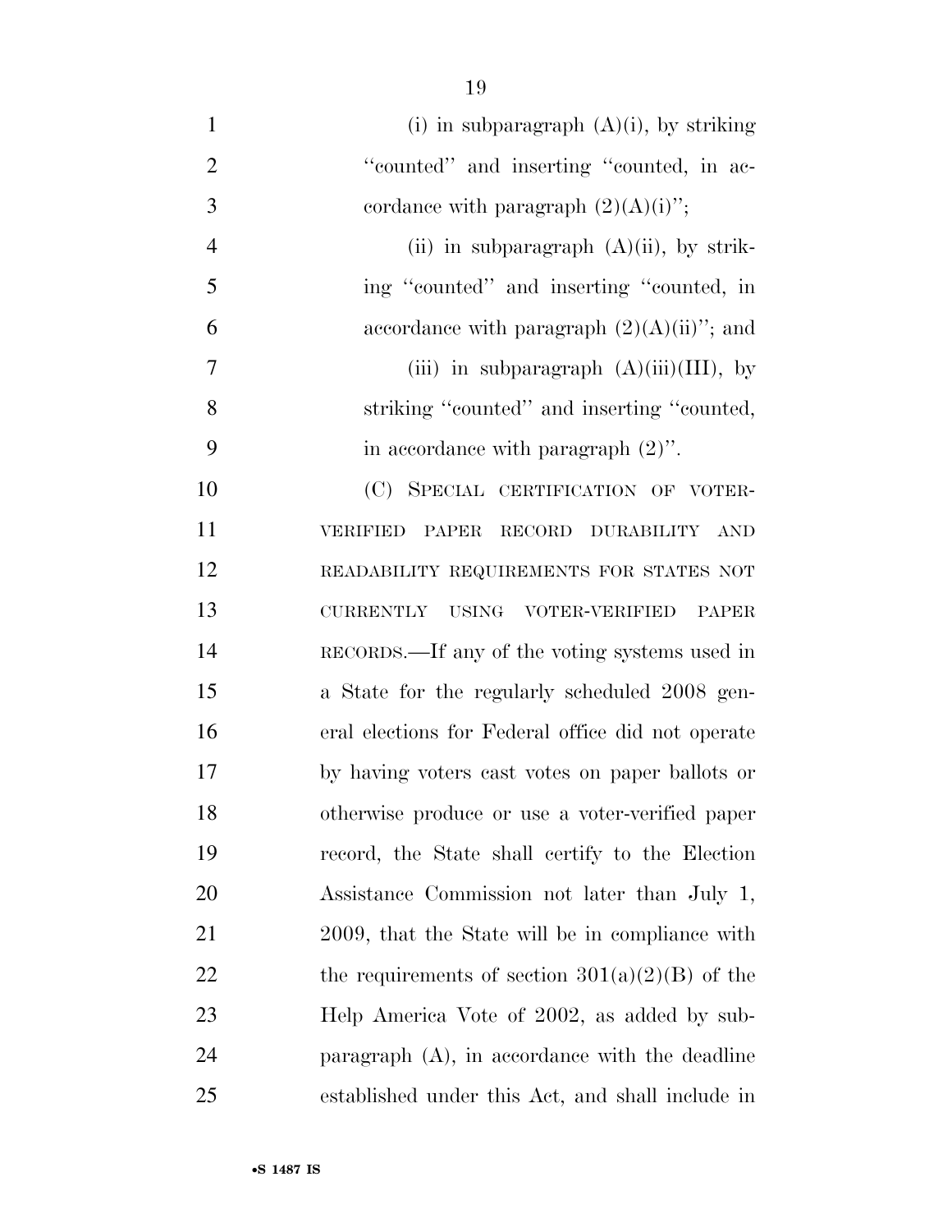(i) in subparagraph (A)(i), by striking "counted" and inserting "counted, in accordance with paragraph (2)(A)(i)";

(ii) in subparagraph (A)(ii), by striking "counted" and inserting "counted, in accordance with paragraph (2)(A)(ii)"; and

(iii) in subparagraph (A)(iii)(III), by striking "counted" and inserting "counted, in accordance with paragraph (2)".

(C) SPECIAL CERTIFICATION OF VOTER-VERIFIED PAPER RECORD DURABILITY AND READABILITY REQUIREMENTS FOR STATES NOT CURRENTLY USING VOTER-VERIFIED PAPER RECORDS.—If any of the voting systems used in a State for the regularly scheduled 2008 general elections for Federal office did not operate by having voters cast votes on paper ballots or otherwise produce or use a voter-verified paper record, the State shall certify to the Election Assistance Commission not later than July 1, 2009, that the State will be in compliance with the requirements of section 301(a)(2)(B) of the Help America Vote of 2002, as added by subparagraph (A), in accordance with the deadline established under this Act, and shall include in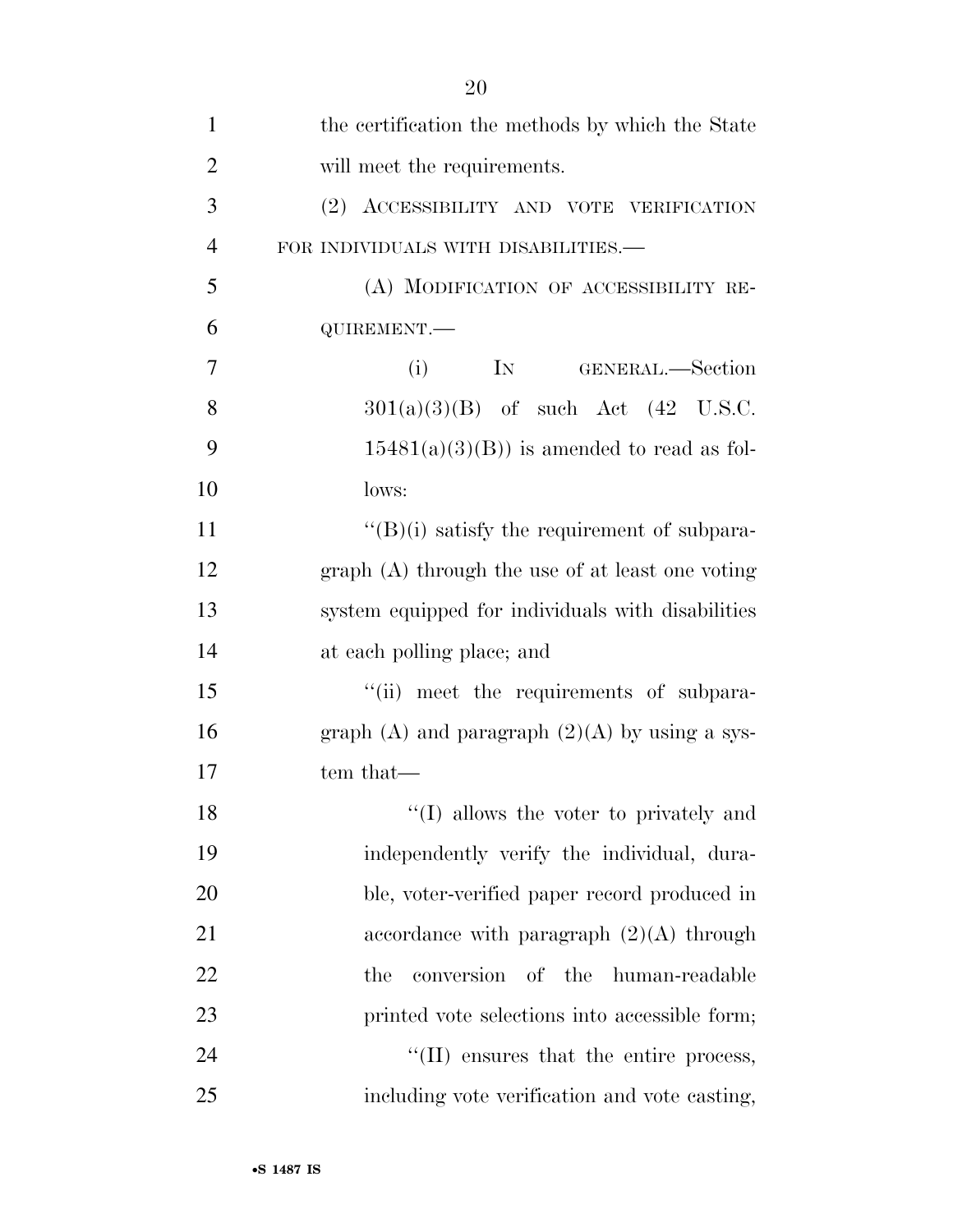the certification the methods by which the State will meet the requirements.

(2) ACCESSIBILITY AND VOTE VERIFICATION FOR INDIVIDUALS WITH DISABILITIES.—

(A) MODIFICATION OF ACCESSIBILITY REQUIREMENT.—

(i) IN GENERAL.—Section 301(a)(3)(B) of such Act (42 U.S.C. 15481(a)(3)(B)) is amended to read as follows:

"(B)(i) satisfy the requirement of subparagraph (A) through the use of at least one voting system equipped for individuals with disabilities at each polling place; and

"(ii) meet the requirements of subparagraph (A) and paragraph (2)(A) by using a system that—

"(I) allows the voter to privately and independently verify the individual, durable, voter-verified paper record produced in accordance with paragraph (2)(A) through the conversion of the human-readable printed vote selections into accessible form;

"(II) ensures that the entire process, including vote verification and vote casting,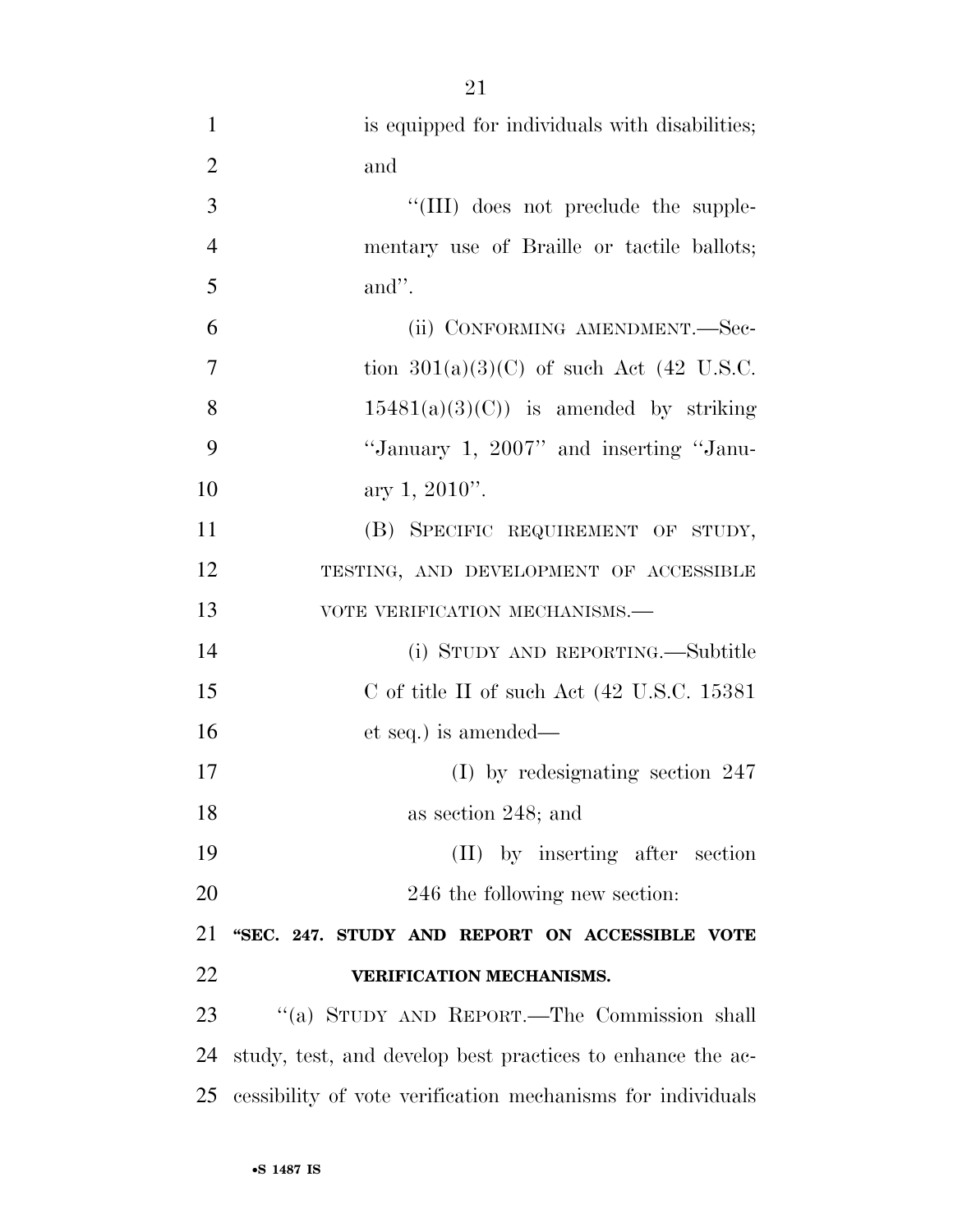is equipped for individuals with disabilities; and

''(III) does not preclude the supplementary use of Braille or tactile ballots; and''.

(ii) CONFORMING AMENDMENT.—Section 301(a)(3)(C) of such Act (42 U.S.C. 15481(a)(3)(C)) is amended by striking ''January 1, 2007'' and inserting ''January 1, 2010''.

(B) SPECIFIC REQUIREMENT OF STUDY, TESTING, AND DEVELOPMENT OF ACCESSIBLE VOTE VERIFICATION MECHANISMS.—

(i) STUDY AND REPORTING.—Subtitle C of title II of such Act (42 U.S.C. 15381 et seq.) is amended—

(I) by redesignating section 247 as section 248; and

(II) by inserting after section 246 the following new section:

**''SEC. 247. STUDY AND REPORT ON ACCESSIBLE VOTE VERIFICATION MECHANISMS.**

''(a) STUDY AND REPORT.—The Commission shall study, test, and develop best practices to enhance the accessibility of vote verification mechanisms for individuals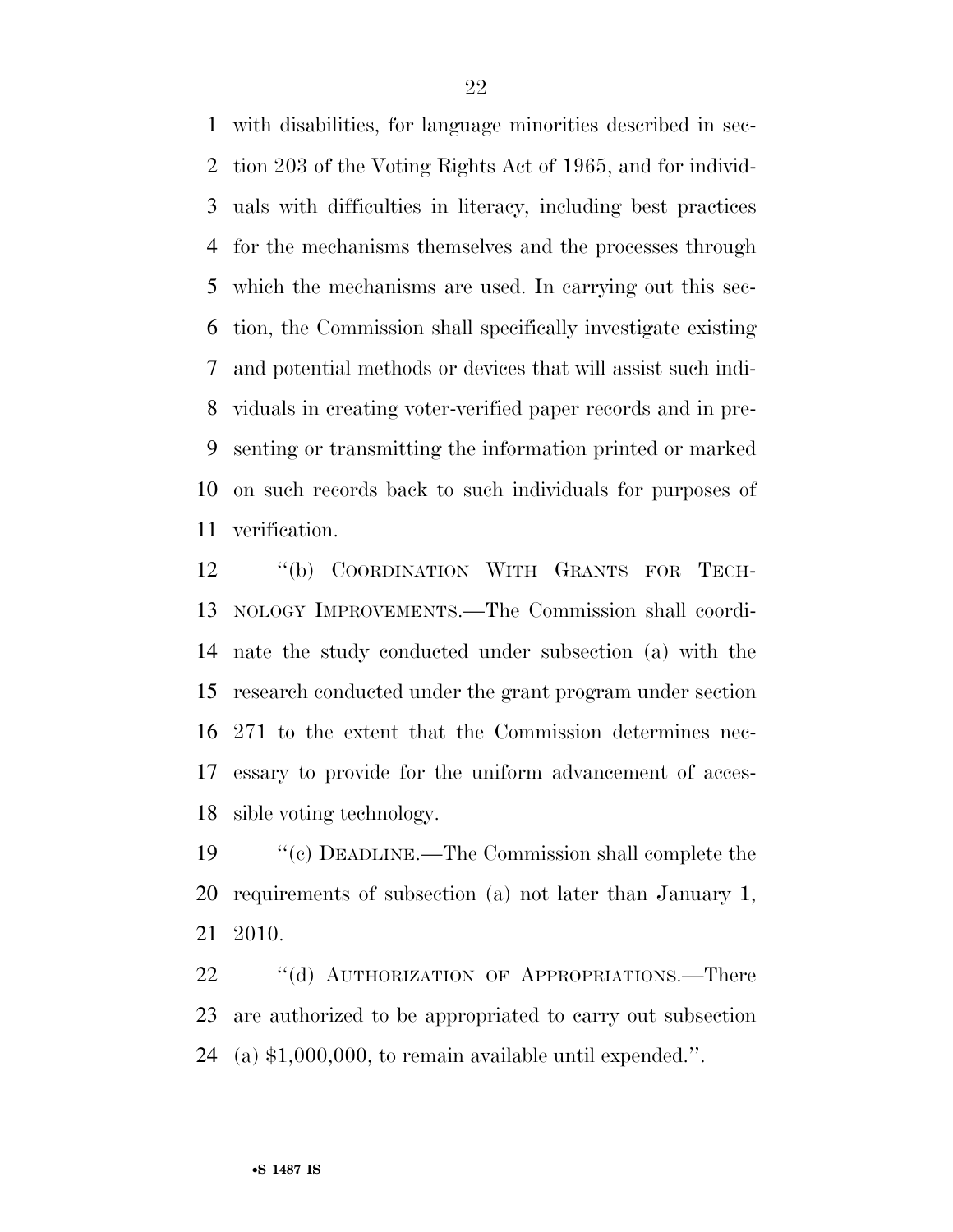with disabilities, for language minorities described in section 203 of the Voting Rights Act of 1965, and for individuals with difficulties in literacy, including best practices for the mechanisms themselves and the processes through which the mechanisms are used. In carrying out this section, the Commission shall specifically investigate existing and potential methods or devices that will assist such individuals in creating voter-verified paper records and in presenting or transmitting the information printed or marked on such records back to such individuals for purposes of verification.

''(b) COORDINATION WITH GRANTS FOR TECHNOLOGY IMPROVEMENTS.—The Commission shall coordinate the study conducted under subsection (a) with the research conducted under the grant program under section 271 to the extent that the Commission determines necessary to provide for the uniform advancement of accessible voting technology.

''(c) DEADLINE.—The Commission shall complete the requirements of subsection (a) not later than January 1, 2010.

''(d) AUTHORIZATION OF APPROPRIATIONS.—There are authorized to be appropriated to carry out subsection (a) $1,000,000, to remain available until expended.''.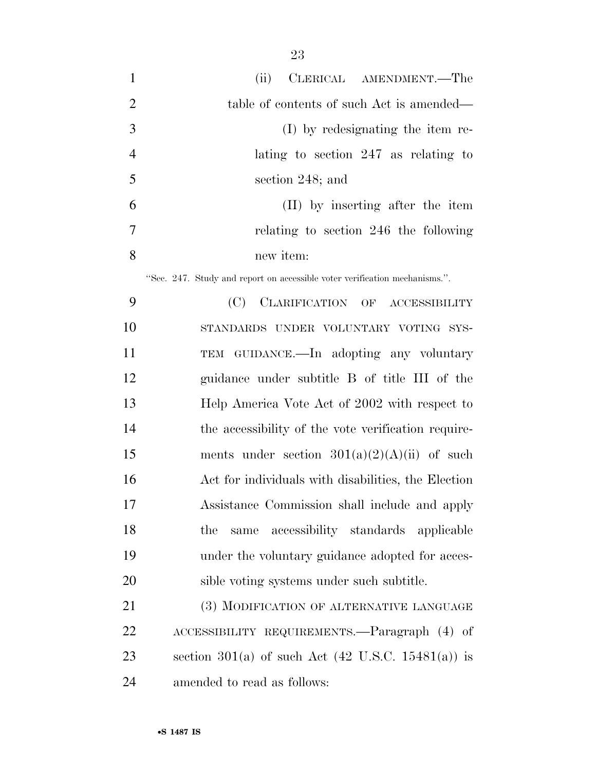(ii) CLERICAL AMENDMENT.—The table of contents of such Act is amended—

(I) by redesignating the item relating to section 247 as relating to section 248; and

(II) by inserting after the item relating to section 246 the following new item:

"Sec. 247. Study and report on accessible voter verification mechanisms.".

(C) CLARIFICATION OF ACCESSIBILITY STANDARDS UNDER VOLUNTARY VOTING SYSTEM GUIDANCE.—In adopting any voluntary guidance under subtitle B of title III of the Help America Vote Act of 2002 with respect to the accessibility of the vote verification requirements under section 301(a)(2)(A)(ii) of such Act for individuals with disabilities, the Election Assistance Commission shall include and apply the same accessibility standards applicable under the voluntary guidance adopted for accessible voting systems under such subtitle.

(3) MODIFICATION OF ALTERNATIVE LANGUAGE ACCESSIBILITY REQUIREMENTS.—Paragraph (4) of section 301(a) of such Act (42 U.S.C. 15481(a)) is amended to read as follows: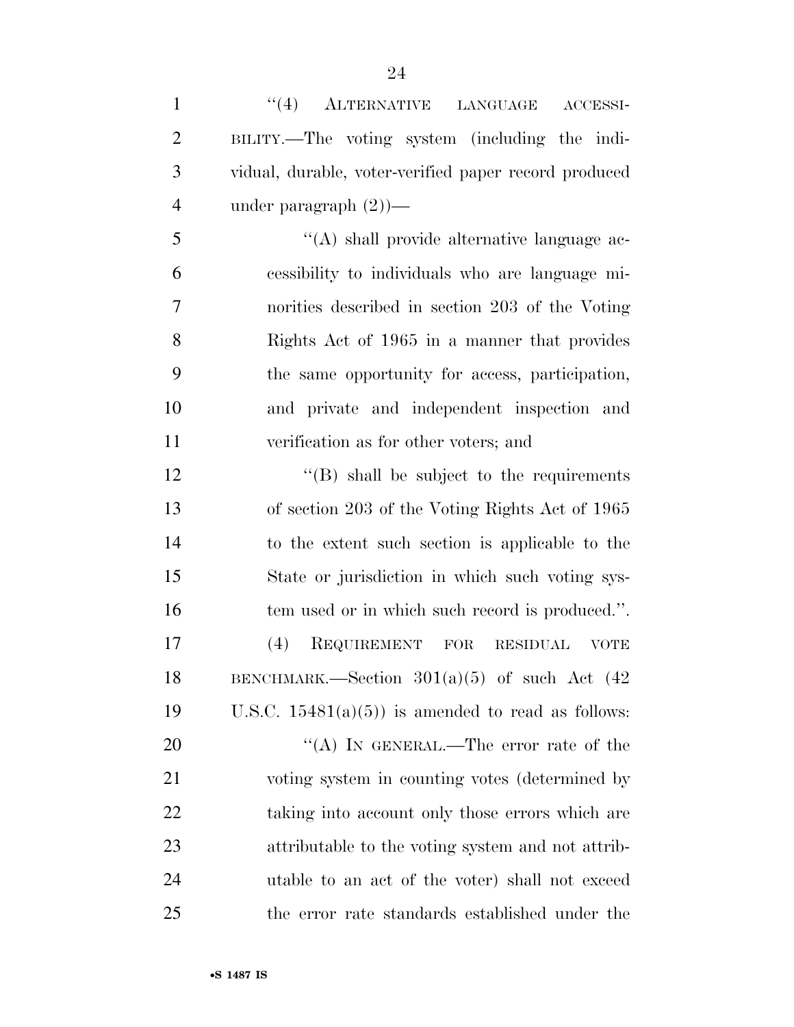"(4) ALTERNATIVE LANGUAGE ACCESSIBILITY.—The voting system (including the individual, durable, voter-verified paper record produced under paragraph (2))—

"(A) shall provide alternative language accessibility to individuals who are language minorities described in section 203 of the Voting Rights Act of 1965 in a manner that provides the same opportunity for access, participation, and private and independent inspection and verification as for other voters; and

"(B) shall be subject to the requirements of section 203 of the Voting Rights Act of 1965 to the extent such section is applicable to the State or jurisdiction in which such voting system used or in which such record is produced.".

(4) REQUIREMENT FOR RESIDUAL VOTE BENCHMARK.—Section 301(a)(5) of such Act (42 U.S.C. 15481(a)(5)) is amended to read as follows:

"(A) IN GENERAL.—The error rate of the voting system in counting votes (determined by taking into account only those errors which are attributable to the voting system and not attributable to an act of the voter) shall not exceed the error rate standards established under the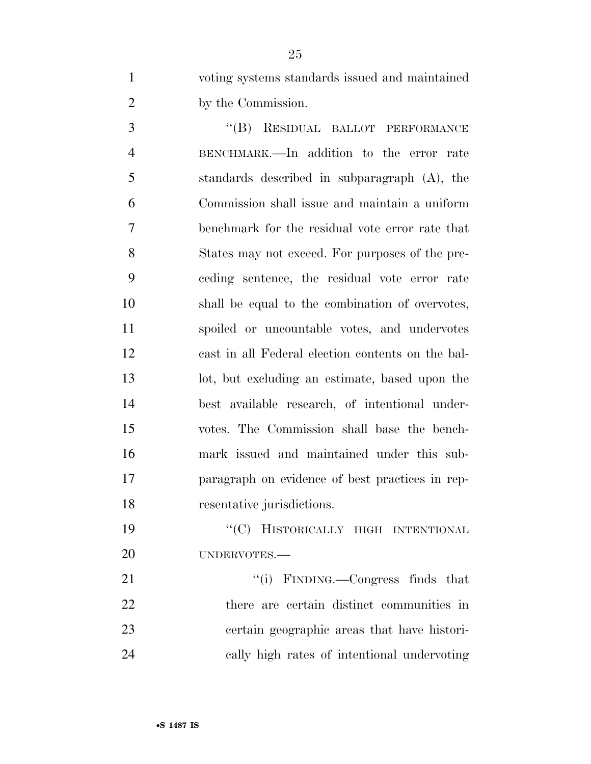voting systems standards issued and maintained by the Commission.

"(B) RESIDUAL BALLOT PERFORMANCE BENCHMARK.—In addition to the error rate standards described in subparagraph (A), the Commission shall issue and maintain a uniform benchmark for the residual vote error rate that States may not exceed. For purposes of the preceding sentence, the residual vote error rate shall be equal to the combination of overvotes, spoiled or uncountable votes, and undervotes cast in all Federal election contents on the ballot, but excluding an estimate, based upon the best available research, of intentional undervotes. The Commission shall base the benchmark issued and maintained under this subparagraph on evidence of best practices in representative jurisdictions.

"(C) HISTORICALLY HIGH INTENTIONAL UNDERVOTES.—

"(i) FINDING.—Congress finds that there are certain distinct communities in certain geographic areas that have historically high rates of intentional undervoting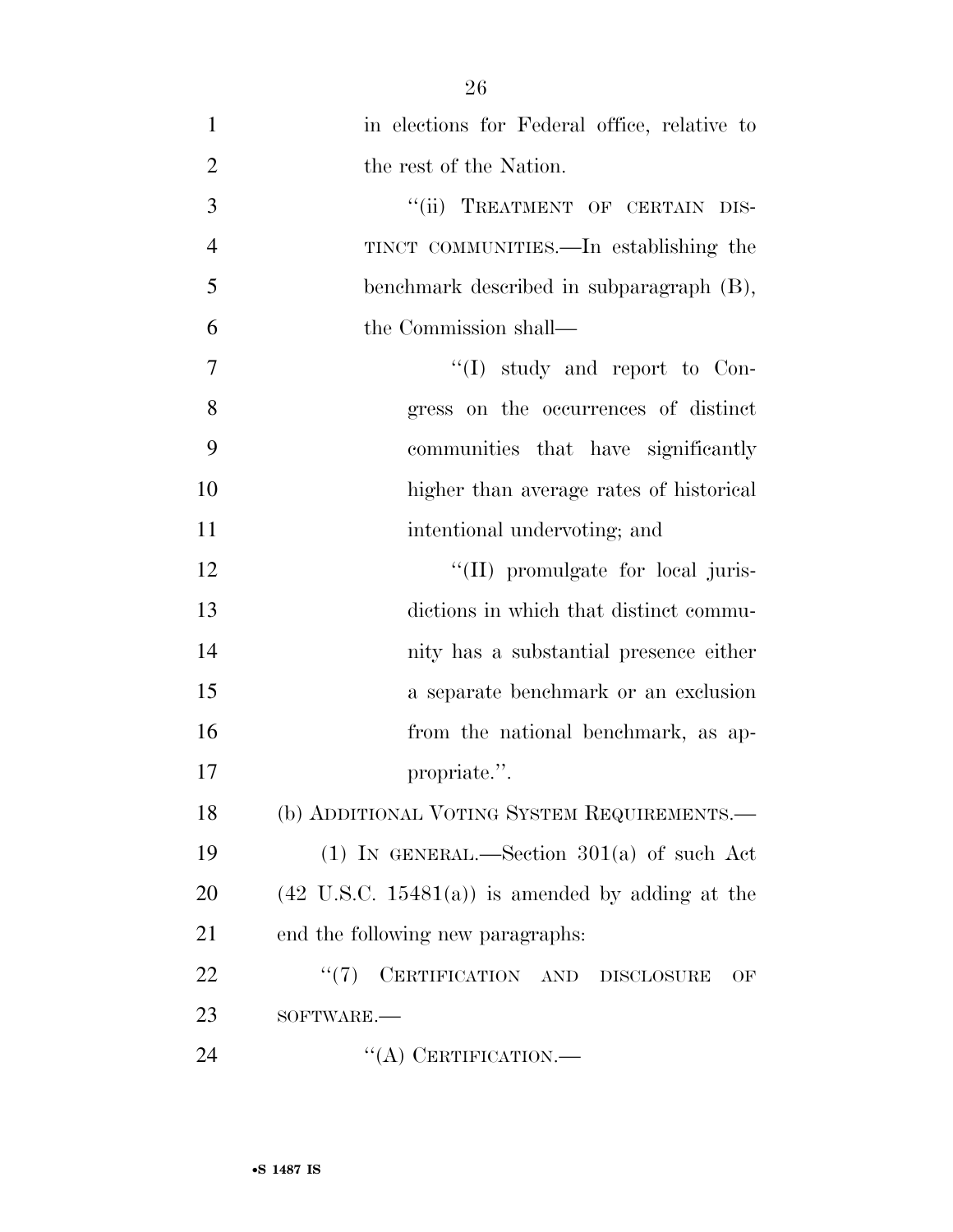in elections for Federal office, relative to the rest of the Nation.

"(ii) TREATMENT OF CERTAIN DISTINCT COMMUNITIES.—In establishing the benchmark described in subparagraph (B), the Commission shall—

"(I) study and report to Congress on the occurrences of distinct communities that have significantly higher than average rates of historical intentional undervoting; and

"(II) promulgate for local jurisdictions in which that distinct community has a substantial presence either a separate benchmark or an exclusion from the national benchmark, as appropriate.".

(b) ADDITIONAL VOTING SYSTEM REQUIREMENTS.—

(1) IN GENERAL.—Section 301(a) of such Act (42 U.S.C. 15481(a)) is amended by adding at the end the following new paragraphs:

"(7) CERTIFICATION AND DISCLOSURE OF SOFTWARE.—

"(A) CERTIFICATION.—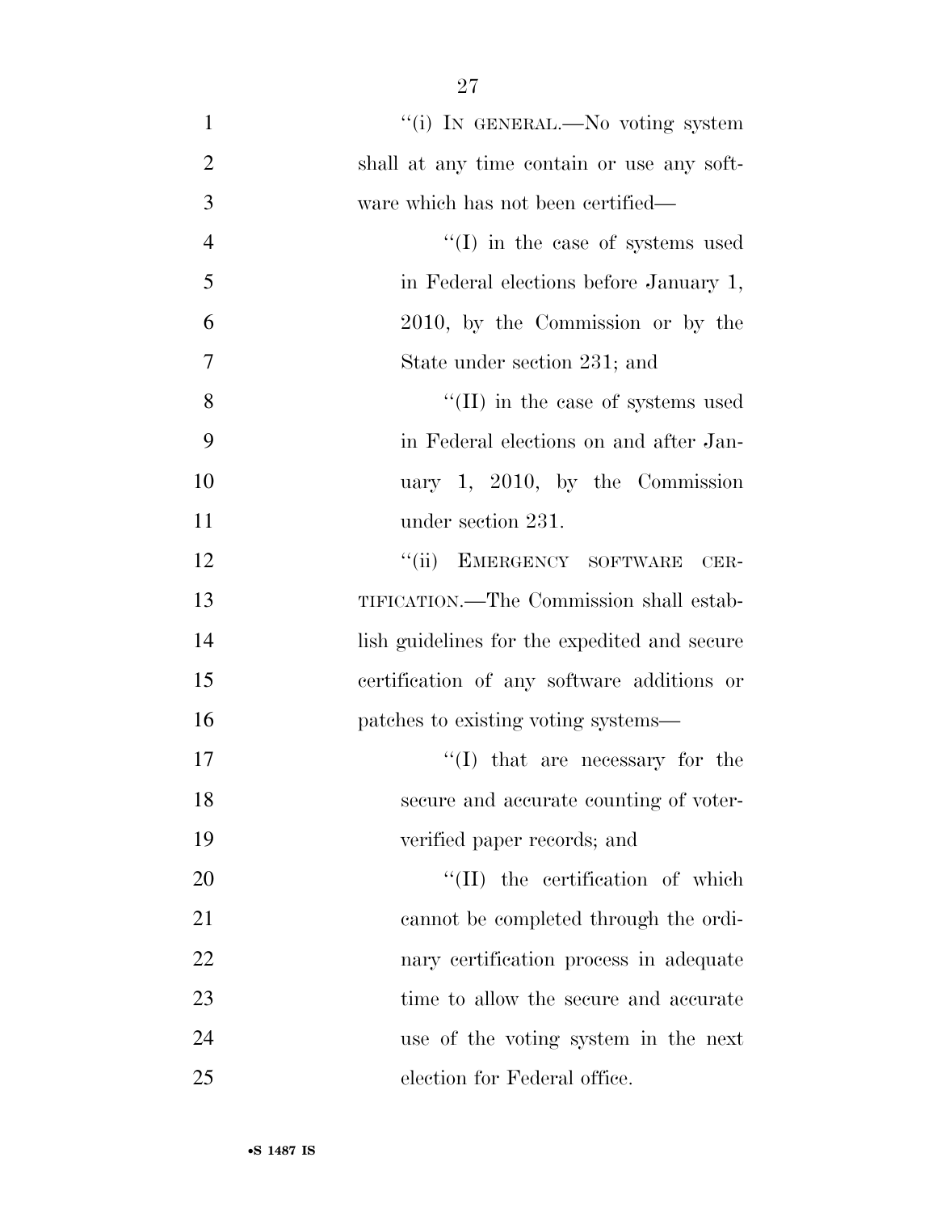''(i) IN GENERAL.—No voting system shall at any time contain or use any software which has not been certified—

''(I) in the case of systems used in Federal elections before January 1, 2010, by the Commission or by the State under section 231; and

''(II) in the case of systems used in Federal elections on and after January 1, 2010, by the Commission under section 231.

''(ii) EMERGENCY SOFTWARE CERTIFICATION.—The Commission shall establish guidelines for the expedited and secure certification of any software additions or patches to existing voting systems—

''(I) that are necessary for the secure and accurate counting of voter-verified paper records; and

''(II) the certification of which cannot be completed through the ordinary certification process in adequate time to allow the secure and accurate use of the voting system in the next election for Federal office.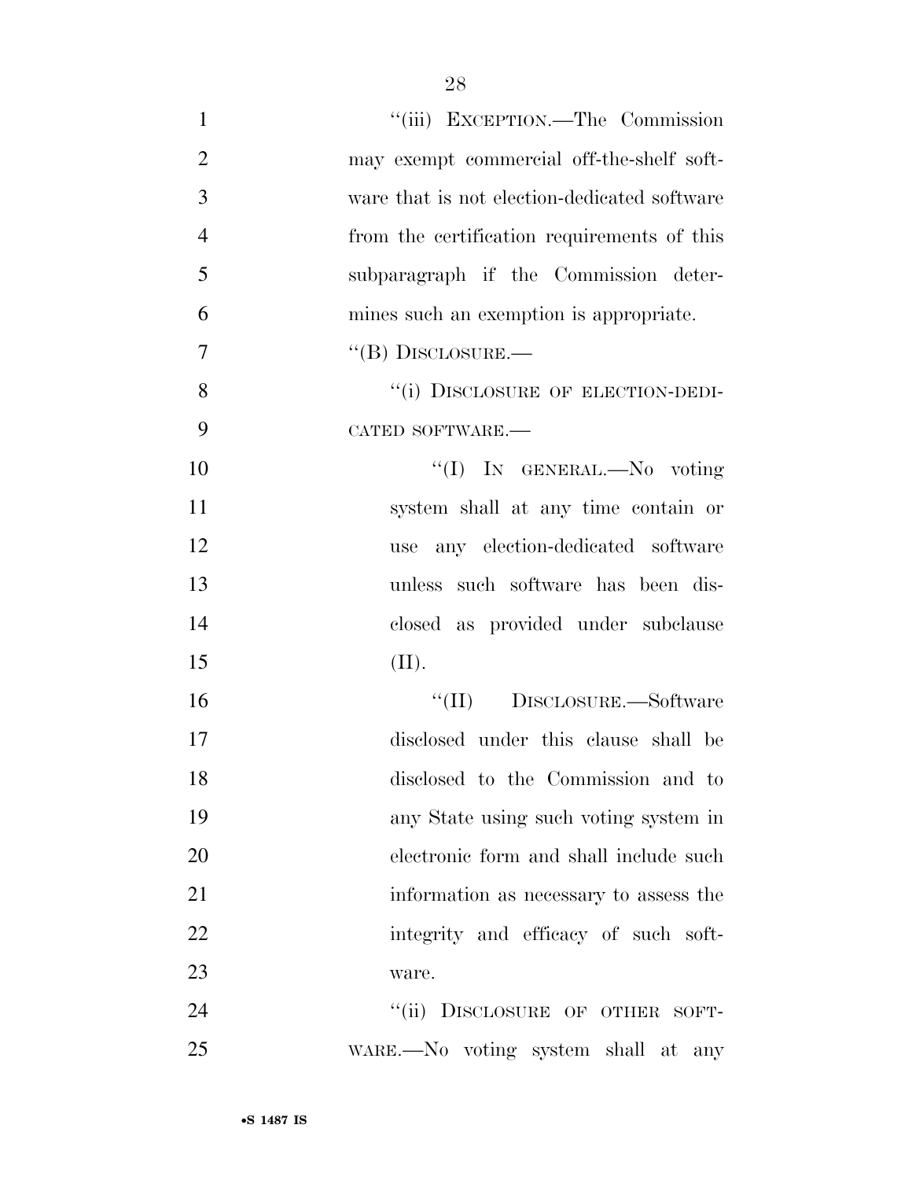''(iii) EXCEPTION.—The Commission may exempt commercial off-the-shelf software that is not election-dedicated software from the certification requirements of this subparagraph if the Commission determines such an exemption is appropriate.

''(B) DISCLOSURE.—

''(i) DISCLOSURE OF ELECTION-DEDICATED SOFTWARE.—

''(I) IN GENERAL.—No voting system shall at any time contain or use any election-dedicated software unless such software has been disclosed as provided under subclause (II).

''(II) DISCLOSURE.—Software disclosed under this clause shall be disclosed to the Commission and to any State using such voting system in electronic form and shall include such information as necessary to assess the integrity and efficacy of such software.

''(ii) DISCLOSURE OF OTHER SOFTWARE.—No voting system shall at any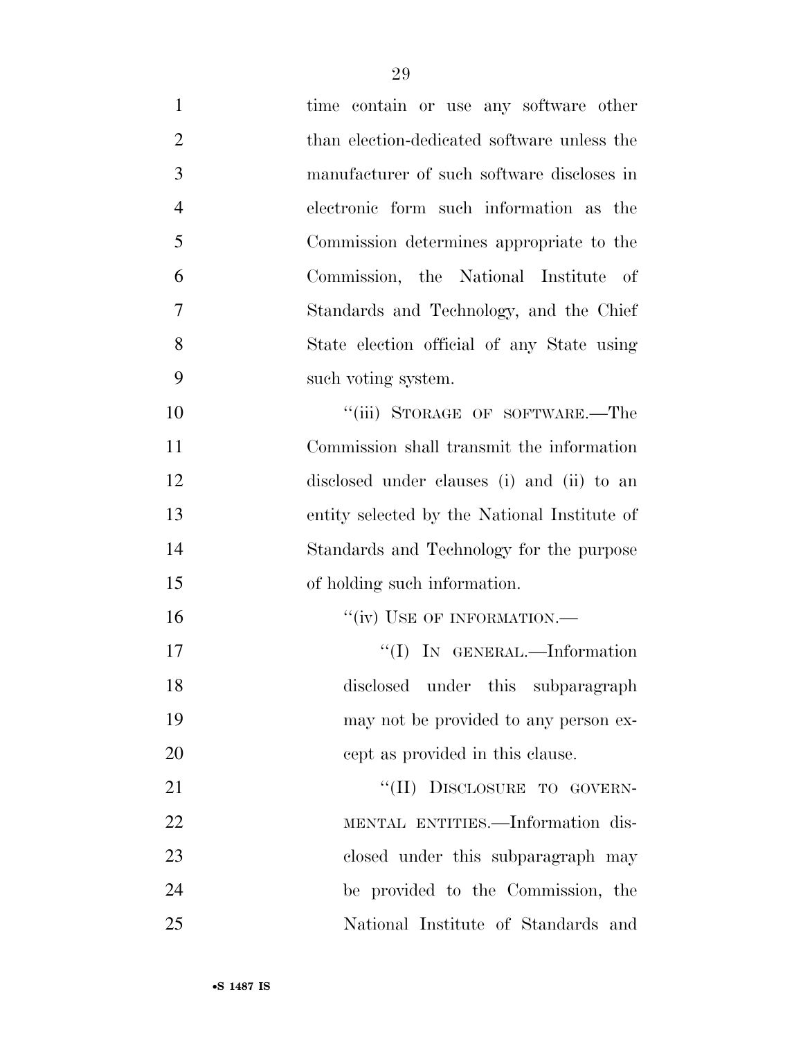time contain or use any software other than election-dedicated software unless the manufacturer of such software discloses in electronic form such information as the Commission determines appropriate to the Commission, the National Institute of Standards and Technology, and the Chief State election official of any State using such voting system.

"(iii) STORAGE OF SOFTWARE.—The Commission shall transmit the information disclosed under clauses (i) and (ii) to an entity selected by the National Institute of Standards and Technology for the purpose of holding such information.

"(iv) USE OF INFORMATION.—

"(I) IN GENERAL.—Information disclosed under this subparagraph may not be provided to any person except as provided in this clause.

"(II) DISCLOSURE TO GOVERNMENTAL ENTITIES.—Information disclosed under this subparagraph may be provided to the Commission, the National Institute of Standards and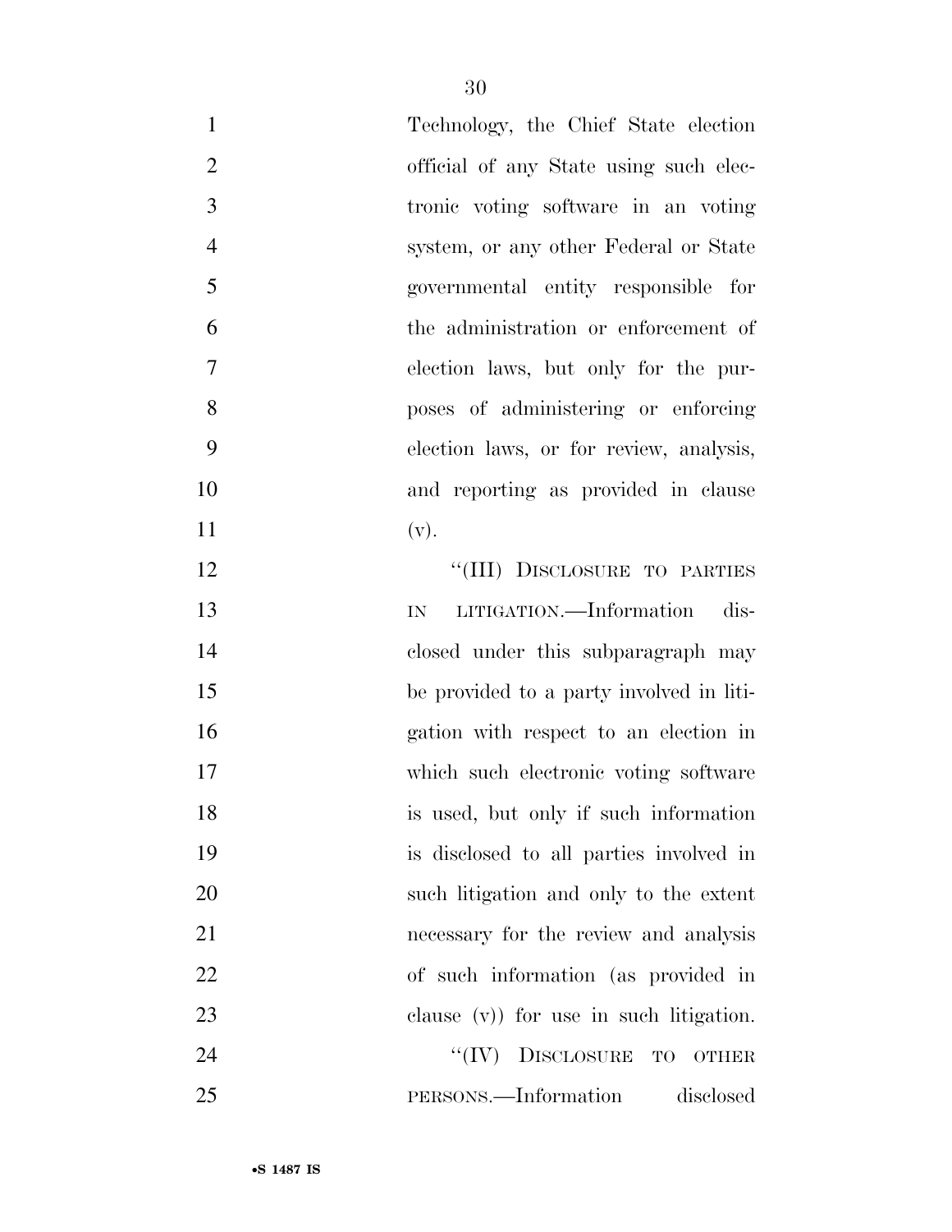Technology, the Chief State election official of any State using such electronic voting software in an voting system, or any other Federal or State governmental entity responsible for the administration or enforcement of election laws, but only for the purposes of administering or enforcing election laws, or for review, analysis, and reporting as provided in clause (v).

''(III) DISCLOSURE TO PARTIES IN LITIGATION.—Information disclosed under this subparagraph may be provided to a party involved in litigation with respect to an election in which such electronic voting software is used, but only if such information is disclosed to all parties involved in such litigation and only to the extent necessary for the review and analysis of such information (as provided in clause (v)) for use in such litigation.

''(IV) DISCLOSURE TO OTHER PERSONS.—Information disclosed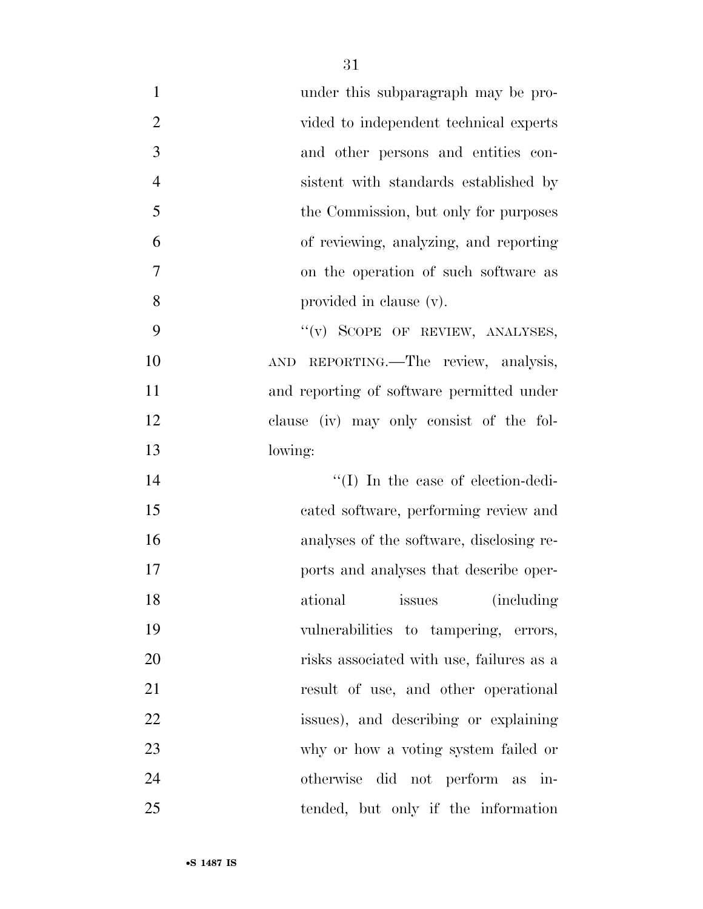under this subparagraph may be provided to independent technical experts and other persons and entities consistent with standards established by the Commission, but only for purposes of reviewing, analyzing, and reporting on the operation of such software as provided in clause (v).

"(v) SCOPE OF REVIEW, ANALYSES, AND REPORTING.—The review, analysis, and reporting of software permitted under clause (iv) may only consist of the following:

"(I) In the case of election-dedicated software, performing review and analyses of the software, disclosing reports and analyses that describe operational issues (including vulnerabilities to tampering, errors, risks associated with use, failures as a result of use, and other operational issues), and describing or explaining why or how a voting system failed or otherwise did not perform as intended, but only if the information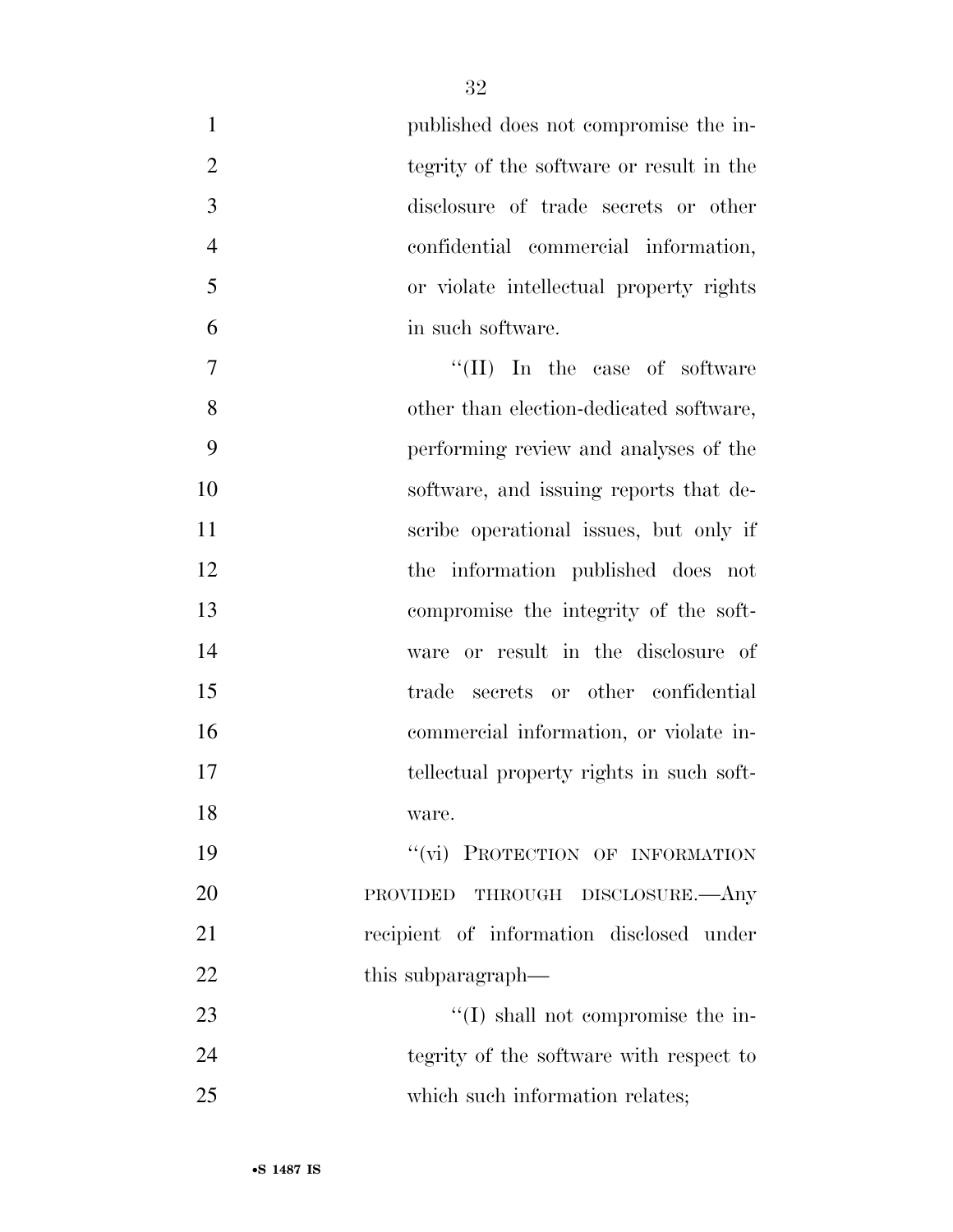published does not compromise the integrity of the software or result in the disclosure of trade secrets or other confidential commercial information, or violate intellectual property rights in such software.

"(II) In the case of software other than election-dedicated software, performing review and analyses of the software, and issuing reports that describe operational issues, but only if the information published does not compromise the integrity of the software or result in the disclosure of trade secrets or other confidential commercial information, or violate intellectual property rights in such software.

"(vi) PROTECTION OF INFORMATION PROVIDED THROUGH DISCLOSURE.—Any recipient of information disclosed under this subparagraph—

"(I) shall not compromise the integrity of the software with respect to which such information relates;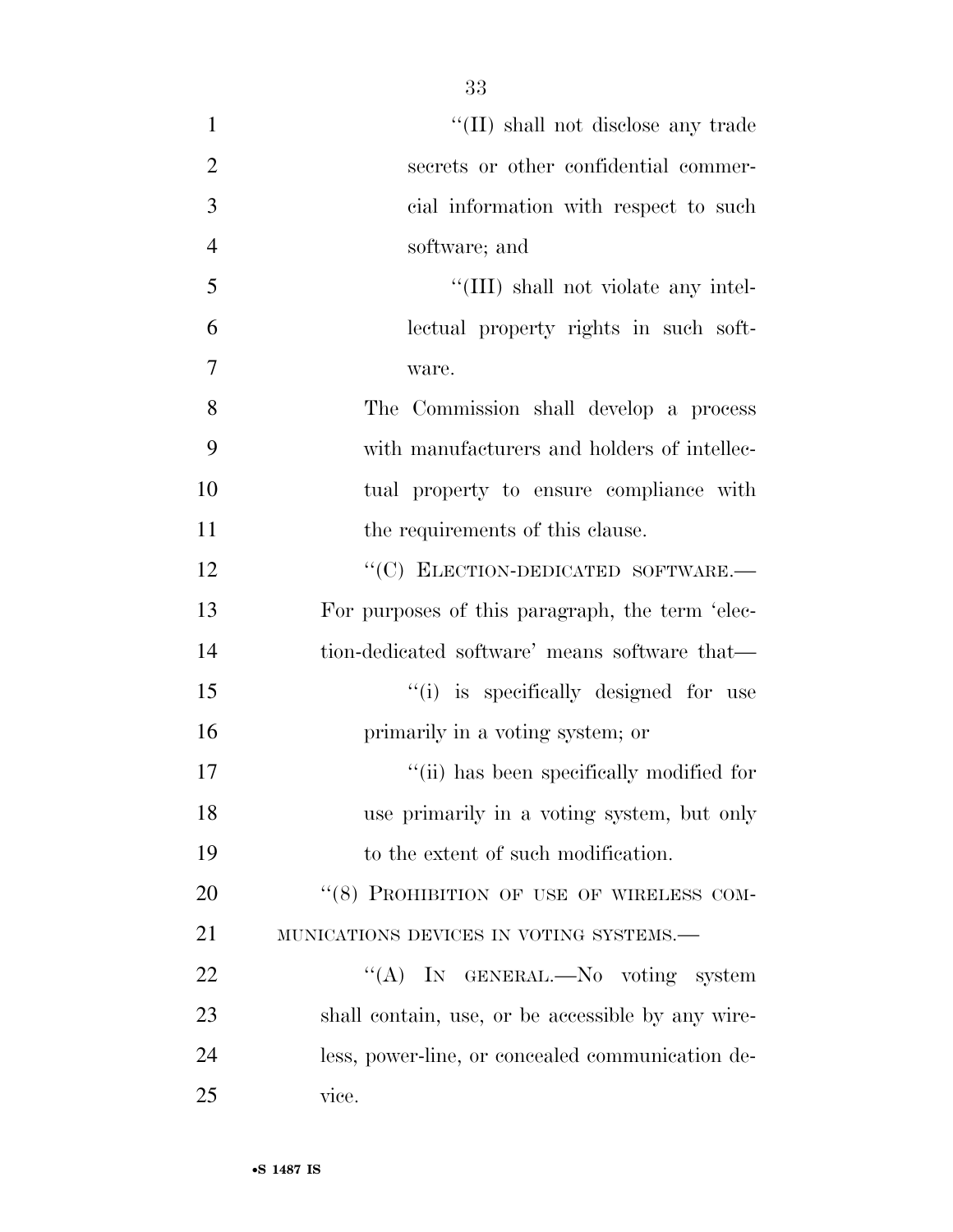''(II) shall not disclose any trade secrets or other confidential commercial information with respect to such software; and

''(III) shall not violate any intellectual property rights in such software.

The Commission shall develop a process with manufacturers and holders of intellectual property to ensure compliance with the requirements of this clause.

''(C) ELECTION-DEDICATED SOFTWARE.—For purposes of this paragraph, the term 'election-dedicated software' means software that—

''(i) is specifically designed for use primarily in a voting system; or

''(ii) has been specifically modified for use primarily in a voting system, but only to the extent of such modification.

''(8) PROHIBITION OF USE OF WIRELESS COMMUNICATIONS DEVICES IN VOTING SYSTEMS.—

''(A) IN GENERAL.—No voting system shall contain, use, or be accessible by any wireless, power-line, or concealed communication device.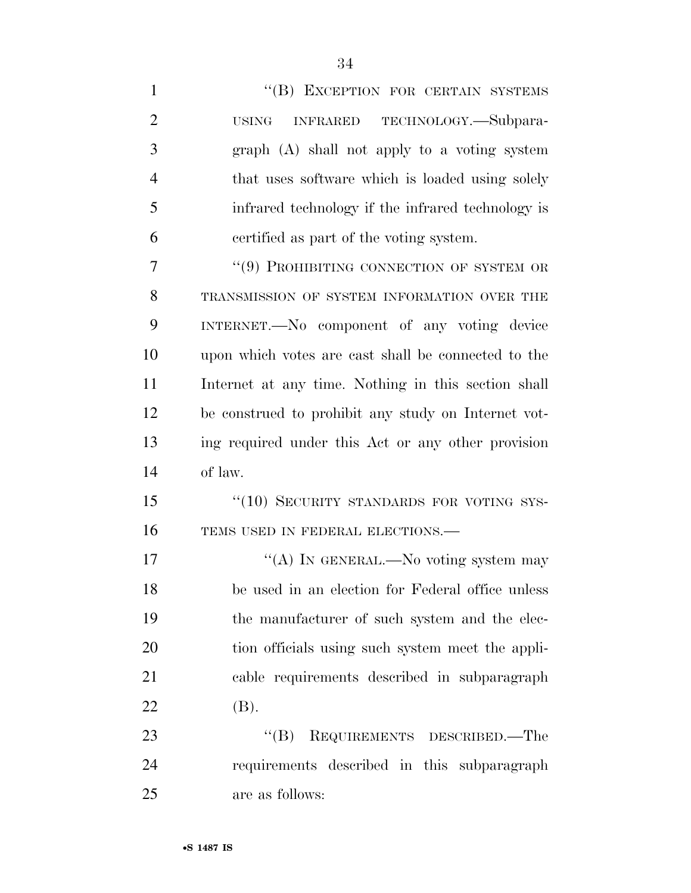"(B) EXCEPTION FOR CERTAIN SYSTEMS USING INFRARED TECHNOLOGY.—Subparagraph (A) shall not apply to a voting system that uses software which is loaded using solely infrared technology if the infrared technology is certified as part of the voting system.

"(9) PROHIBITING CONNECTION OF SYSTEM OR TRANSMISSION OF SYSTEM INFORMATION OVER THE INTERNET.—No component of any voting device upon which votes are cast shall be connected to the Internet at any time. Nothing in this section shall be construed to prohibit any study on Internet voting required under this Act or any other provision of law.

"(10) SECURITY STANDARDS FOR VOTING SYSTEMS USED IN FEDERAL ELECTIONS.—

"(A) IN GENERAL.—No voting system may be used in an election for Federal office unless the manufacturer of such system and the election officials using such system meet the applicable requirements described in subparagraph (B).

"(B) REQUIREMENTS DESCRIBED.—The requirements described in this subparagraph are as follows: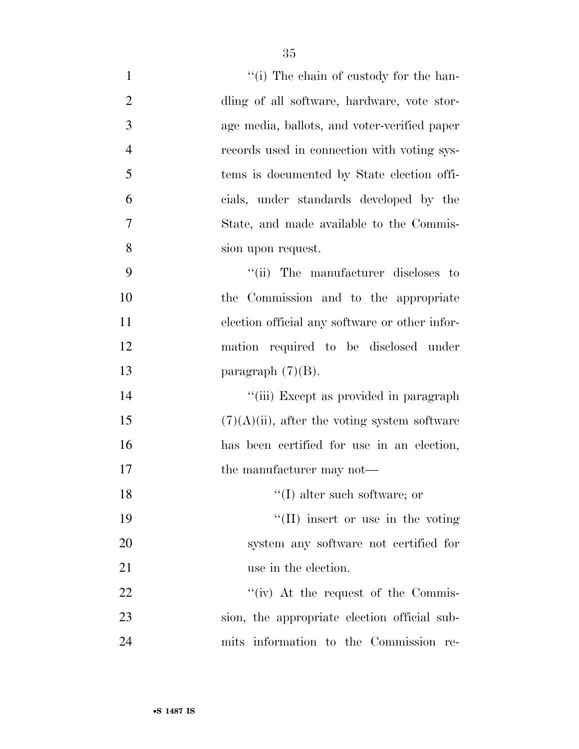''(i) The chain of custody for the handling of all software, hardware, vote storage media, ballots, and voter-verified paper records used in connection with voting systems is documented by State election officials, under standards developed by the State, and made available to the Commission upon request.

''(ii) The manufacturer discloses to the Commission and to the appropriate election official any software or other information required to be disclosed under paragraph (7)(B).

''(iii) Except as provided in paragraph (7)(A)(ii), after the voting system software has been certified for use in an election, the manufacturer may not—

''(I) alter such software; or

''(II) insert or use in the voting system any software not certified for use in the election.

''(iv) At the request of the Commission, the appropriate election official submits information to the Commission re-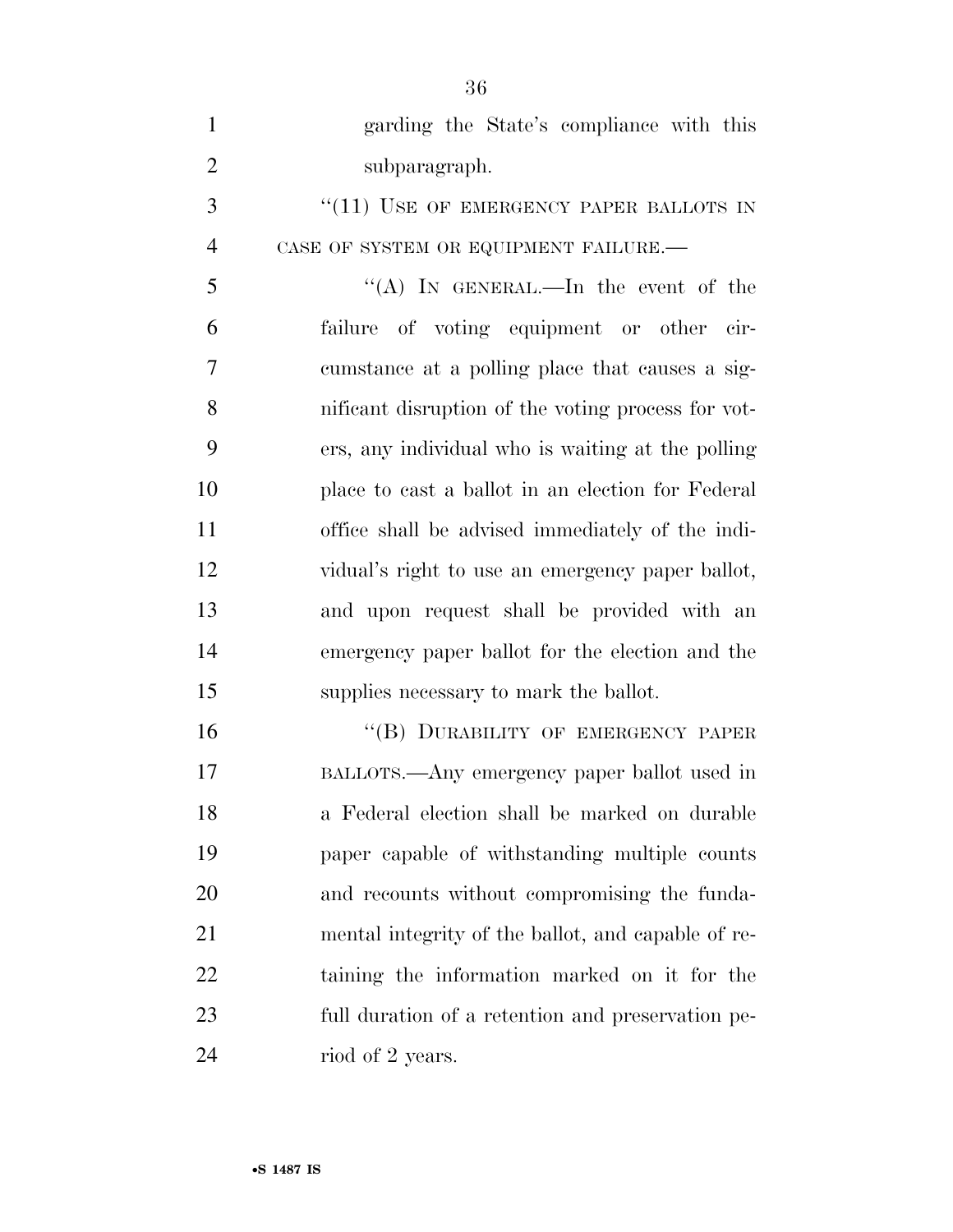garding the State's compliance with this subparagraph.

"(11) USE OF EMERGENCY PAPER BALLOTS IN CASE OF SYSTEM OR EQUIPMENT FAILURE.—

"(A) IN GENERAL.—In the event of the failure of voting equipment or other circumstance at a polling place that causes a significant disruption of the voting process for voters, any individual who is waiting at the polling place to cast a ballot in an election for Federal office shall be advised immediately of the individual's right to use an emergency paper ballot, and upon request shall be provided with an emergency paper ballot for the election and the supplies necessary to mark the ballot.

"(B) DURABILITY OF EMERGENCY PAPER BALLOTS.—Any emergency paper ballot used in a Federal election shall be marked on durable paper capable of withstanding multiple counts and recounts without compromising the fundamental integrity of the ballot, and capable of retaining the information marked on it for the full duration of a retention and preservation period of 2 years.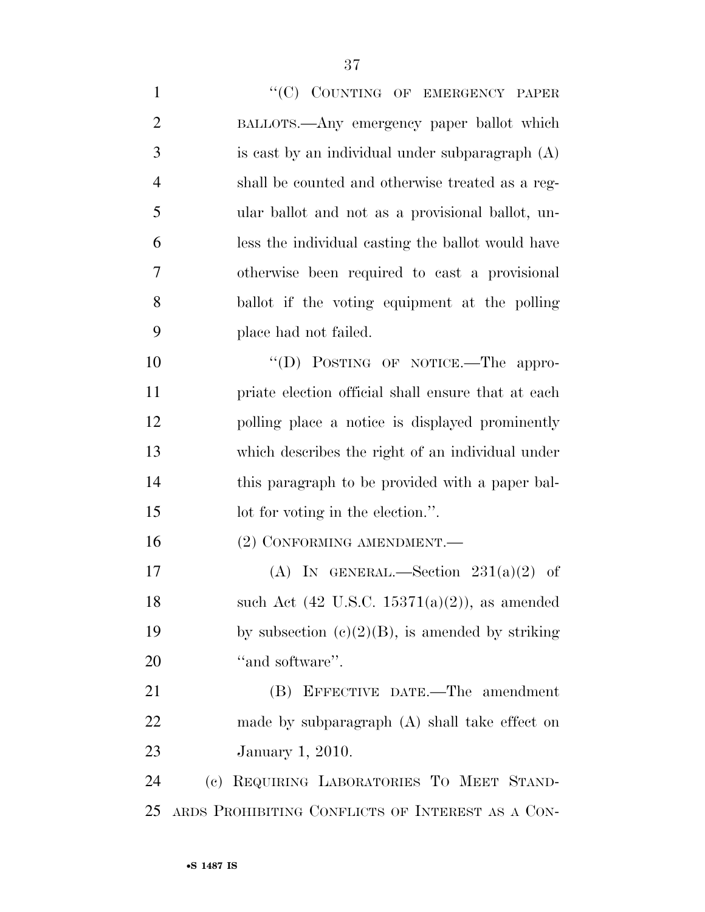"(C) COUNTING OF EMERGENCY PAPER BALLOTS.—Any emergency paper ballot which is cast by an individual under subparagraph (A) shall be counted and otherwise treated as a regular ballot and not as a provisional ballot, unless the individual casting the ballot would have otherwise been required to cast a provisional ballot if the voting equipment at the polling place had not failed.

"(D) POSTING OF NOTICE.—The appropriate election official shall ensure that at each polling place a notice is displayed prominently which describes the right of an individual under this paragraph to be provided with a paper ballot for voting in the election.".

(2) CONFORMING AMENDMENT.—

(A) IN GENERAL.—Section 231(a)(2) of such Act (42 U.S.C. 15371(a)(2)), as amended by subsection (c)(2)(B), is amended by striking "and software".

(B) EFFECTIVE DATE.—The amendment made by subparagraph (A) shall take effect on January 1, 2010.

(c) REQUIRING LABORATORIES TO MEET STANDARDS PROHIBITING CONFLICTS OF INTEREST AS A CON-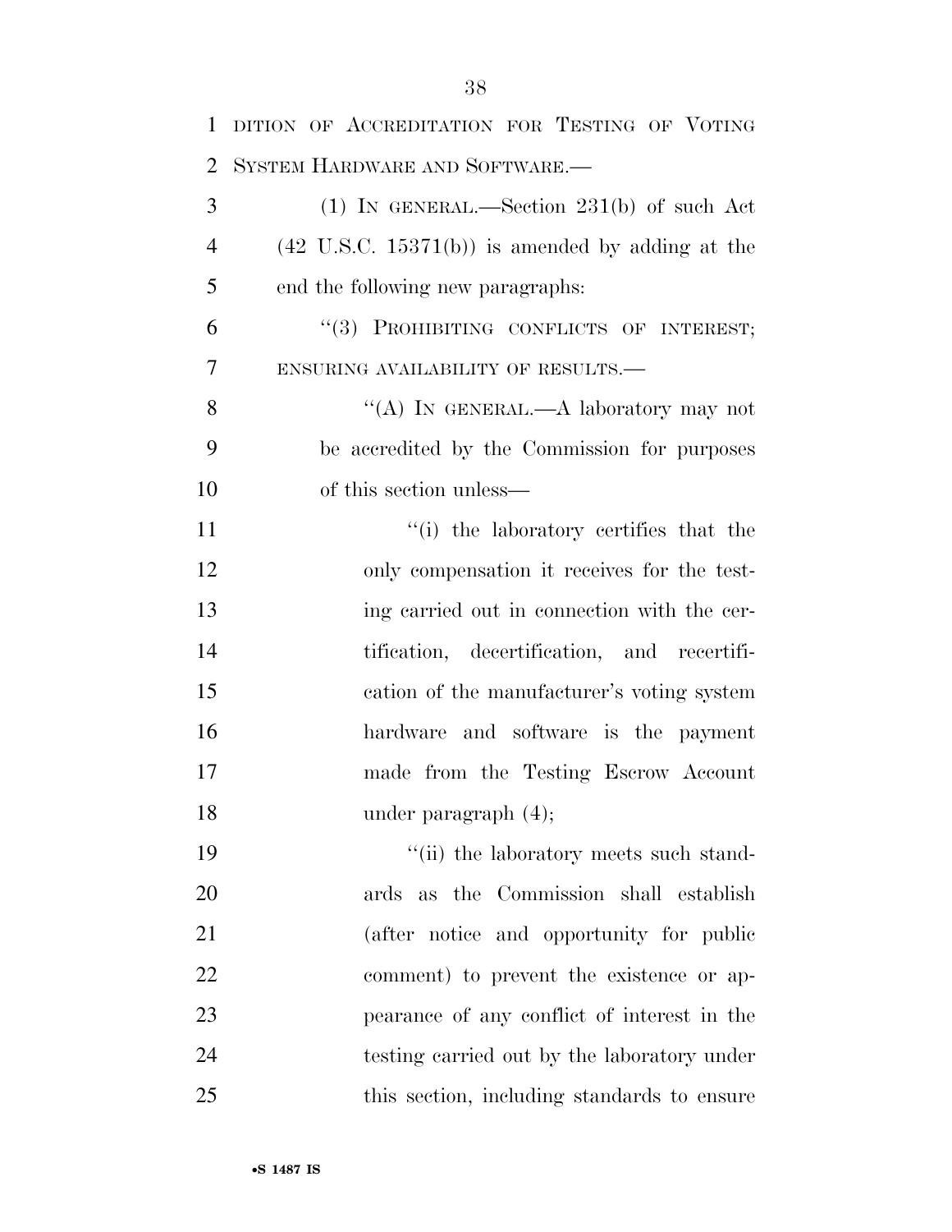DITION OF ACCREDITATION FOR TESTING OF VOTING SYSTEM HARDWARE AND SOFTWARE.—

(1) IN GENERAL.—Section 231(b) of such Act (42 U.S.C. 15371(b)) is amended by adding at the end the following new paragraphs:

"(3) PROHIBITING CONFLICTS OF INTEREST; ENSURING AVAILABILITY OF RESULTS.—

"(A) IN GENERAL.—A laboratory may not be accredited by the Commission for purposes of this section unless—

"(i) the laboratory certifies that the only compensation it receives for the testing carried out in connection with the certification, decertification, and recertification of the manufacturer's voting system hardware and software is the payment made from the Testing Escrow Account under paragraph (4);

"(ii) the laboratory meets such standards as the Commission shall establish (after notice and opportunity for public comment) to prevent the existence or appearance of any conflict of interest in the testing carried out by the laboratory under this section, including standards to ensure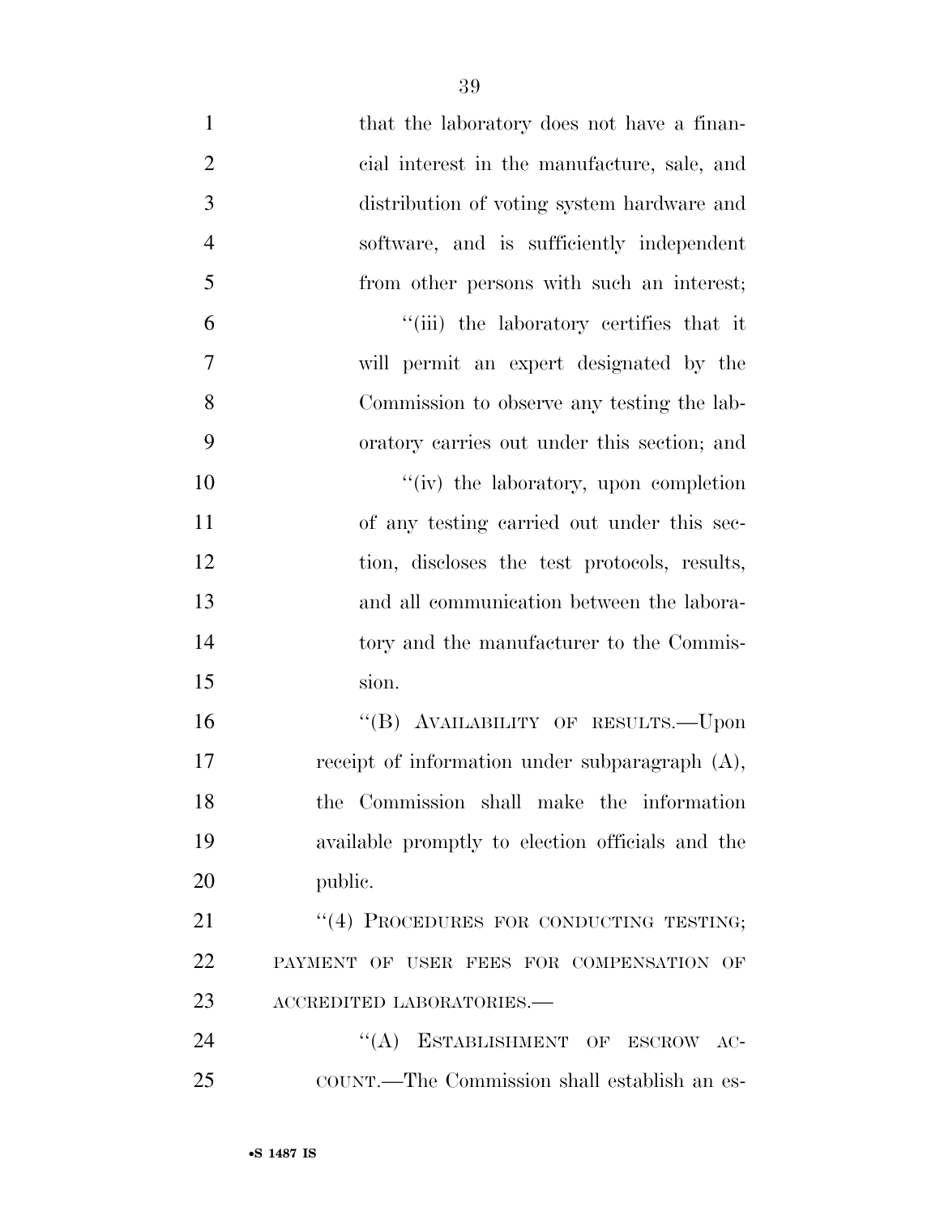that the laboratory does not have a financial interest in the manufacture, sale, and distribution of voting system hardware and software, and is sufficiently independent from other persons with such an interest;

"(iii) the laboratory certifies that it will permit an expert designated by the Commission to observe any testing the laboratory carries out under this section; and

"(iv) the laboratory, upon completion of any testing carried out under this section, discloses the test protocols, results, and all communication between the laboratory and the manufacturer to the Commission.

"(B) AVAILABILITY OF RESULTS.—Upon receipt of information under subparagraph (A), the Commission shall make the information available promptly to election officials and the public.

"(4) PROCEDURES FOR CONDUCTING TESTING; PAYMENT OF USER FEES FOR COMPENSATION OF ACCREDITED LABORATORIES.—

"(A) ESTABLISHMENT OF ESCROW ACCOUNT.—The Commission shall establish an es-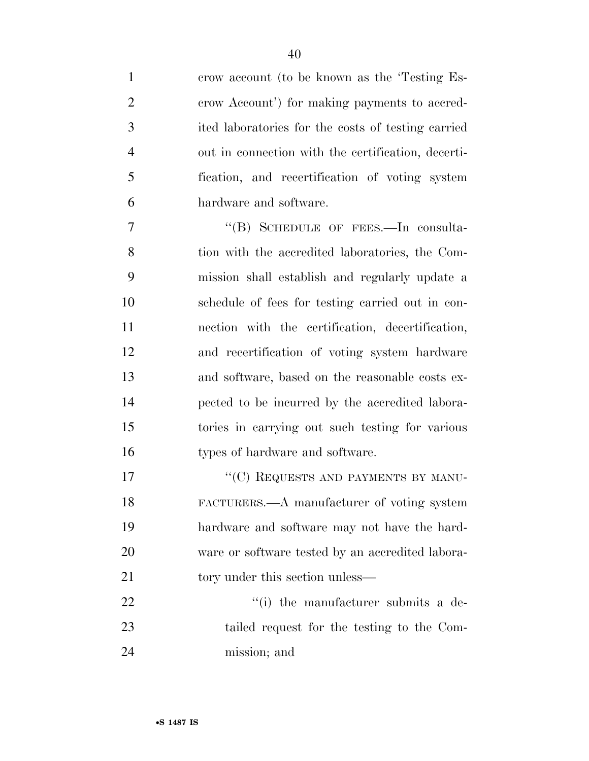crow account (to be known as the 'Testing Escrow Account') for making payments to accredited laboratories for the costs of testing carried out in connection with the certification, decertification, and recertification of voting system hardware and software.

"(B) SCHEDULE OF FEES.—In consultation with the accredited laboratories, the Commission shall establish and regularly update a schedule of fees for testing carried out in connection with the certification, decertification, and recertification of voting system hardware and software, based on the reasonable costs expected to be incurred by the accredited laboratories in carrying out such testing for various types of hardware and software.

"(C) REQUESTS AND PAYMENTS BY MANUFACTURERS.—A manufacturer of voting system hardware and software may not have the hardware or software tested by an accredited laboratory under this section unless—

"(i) the manufacturer submits a detailed request for the testing to the Commission; and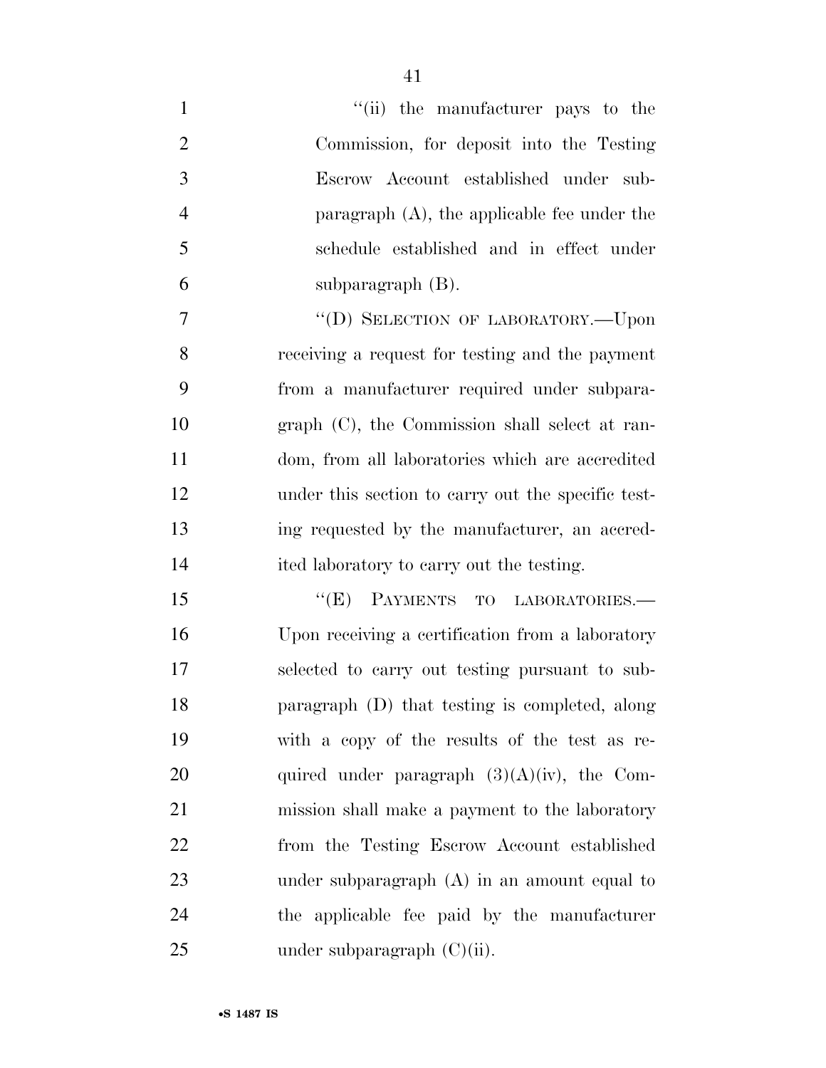"(ii) the manufacturer pays to the Commission, for deposit into the Testing Escrow Account established under subparagraph (A), the applicable fee under the schedule established and in effect under subparagraph (B).

"(D) SELECTION OF LABORATORY.—Upon receiving a request for testing and the payment from a manufacturer required under subparagraph (C), the Commission shall select at random, from all laboratories which are accredited under this section to carry out the specific testing requested by the manufacturer, an accredited laboratory to carry out the testing.

"(E) PAYMENTS TO LABORATORIES.— Upon receiving a certification from a laboratory selected to carry out testing pursuant to subparagraph (D) that testing is completed, along with a copy of the results of the test as required under paragraph (3)(A)(iv), the Commission shall make a payment to the laboratory from the Testing Escrow Account established under subparagraph (A) in an amount equal to the applicable fee paid by the manufacturer under subparagraph (C)(ii).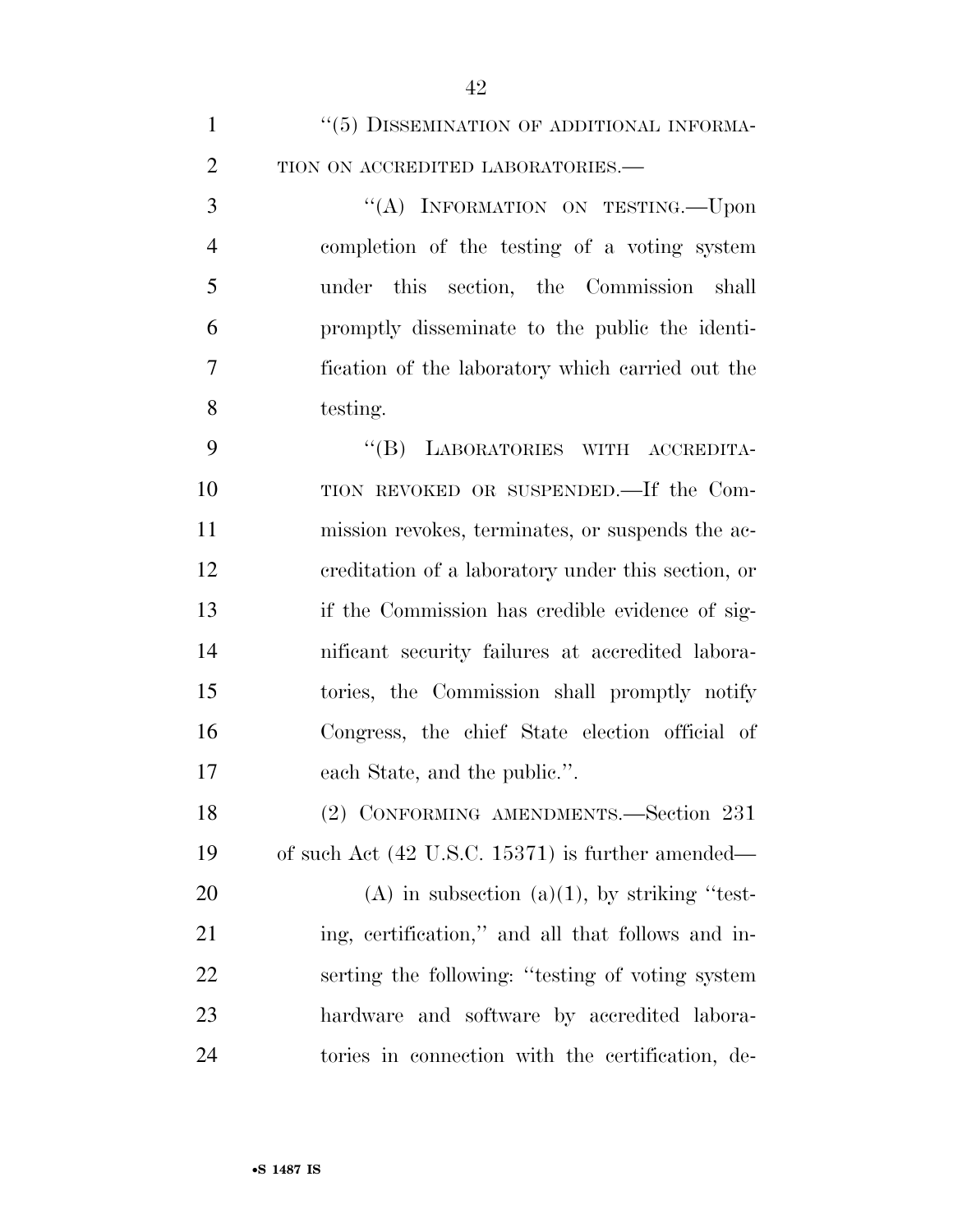"(5) DISSEMINATION OF ADDITIONAL INFORMATION ON ACCREDITED LABORATORIES.—

"(A) INFORMATION ON TESTING.—Upon completion of the testing of a voting system under this section, the Commission shall promptly disseminate to the public the identification of the laboratory which carried out the testing.

"(B) LABORATORIES WITH ACCREDITATION REVOKED OR SUSPENDED.—If the Commission revokes, terminates, or suspends the accreditation of a laboratory under this section, or if the Commission has credible evidence of significant security failures at accredited laboratories, the Commission shall promptly notify Congress, the chief State election official of each State, and the public.".

(2) CONFORMING AMENDMENTS.—Section 231 of such Act (42 U.S.C. 15371) is further amended—

(A) in subsection (a)(1), by striking "testing, certification," and all that follows and inserting the following: "testing of voting system hardware and software by accredited laboratories in connection with the certification, de-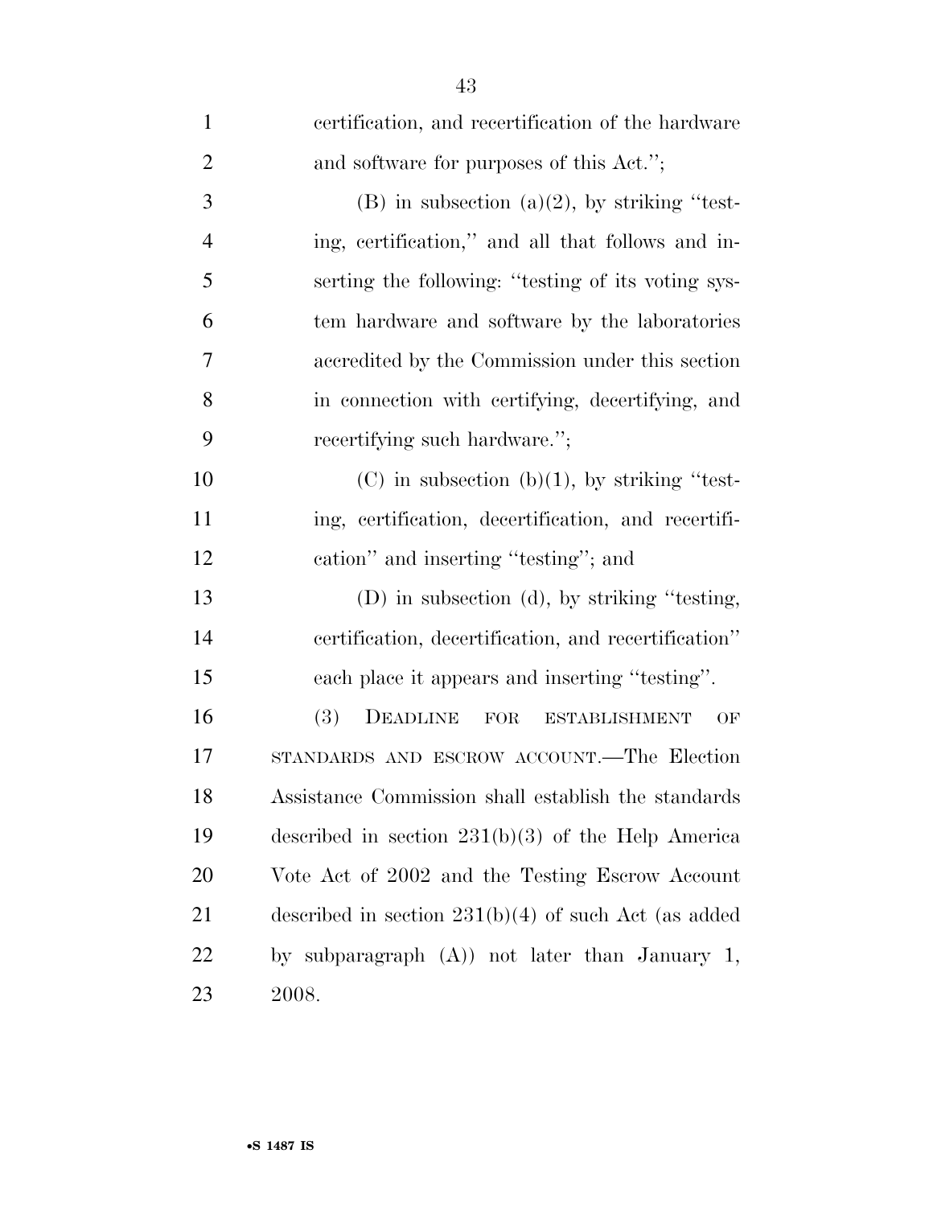certification, and recertification of the hardware and software for purposes of this Act.'';

(B) in subsection (a)(2), by striking ''testing, certification,'' and all that follows and inserting the following: ''testing of its voting system hardware and software by the laboratories accredited by the Commission under this section in connection with certifying, decertifying, and recertifying such hardware.'';

(C) in subsection (b)(1), by striking ''testing, certification, decertification, and recertification'' and inserting ''testing''; and

(D) in subsection (d), by striking ''testing, certification, decertification, and recertification'' each place it appears and inserting ''testing''.

(3) DEADLINE FOR ESTABLISHMENT OF STANDARDS AND ESCROW ACCOUNT.—The Election Assistance Commission shall establish the standards described in section 231(b)(3) of the Help America Vote Act of 2002 and the Testing Escrow Account described in section 231(b)(4) of such Act (as added by subparagraph (A)) not later than January 1, 2008.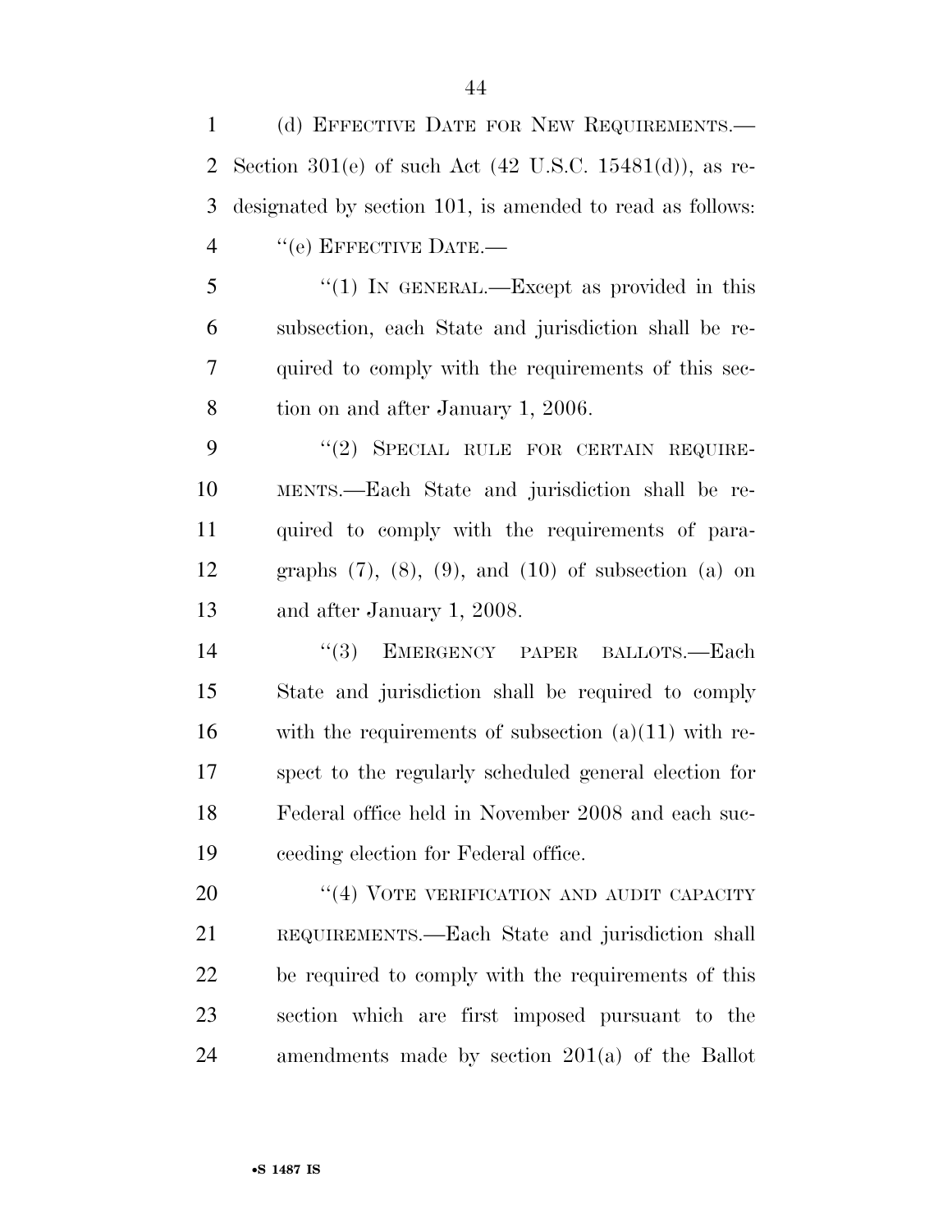(d) EFFECTIVE DATE FOR NEW REQUIREMENTS.—Section 301(e) of such Act (42 U.S.C. 15481(d)), as redesignated by section 101, is amended to read as follows:

"(e) EFFECTIVE DATE.—

"(1) IN GENERAL.—Except as provided in this subsection, each State and jurisdiction shall be required to comply with the requirements of this section on and after January 1, 2006.

"(2) SPECIAL RULE FOR CERTAIN REQUIREMENTS.—Each State and jurisdiction shall be required to comply with the requirements of paragraphs (7), (8), (9), and (10) of subsection (a) on and after January 1, 2008.

"(3) EMERGENCY PAPER BALLOTS.—Each State and jurisdiction shall be required to comply with the requirements of subsection (a)(11) with respect to the regularly scheduled general election for Federal office held in November 2008 and each succeeding election for Federal office.

"(4) VOTE VERIFICATION AND AUDIT CAPACITY REQUIREMENTS.—Each State and jurisdiction shall be required to comply with the requirements of this section which are first imposed pursuant to the amendments made by section 201(a) of the Ballot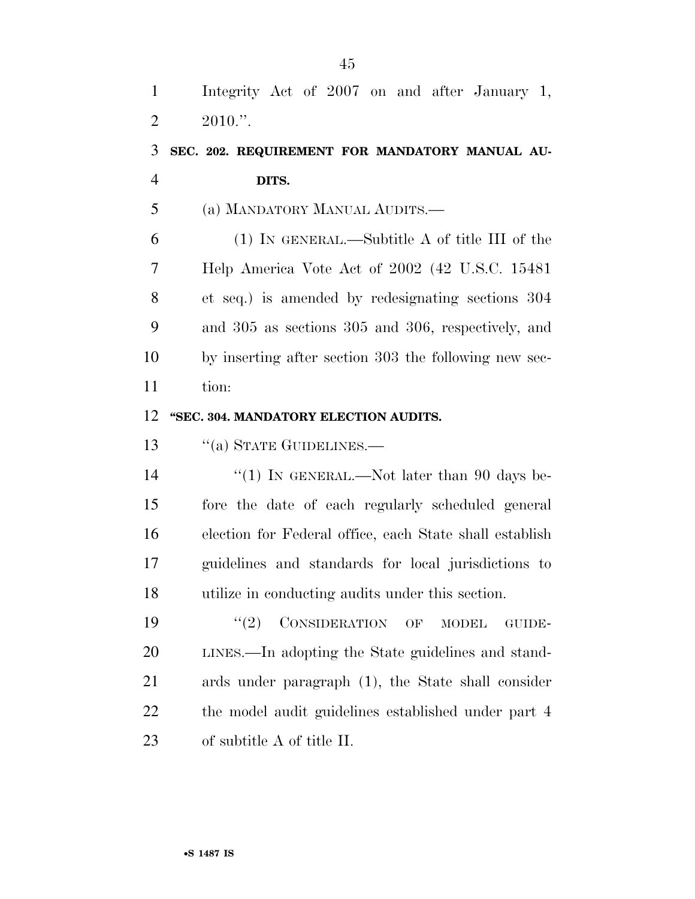Integrity Act of 2007 on and after January 1, 2010.''.

**SEC. 202. REQUIREMENT FOR MANDATORY MANUAL AUDITS.**

(a) MANDATORY MANUAL AUDITS.—

(1) IN GENERAL.—Subtitle A of title III of the Help America Vote Act of 2002 (42 U.S.C. 15481 et seq.) is amended by redesignating sections 304 and 305 as sections 305 and 306, respectively, and by inserting after section 303 the following new section:

**''SEC. 304. MANDATORY ELECTION AUDITS.**

''(a) STATE GUIDELINES.—

''(1) IN GENERAL.—Not later than 90 days before the date of each regularly scheduled general election for Federal office, each State shall establish guidelines and standards for local jurisdictions to utilize in conducting audits under this section.

''(2) CONSIDERATION OF MODEL GUIDELINES.—In adopting the State guidelines and standards under paragraph (1), the State shall consider the model audit guidelines established under part 4 of subtitle A of title II.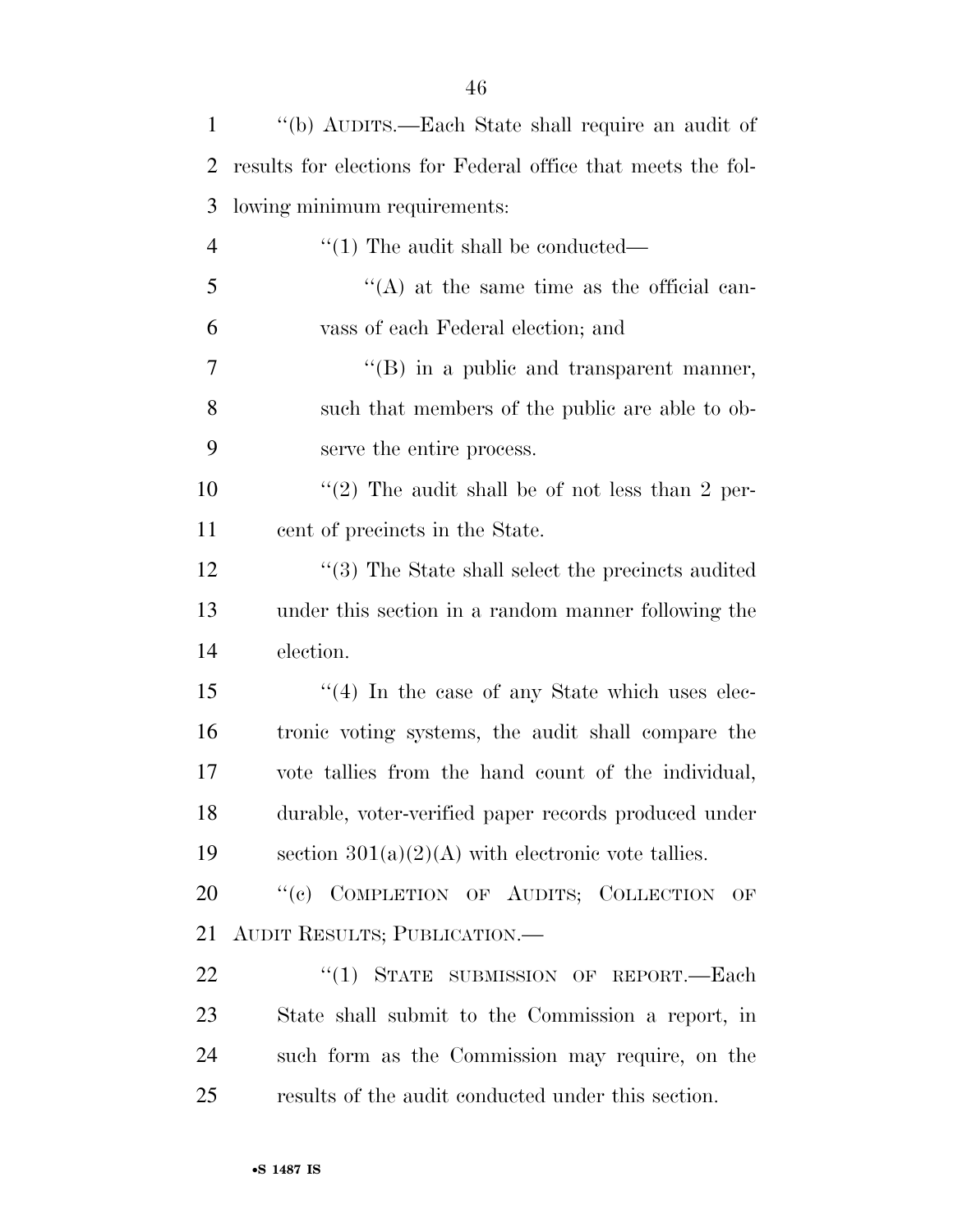"(b) AUDITS.—Each State shall require an audit of results for elections for Federal office that meets the following minimum requirements:

"(1) The audit shall be conducted—

"(A) at the same time as the official canvass of each Federal election; and

"(B) in a public and transparent manner, such that members of the public are able to observe the entire process.

"(2) The audit shall be of not less than 2 percent of precincts in the State.

"(3) The State shall select the precincts audited under this section in a random manner following the election.

"(4) In the case of any State which uses electronic voting systems, the audit shall compare the vote tallies from the hand count of the individual, durable, voter-verified paper records produced under section 301(a)(2)(A) with electronic vote tallies.

"(c) COMPLETION OF AUDITS; COLLECTION OF AUDIT RESULTS; PUBLICATION.—

"(1) STATE SUBMISSION OF REPORT.—Each State shall submit to the Commission a report, in such form as the Commission may require, on the results of the audit conducted under this section.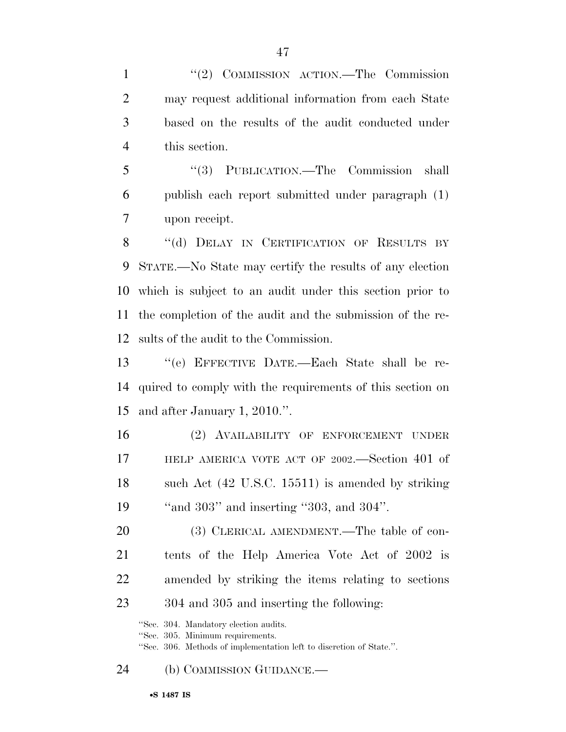"(2) COMMISSION ACTION.—The Commission may request additional information from each State based on the results of the audit conducted under this section.

"(3) PUBLICATION.—The Commission shall publish each report submitted under paragraph (1) upon receipt.

"(d) DELAY IN CERTIFICATION OF RESULTS BY STATE.—No State may certify the results of any election which is subject to an audit under this section prior to the completion of the audit and the submission of the results of the audit to the Commission.

"(e) EFFECTIVE DATE.—Each State shall be required to comply with the requirements of this section on and after January 1, 2010.".

(2) AVAILABILITY OF ENFORCEMENT UNDER HELP AMERICA VOTE ACT OF 2002.—Section 401 of such Act (42 U.S.C. 15511) is amended by striking "and 303" and inserting "303, and 304".

(3) CLERICAL AMENDMENT.—The table of contents of the Help America Vote Act of 2002 is amended by striking the items relating to sections 304 and 305 and inserting the following:

"Sec. 304. Mandatory election audits.
"Sec. 305. Minimum requirements.
"Sec. 306. Methods of implementation left to discretion of State.".

(b) COMMISSION GUIDANCE.—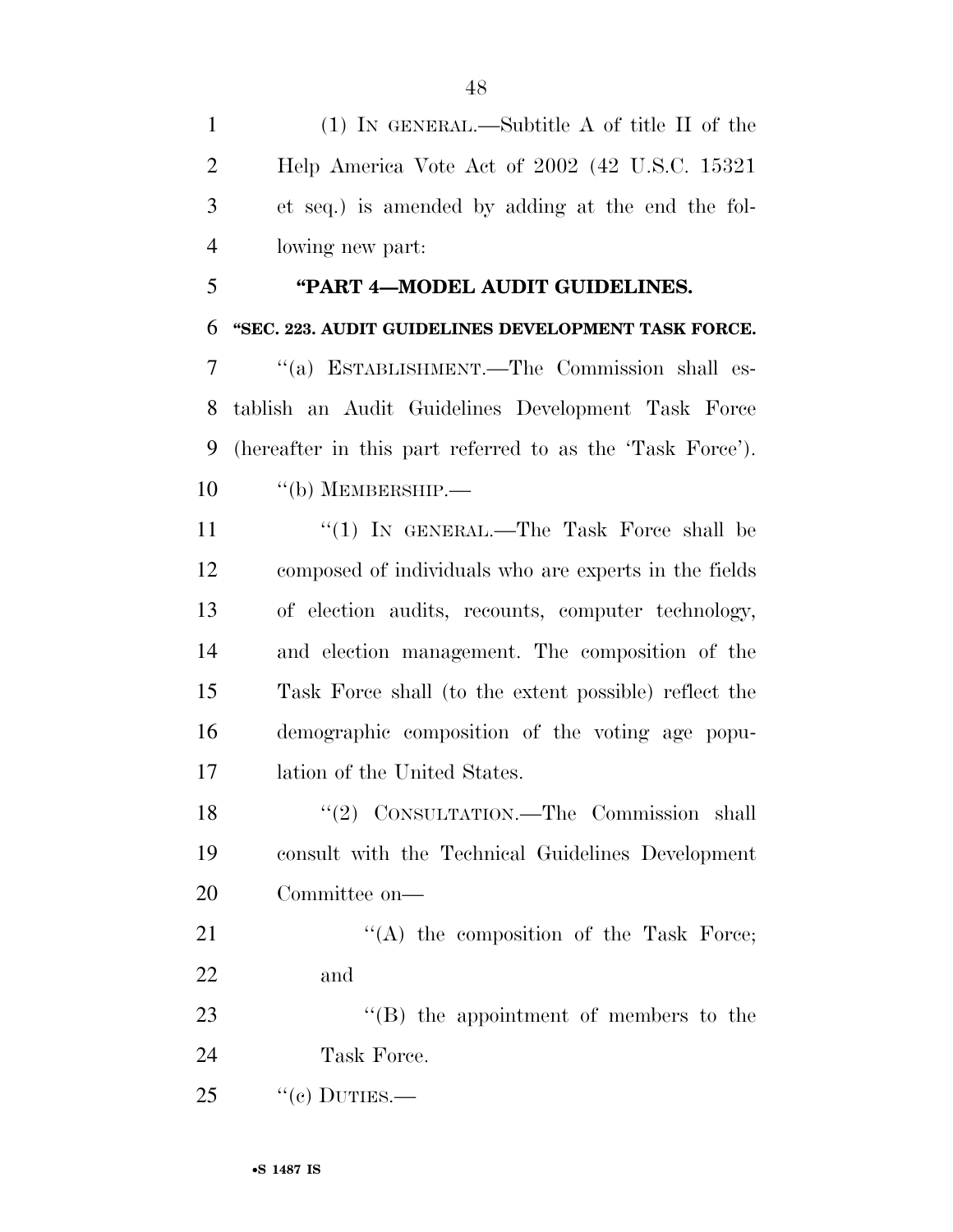(1) IN GENERAL.—Subtitle A of title II of the Help America Vote Act of 2002 (42 U.S.C. 15321 et seq.) is amended by adding at the end the following new part:

**"PART 4—MODEL AUDIT GUIDELINES.**

**"SEC. 223. AUDIT GUIDELINES DEVELOPMENT TASK FORCE.**

"(a) ESTABLISHMENT.—The Commission shall establish an Audit Guidelines Development Task Force (hereafter in this part referred to as the 'Task Force').

"(b) MEMBERSHIP.—

"(1) IN GENERAL.—The Task Force shall be composed of individuals who are experts in the fields of election audits, recounts, computer technology, and election management. The composition of the Task Force shall (to the extent possible) reflect the demographic composition of the voting age population of the United States.

"(2) CONSULTATION.—The Commission shall consult with the Technical Guidelines Development Committee on—

"(A) the composition of the Task Force; and

"(B) the appointment of members to the Task Force.

"(c) DUTIES.—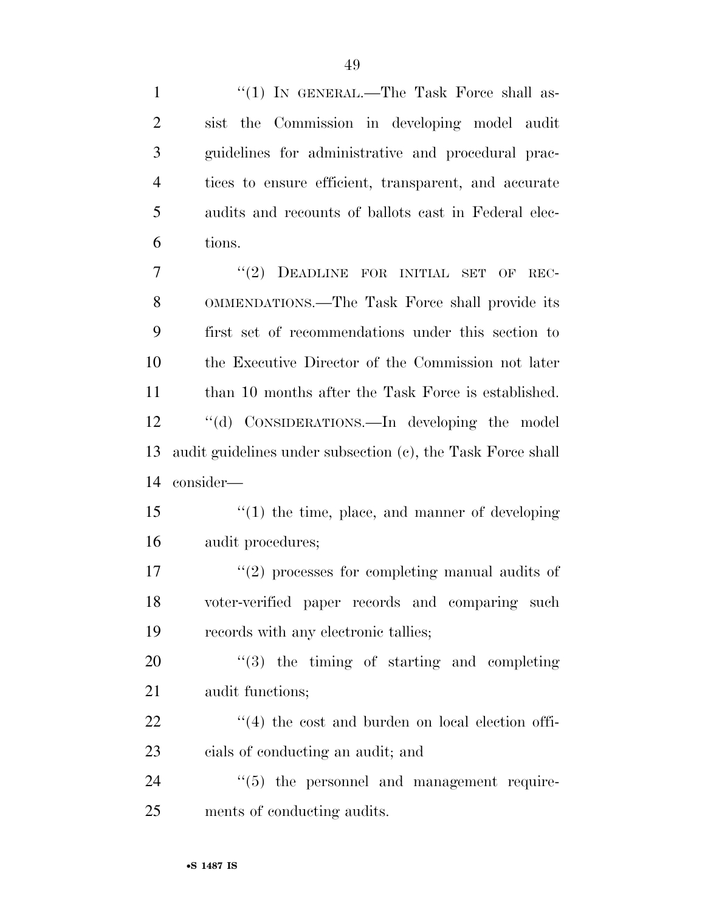"(1) IN GENERAL.—The Task Force shall assist the Commission in developing model audit guidelines for administrative and procedural practices to ensure efficient, transparent, and accurate audits and recounts of ballots cast in Federal elections.

"(2) DEADLINE FOR INITIAL SET OF RECOMMENDATIONS.—The Task Force shall provide its first set of recommendations under this section to the Executive Director of the Commission not later than 10 months after the Task Force is established.

"(d) CONSIDERATIONS.—In developing the model audit guidelines under subsection (c), the Task Force shall consider—

"(1) the time, place, and manner of developing audit procedures;

"(2) processes for completing manual audits of voter-verified paper records and comparing such records with any electronic tallies;

"(3) the timing of starting and completing audit functions;

"(4) the cost and burden on local election officials of conducting an audit; and

"(5) the personnel and management requirements of conducting audits.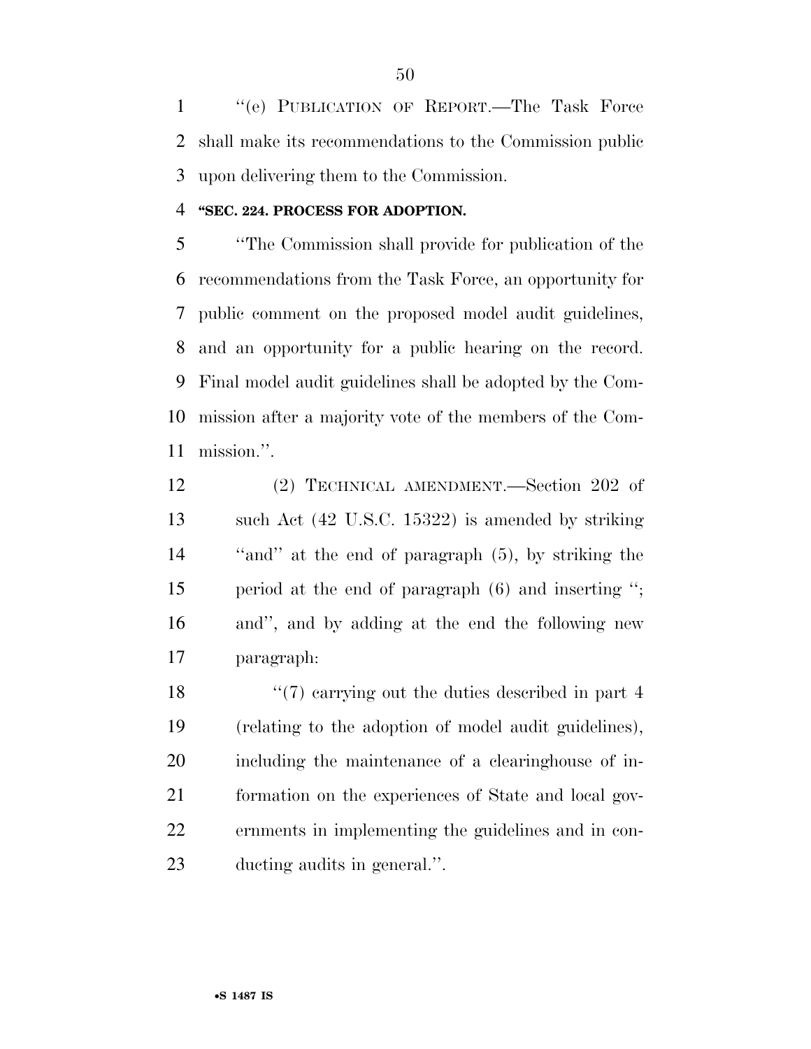"(e) PUBLICATION OF REPORT.—The Task Force shall make its recommendations to the Commission public upon delivering them to the Commission.

**"SEC. 224. PROCESS FOR ADOPTION.**

"The Commission shall provide for publication of the recommendations from the Task Force, an opportunity for public comment on the proposed model audit guidelines, and an opportunity for a public hearing on the record. Final model audit guidelines shall be adopted by the Commission after a majority vote of the members of the Commission.".

(2) TECHNICAL AMENDMENT.—Section 202 of such Act (42 U.S.C. 15322) is amended by striking "and" at the end of paragraph (5), by striking the period at the end of paragraph (6) and inserting "; and", and by adding at the end the following new paragraph:

"(7) carrying out the duties described in part 4 (relating to the adoption of model audit guidelines), including the maintenance of a clearinghouse of information on the experiences of State and local governments in implementing the guidelines and in conducting audits in general.".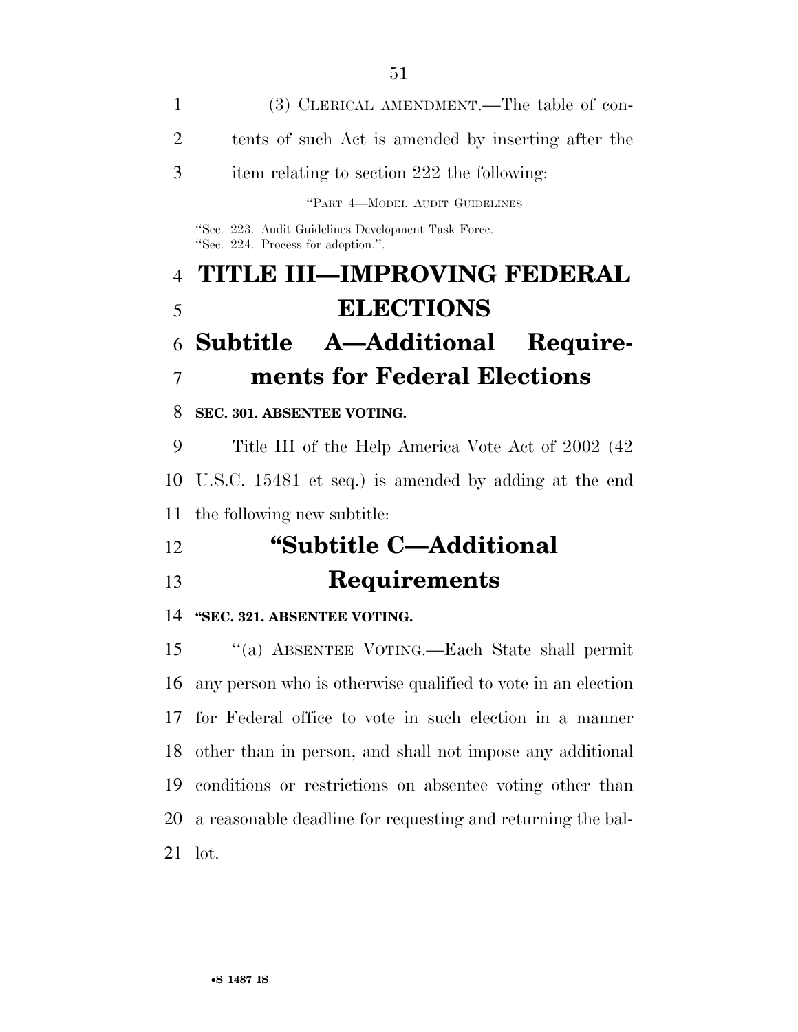(3) CLERICAL AMENDMENT.—The table of contents of such Act is amended by inserting after the item relating to section 222 the following:

"PART 4—MODEL AUDIT GUIDELINES

"Sec. 223. Audit Guidelines Development Task Force.
"Sec. 224. Process for adoption.".

# TITLE III—IMPROVING FEDERAL ELECTIONS

## Subtitle A—Additional Requirements for Federal Elections

**SEC. 301. ABSENTEE VOTING.**

Title III of the Help America Vote Act of 2002 (42 U.S.C. 15481 et seq.) is amended by adding at the end the following new subtitle:

## "Subtitle C—Additional Requirements

**"SEC. 321. ABSENTEE VOTING.**

"(a) ABSENTEE VOTING.—Each State shall permit any person who is otherwise qualified to vote in an election for Federal office to vote in such election in a manner other than in person, and shall not impose any additional conditions or restrictions on absentee voting other than a reasonable deadline for requesting and returning the ballot.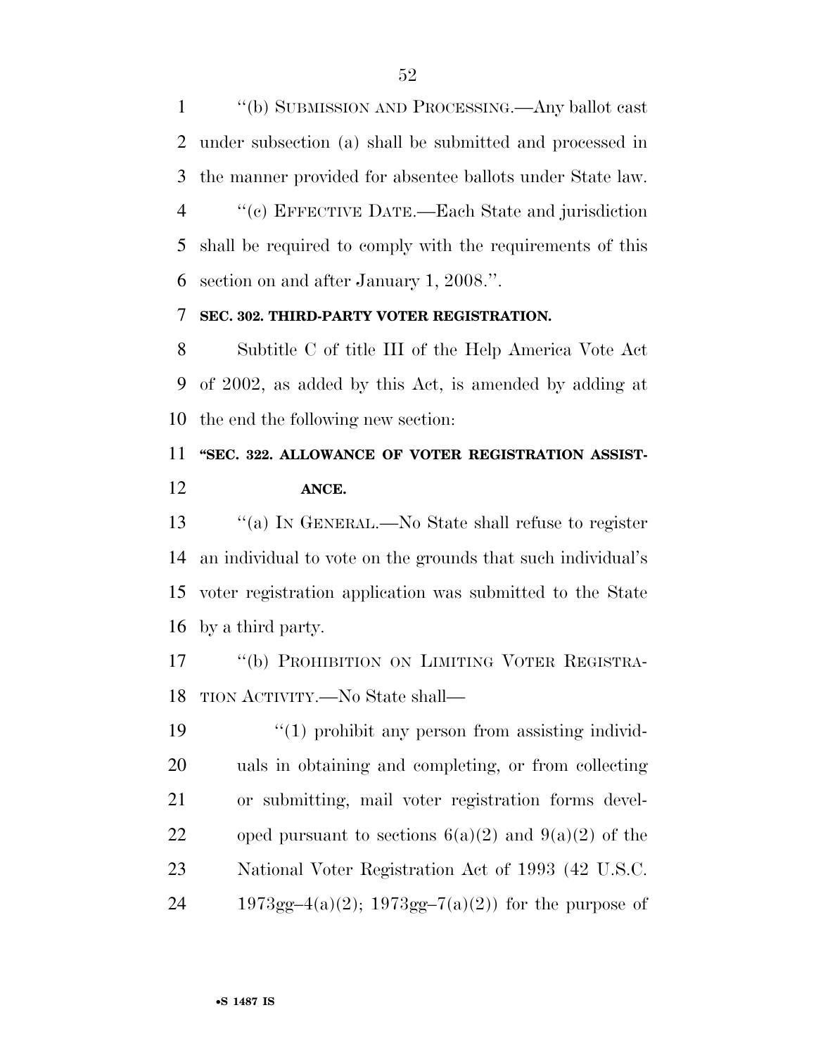"(b) SUBMISSION AND PROCESSING.—Any ballot cast under subsection (a) shall be submitted and processed in the manner provided for absentee ballots under State law.

"(c) EFFECTIVE DATE.—Each State and jurisdiction shall be required to comply with the requirements of this section on and after January 1, 2008.".

**SEC. 302. THIRD-PARTY VOTER REGISTRATION.**

Subtitle C of title III of the Help America Vote Act of 2002, as added by this Act, is amended by adding at the end the following new section:

**"SEC. 322. ALLOWANCE OF VOTER REGISTRATION ASSISTANCE.**

"(a) IN GENERAL.—No State shall refuse to register an individual to vote on the grounds that such individual's voter registration application was submitted to the State by a third party.

"(b) PROHIBITION ON LIMITING VOTER REGISTRATION ACTIVITY.—No State shall—

"(1) prohibit any person from assisting individuals in obtaining and completing, or from collecting or submitting, mail voter registration forms developed pursuant to sections 6(a)(2) and 9(a)(2) of the National Voter Registration Act of 1993 (42 U.S.C. 1973gg–4(a)(2); 1973gg–7(a)(2)) for the purpose of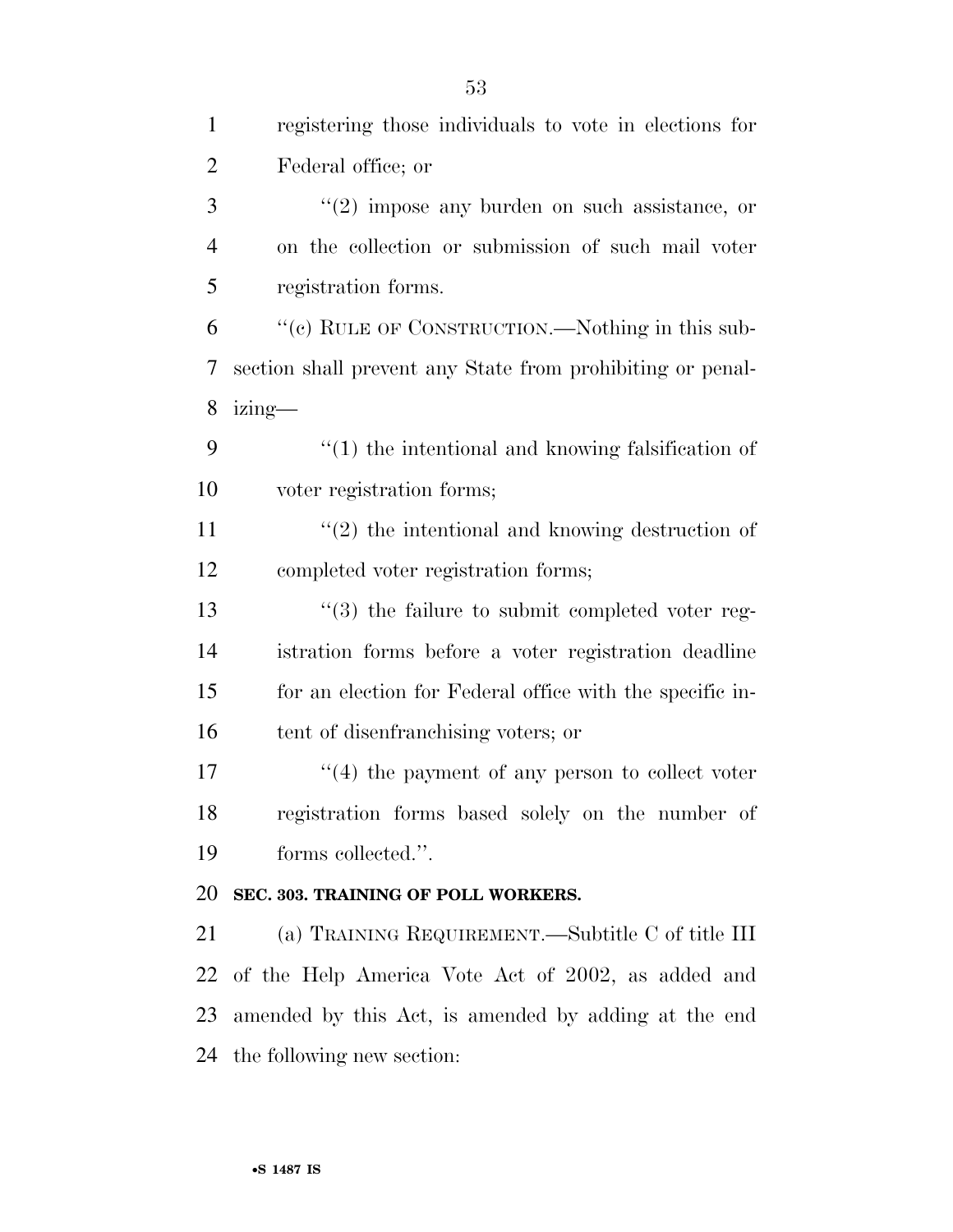registering those individuals to vote in elections for Federal office; or

''(2) impose any burden on such assistance, or on the collection or submission of such mail voter registration forms.

''(c) RULE OF CONSTRUCTION.—Nothing in this subsection shall prevent any State from prohibiting or penalizing—

''(1) the intentional and knowing falsification of voter registration forms;

''(2) the intentional and knowing destruction of completed voter registration forms;

''(3) the failure to submit completed voter registration forms before a voter registration deadline for an election for Federal office with the specific intent of disenfranchising voters; or

''(4) the payment of any person to collect voter registration forms based solely on the number of forms collected.''.

**SEC. 303. TRAINING OF POLL WORKERS.**

(a) TRAINING REQUIREMENT.—Subtitle C of title III of the Help America Vote Act of 2002, as added and amended by this Act, is amended by adding at the end the following new section: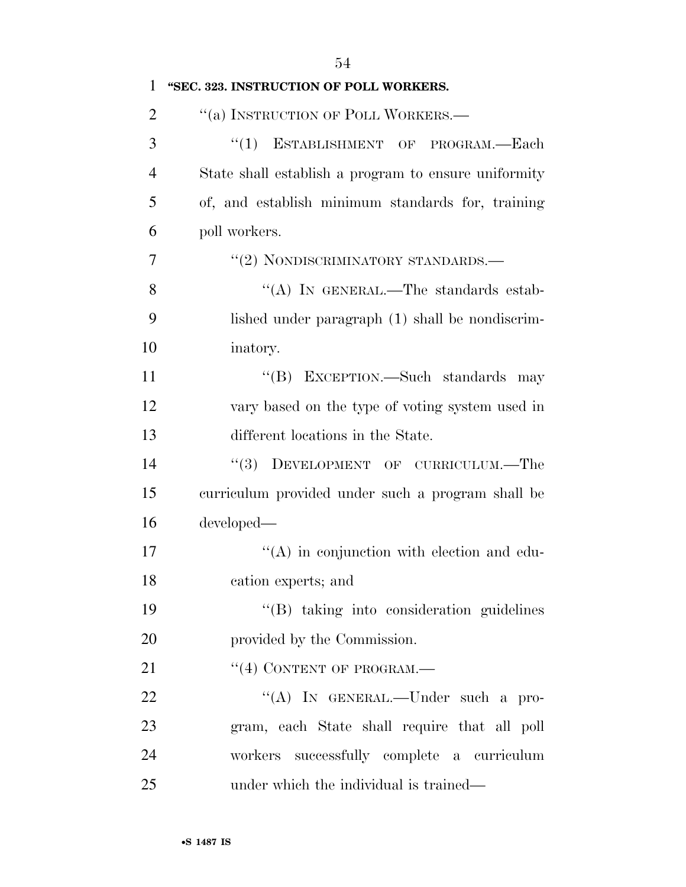**"SEC. 323. INSTRUCTION OF POLL WORKERS.**

"(a) INSTRUCTION OF POLL WORKERS.—

"(1) ESTABLISHMENT OF PROGRAM.—Each State shall establish a program to ensure uniformity of, and establish minimum standards for, training poll workers.

"(2) NONDISCRIMINATORY STANDARDS.—

"(A) IN GENERAL.—The standards established under paragraph (1) shall be nondiscriminatory.

"(B) EXCEPTION.—Such standards may vary based on the type of voting system used in different locations in the State.

"(3) DEVELOPMENT OF CURRICULUM.—The curriculum provided under such a program shall be developed—

"(A) in conjunction with election and education experts; and

"(B) taking into consideration guidelines provided by the Commission.

"(4) CONTENT OF PROGRAM.—

"(A) IN GENERAL.—Under such a program, each State shall require that all poll workers successfully complete a curriculum under which the individual is trained—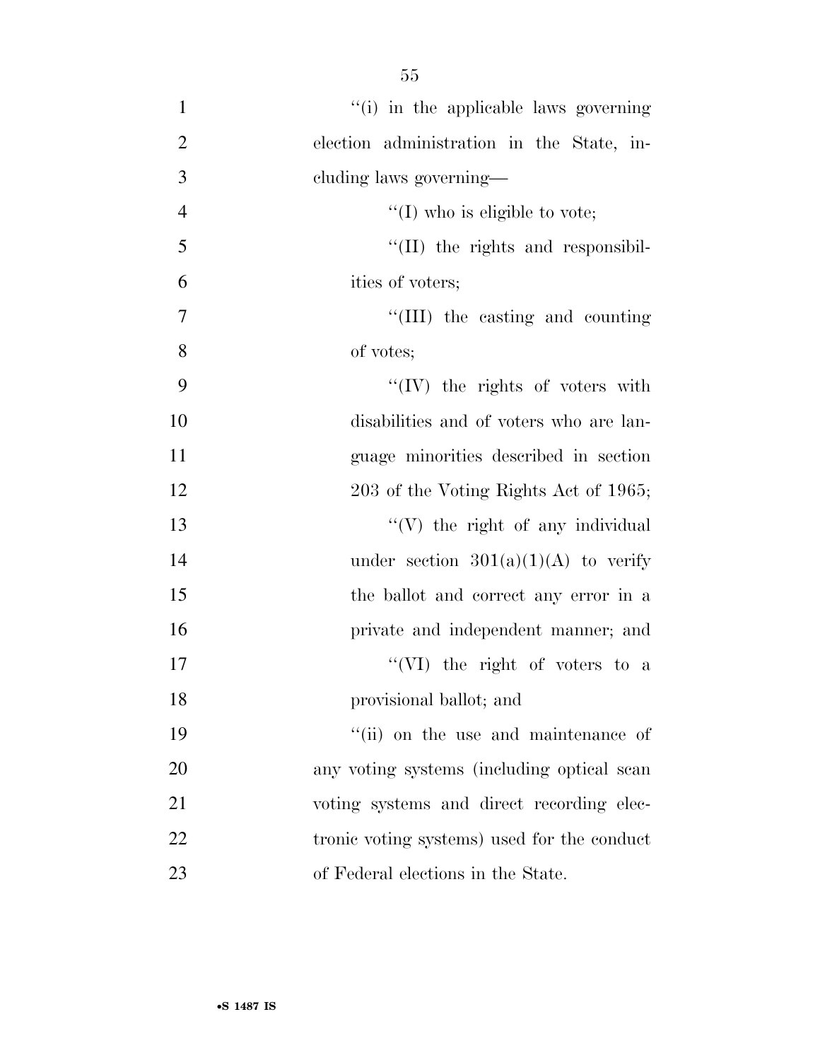''(i) in the applicable laws governing election administration in the State, including laws governing—

''(I) who is eligible to vote;

''(II) the rights and responsibilities of voters;

''(III) the casting and counting of votes;

''(IV) the rights of voters with disabilities and of voters who are language minorities described in section 203 of the Voting Rights Act of 1965;

''(V) the right of any individual under section 301(a)(1)(A) to verify the ballot and correct any error in a private and independent manner; and

''(VI) the right of voters to a provisional ballot; and

''(ii) on the use and maintenance of any voting systems (including optical scan voting systems and direct recording electronic voting systems) used for the conduct of Federal elections in the State.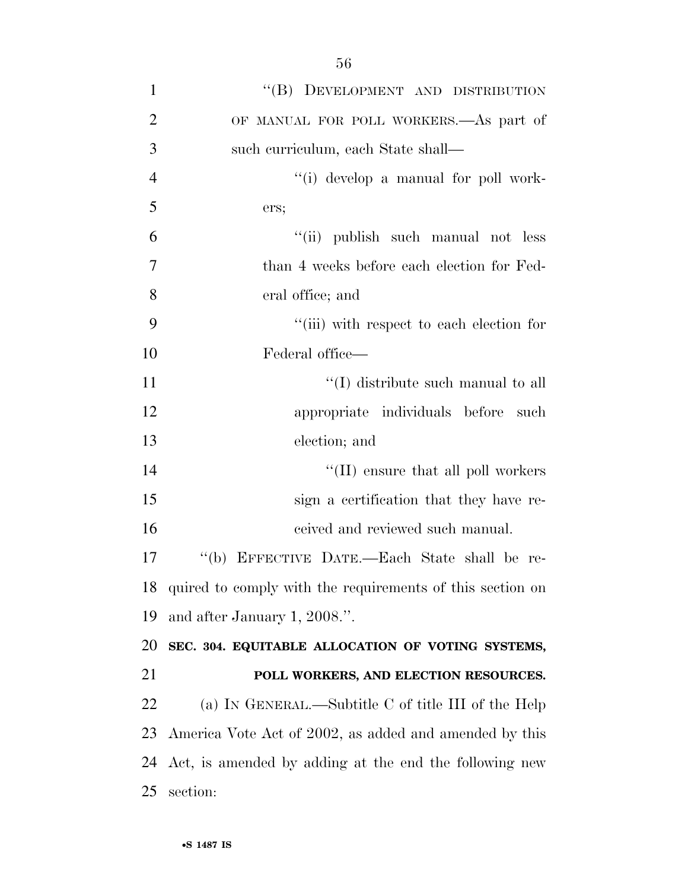"(B) DEVELOPMENT AND DISTRIBUTION OF MANUAL FOR POLL WORKERS.—As part of such curriculum, each State shall—

"(i) develop a manual for poll workers;

"(ii) publish such manual not less than 4 weeks before each election for Federal office; and

"(iii) with respect to each election for Federal office—

"(I) distribute such manual to all appropriate individuals before such election; and

"(II) ensure that all poll workers sign a certification that they have received and reviewed such manual.

"(b) EFFECTIVE DATE.—Each State shall be required to comply with the requirements of this section on and after January 1, 2008.".

**SEC. 304. EQUITABLE ALLOCATION OF VOTING SYSTEMS, POLL WORKERS, AND ELECTION RESOURCES.**

(a) IN GENERAL.—Subtitle C of title III of the Help America Vote Act of 2002, as added and amended by this Act, is amended by adding at the end the following new section: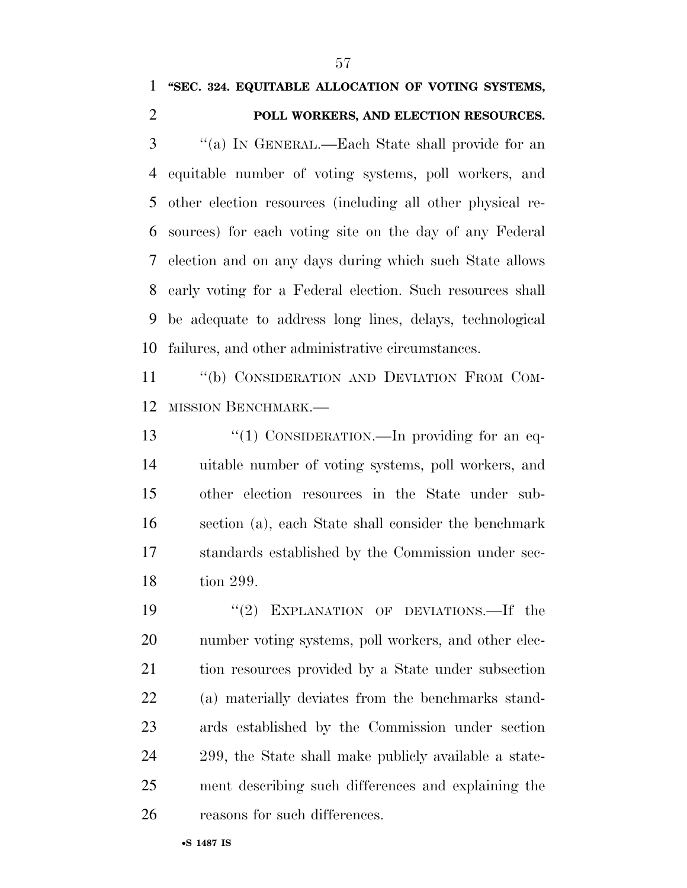**"SEC. 324. EQUITABLE ALLOCATION OF VOTING SYSTEMS, POLL WORKERS, AND ELECTION RESOURCES.**

"(a) IN GENERAL.—Each State shall provide for an equitable number of voting systems, poll workers, and other election resources (including all other physical resources) for each voting site on the day of any Federal election and on any days during which such State allows early voting for a Federal election. Such resources shall be adequate to address long lines, delays, technological failures, and other administrative circumstances.

"(b) CONSIDERATION AND DEVIATION FROM COMMISSION BENCHMARK.—

"(1) CONSIDERATION.—In providing for an equitable number of voting systems, poll workers, and other election resources in the State under subsection (a), each State shall consider the benchmark standards established by the Commission under section 299.

"(2) EXPLANATION OF DEVIATIONS.—If the number voting systems, poll workers, and other election resources provided by a State under subsection (a) materially deviates from the benchmarks standards established by the Commission under section 299, the State shall make publicly available a statement describing such differences and explaining the reasons for such differences.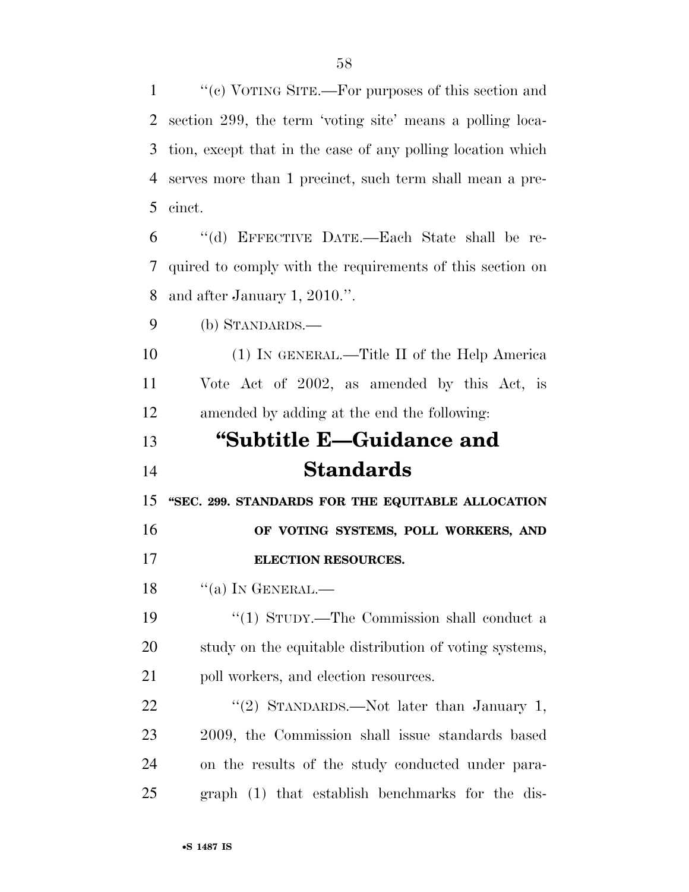"(c) VOTING SITE.—For purposes of this section and section 299, the term 'voting site' means a polling location, except that in the case of any polling location which serves more than 1 precinct, such term shall mean a precinct.

"(d) EFFECTIVE DATE.—Each State shall be required to comply with the requirements of this section on and after January 1, 2010.".

(b) STANDARDS.—

(1) IN GENERAL.—Title II of the Help America Vote Act of 2002, as amended by this Act, is amended by adding at the end the following:

## "Subtitle E—Guidance and Standards

### "SEC. 299. STANDARDS FOR THE EQUITABLE ALLOCATION OF VOTING SYSTEMS, POLL WORKERS, AND ELECTION RESOURCES.

"(a) IN GENERAL.—

"(1) STUDY.—The Commission shall conduct a study on the equitable distribution of voting systems, poll workers, and election resources.

"(2) STANDARDS.—Not later than January 1, 2009, the Commission shall issue standards based on the results of the study conducted under paragraph (1) that establish benchmarks for the dis-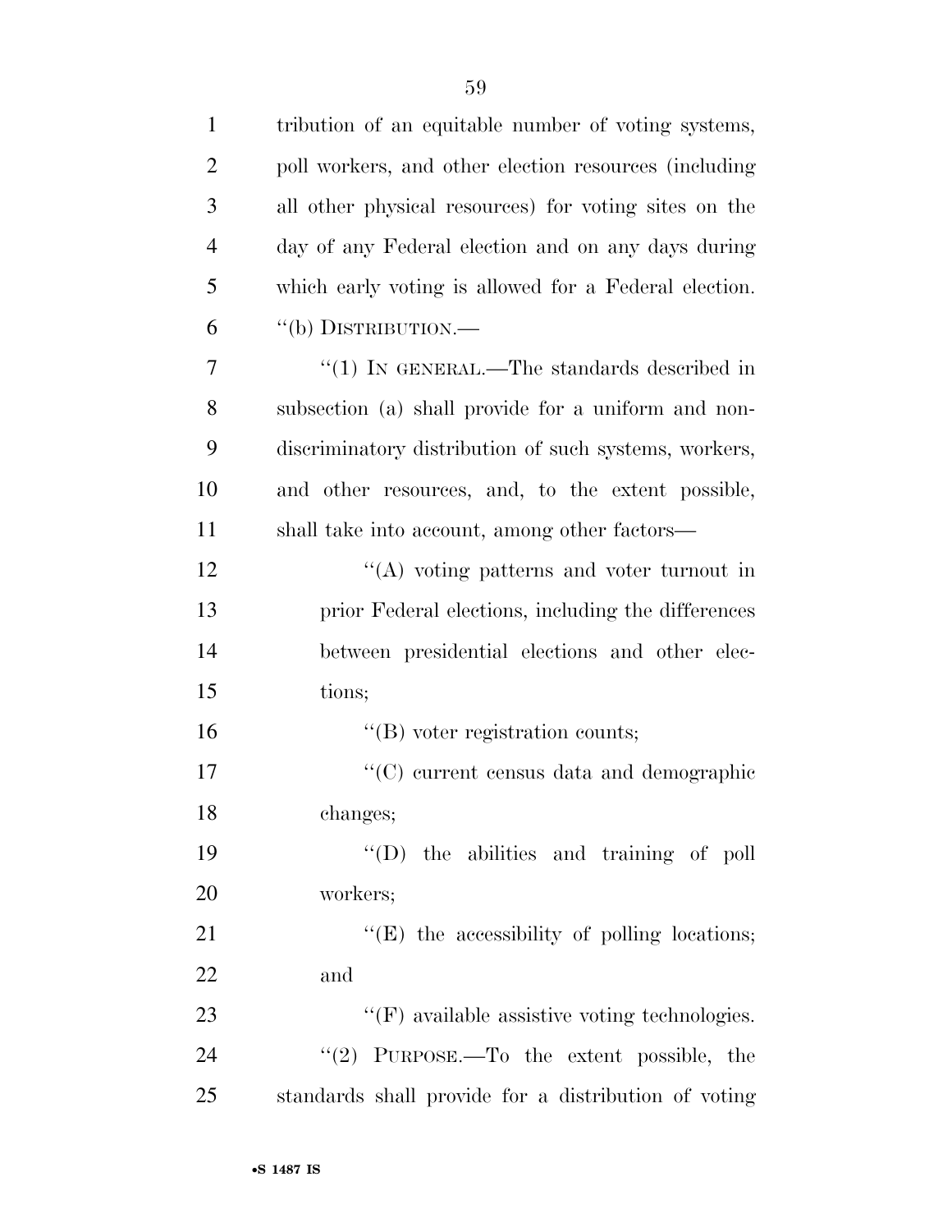tribution of an equitable number of voting systems, poll workers, and other election resources (including all other physical resources) for voting sites on the day of any Federal election and on any days during which early voting is allowed for a Federal election.

"(b) DISTRIBUTION.—

"(1) IN GENERAL.—The standards described in subsection (a) shall provide for a uniform and nondiscriminatory distribution of such systems, workers, and other resources, and, to the extent possible, shall take into account, among other factors—

"(A) voting patterns and voter turnout in prior Federal elections, including the differences between presidential elections and other elections;

"(B) voter registration counts;

"(C) current census data and demographic changes;

"(D) the abilities and training of poll workers;

"(E) the accessibility of polling locations; and

"(F) available assistive voting technologies.

"(2) PURPOSE.—To the extent possible, the standards shall provide for a distribution of voting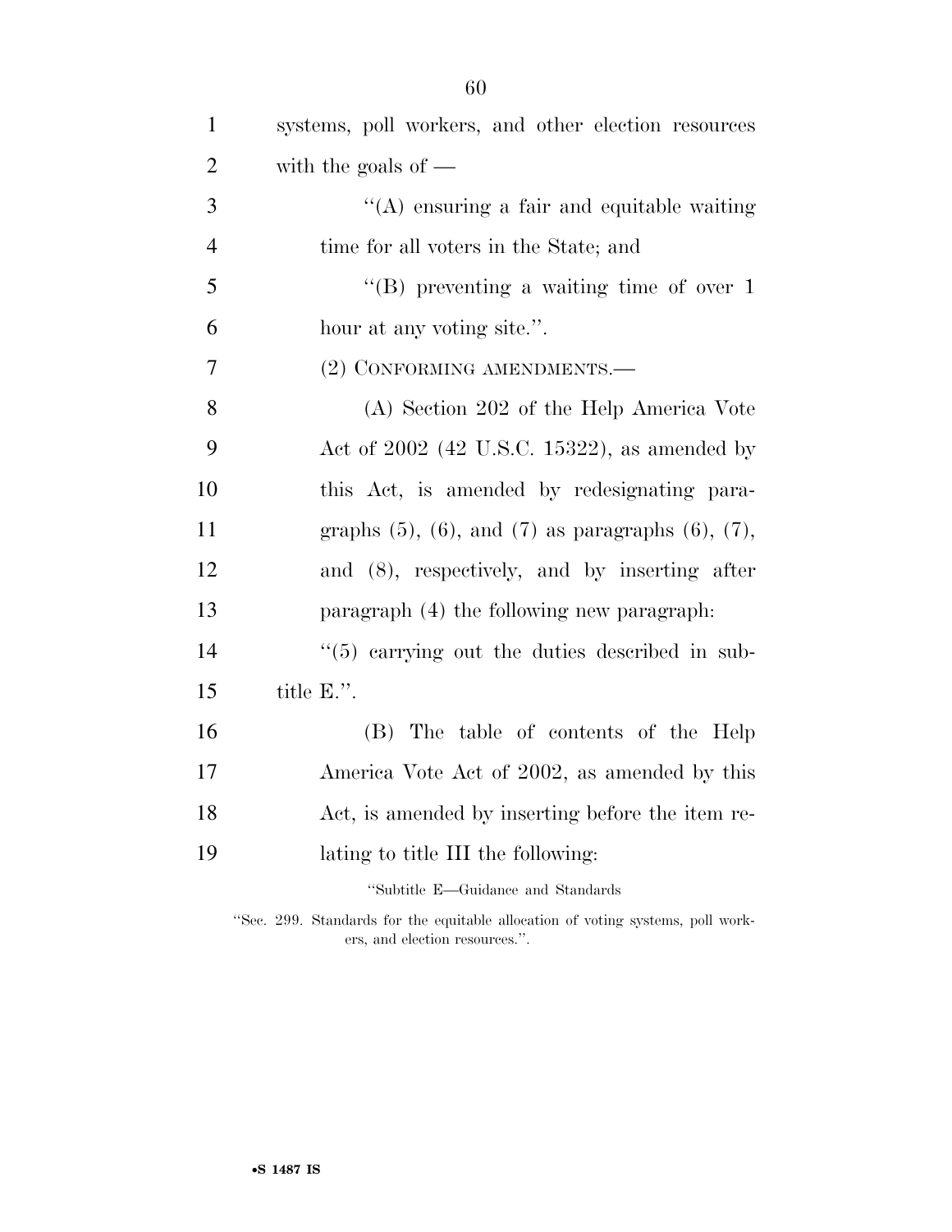systems, poll workers, and other election resources with the goals of —

''(A) ensuring a fair and equitable waiting time for all voters in the State; and

''(B) preventing a waiting time of over 1 hour at any voting site.''.

(2) CONFORMING AMENDMENTS.—

(A) Section 202 of the Help America Vote Act of 2002 (42 U.S.C. 15322), as amended by this Act, is amended by redesignating paragraphs (5), (6), and (7) as paragraphs (6), (7), and (8), respectively, and by inserting after paragraph (4) the following new paragraph:

''(5) carrying out the duties described in subtitle E.''.

(B) The table of contents of the Help America Vote Act of 2002, as amended by this Act, is amended by inserting before the item relating to title III the following:

''Subtitle E—Guidance and Standards

''Sec. 299. Standards for the equitable allocation of voting systems, poll workers, and election resources.''.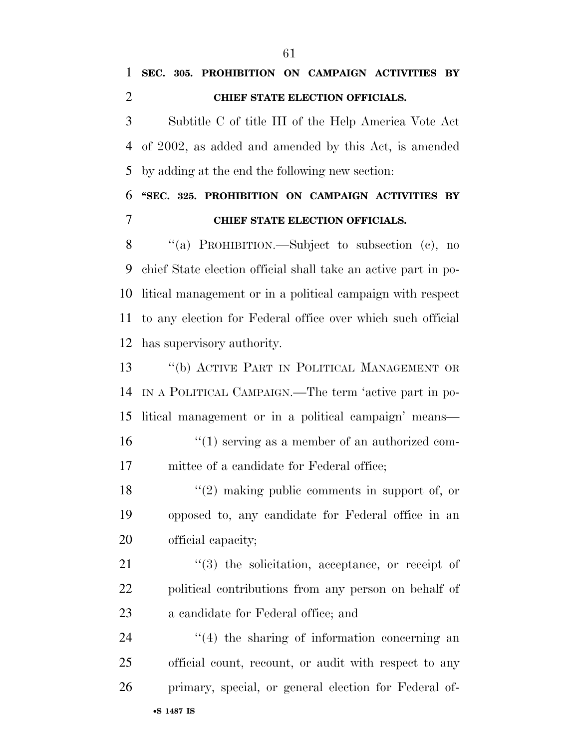**SEC. 305. PROHIBITION ON CAMPAIGN ACTIVITIES BY CHIEF STATE ELECTION OFFICIALS.**

Subtitle C of title III of the Help America Vote Act of 2002, as added and amended by this Act, is amended by adding at the end the following new section:

**"SEC. 325. PROHIBITION ON CAMPAIGN ACTIVITIES BY CHIEF STATE ELECTION OFFICIALS.**

"(a) PROHIBITION.—Subject to subsection (c), no chief State election official shall take an active part in political management or in a political campaign with respect to any election for Federal office over which such official has supervisory authority.

"(b) ACTIVE PART IN POLITICAL MANAGEMENT OR IN A POLITICAL CAMPAIGN.—The term 'active part in political management or in a political campaign' means—

"(1) serving as a member of an authorized committee of a candidate for Federal office;

"(2) making public comments in support of, or opposed to, any candidate for Federal office in an official capacity;

"(3) the solicitation, acceptance, or receipt of political contributions from any person on behalf of a candidate for Federal office; and

"(4) the sharing of information concerning an official count, recount, or audit with respect to any primary, special, or general election for Federal of-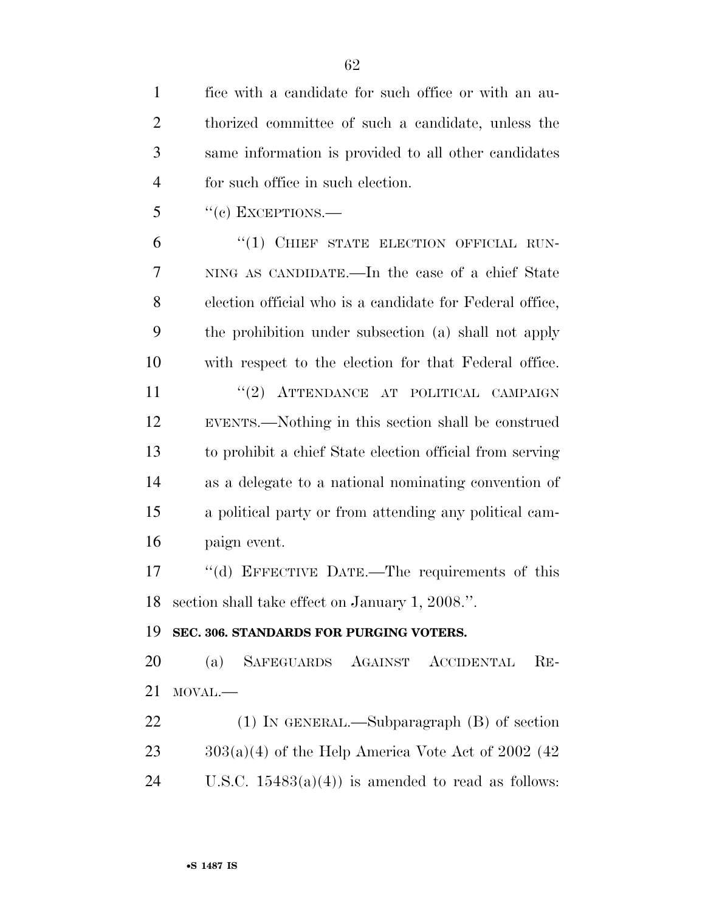fice with a candidate for such office or with an authorized committee of such a candidate, unless the same information is provided to all other candidates for such office in such election.

''(c) EXCEPTIONS.—

''(1) CHIEF STATE ELECTION OFFICIAL RUNNING AS CANDIDATE.—In the case of a chief State election official who is a candidate for Federal office, the prohibition under subsection (a) shall not apply with respect to the election for that Federal office.

''(2) ATTENDANCE AT POLITICAL CAMPAIGN EVENTS.—Nothing in this section shall be construed to prohibit a chief State election official from serving as a delegate to a national nominating convention of a political party or from attending any political campaign event.

''(d) EFFECTIVE DATE.—The requirements of this section shall take effect on January 1, 2008.''.

**SEC. 306. STANDARDS FOR PURGING VOTERS.**

(a) SAFEGUARDS AGAINST ACCIDENTAL REMOVAL.—

(1) IN GENERAL.—Subparagraph (B) of section 303(a)(4) of the Help America Vote Act of 2002 (42 U.S.C. 15483(a)(4)) is amended to read as follows: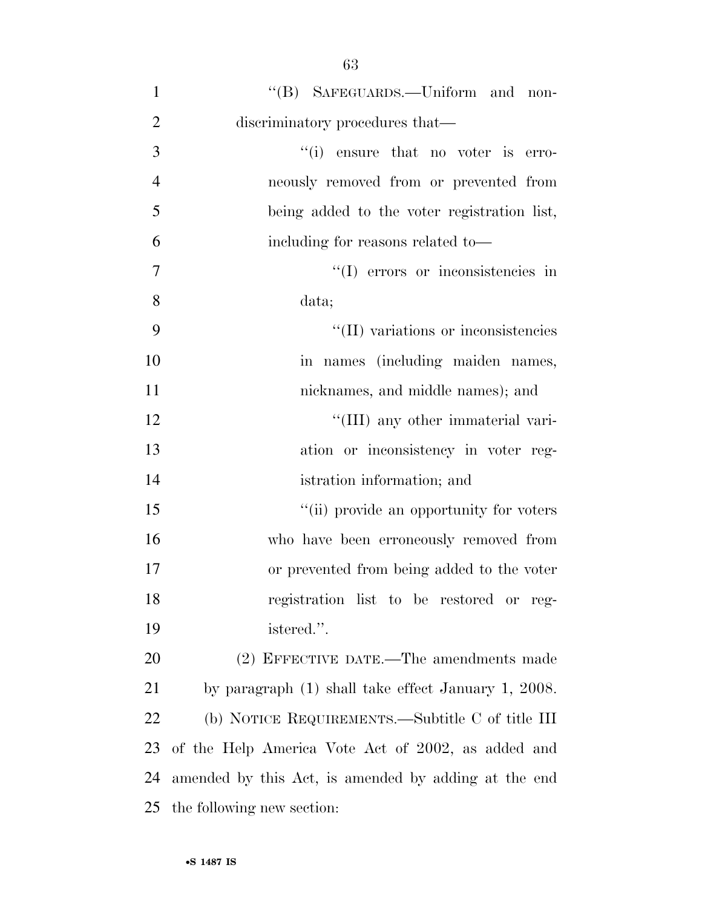"(B) SAFEGUARDS.—Uniform and nondiscriminatory procedures that—

"(i) ensure that no voter is erroneously removed from or prevented from being added to the voter registration list, including for reasons related to—

"(I) errors or inconsistencies in data;

"(II) variations or inconsistencies in names (including maiden names, nicknames, and middle names); and

"(III) any other immaterial variation or inconsistency in voter registration information; and

"(ii) provide an opportunity for voters who have been erroneously removed from or prevented from being added to the voter registration list to be restored or registered.".

(2) EFFECTIVE DATE.—The amendments made by paragraph (1) shall take effect January 1, 2008.

(b) NOTICE REQUIREMENTS.—Subtitle C of title III of the Help America Vote Act of 2002, as added and amended by this Act, is amended by adding at the end the following new section: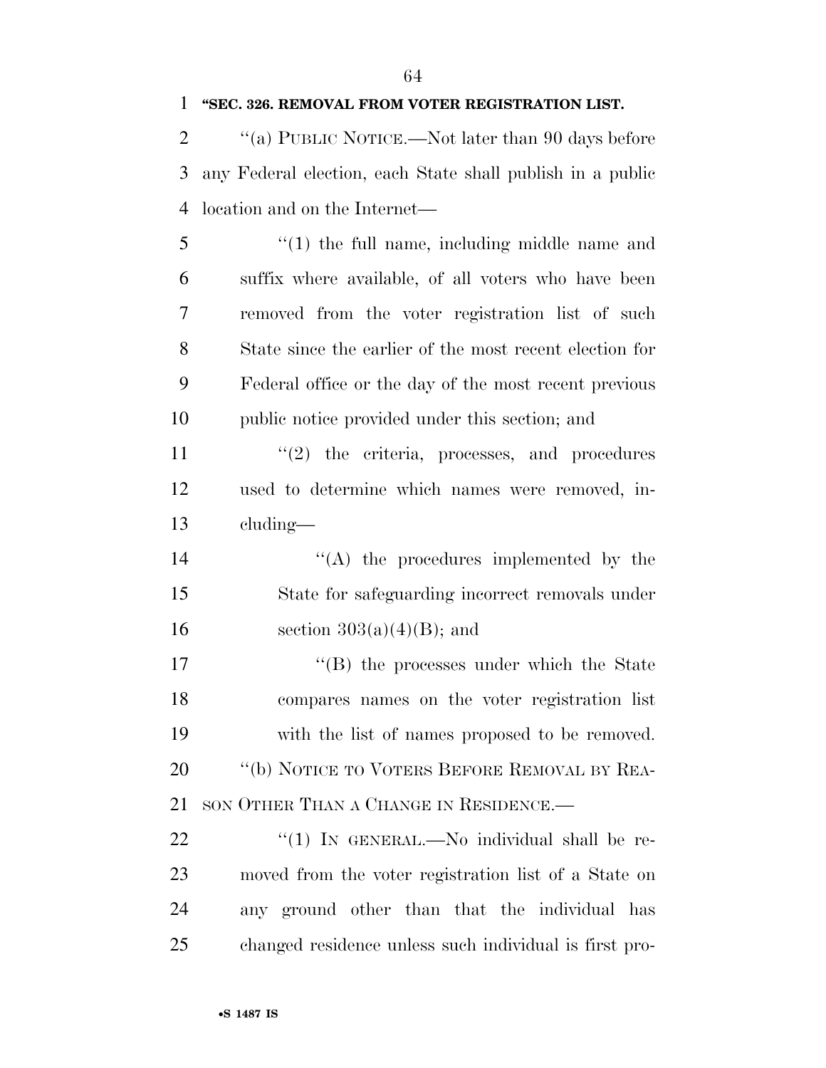**"SEC. 326. REMOVAL FROM VOTER REGISTRATION LIST.**

"(a) PUBLIC NOTICE.—Not later than 90 days before any Federal election, each State shall publish in a public location and on the Internet—

"(1) the full name, including middle name and suffix where available, of all voters who have been removed from the voter registration list of such State since the earlier of the most recent election for Federal office or the day of the most recent previous public notice provided under this section; and

"(2) the criteria, processes, and procedures used to determine which names were removed, including—

"(A) the procedures implemented by the State for safeguarding incorrect removals under section 303(a)(4)(B); and

"(B) the processes under which the State compares names on the voter registration list with the list of names proposed to be removed.

"(b) NOTICE TO VOTERS BEFORE REMOVAL BY REASON OTHER THAN A CHANGE IN RESIDENCE.—

"(1) IN GENERAL.—No individual shall be removed from the voter registration list of a State on any ground other than that the individual has changed residence unless such individual is first pro-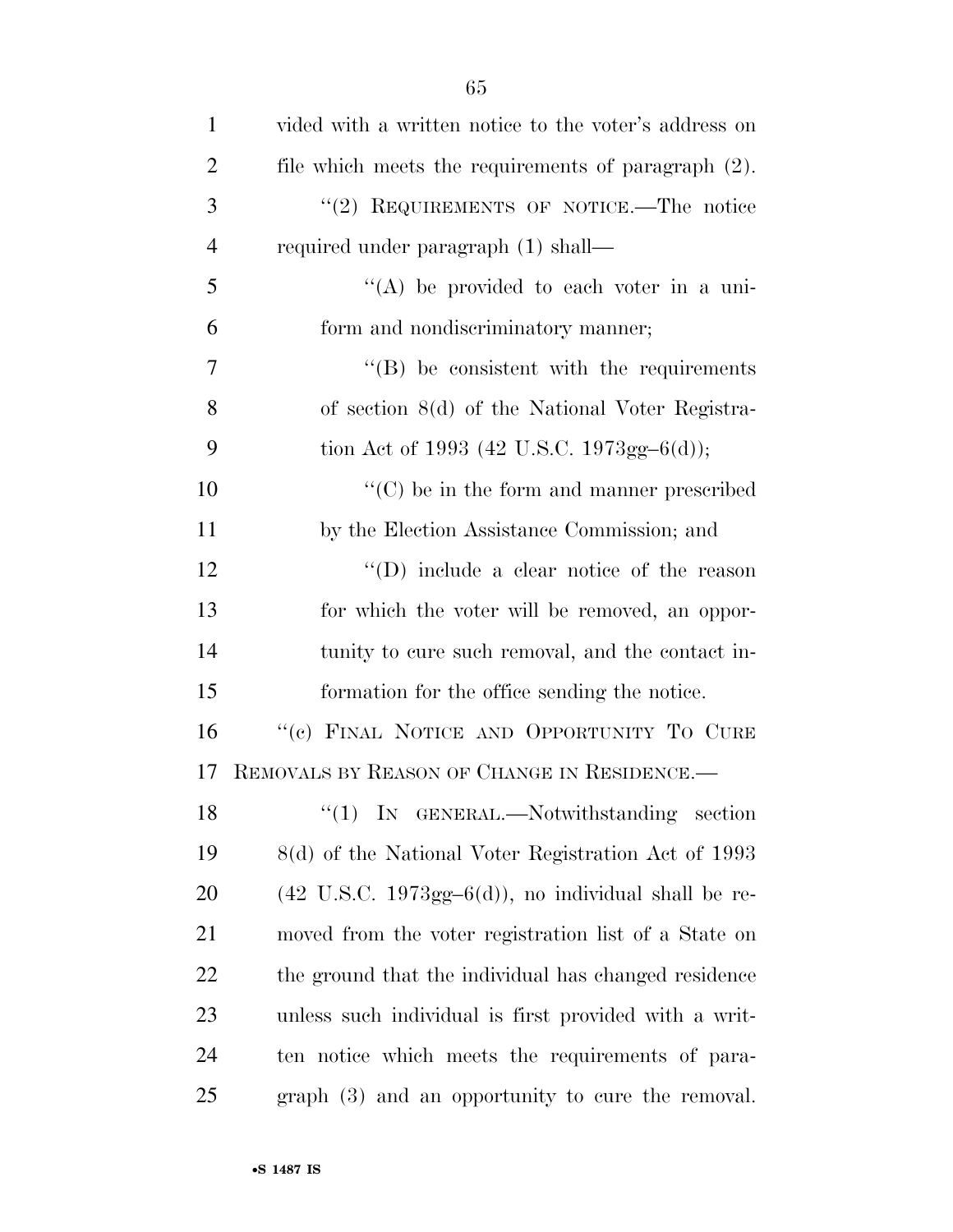vided with a written notice to the voter's address on file which meets the requirements of paragraph (2).

"(2) REQUIREMENTS OF NOTICE.—The notice required under paragraph (1) shall—

"(A) be provided to each voter in a uniform and nondiscriminatory manner;

"(B) be consistent with the requirements of section 8(d) of the National Voter Registration Act of 1993 (42 U.S.C. 1973gg–6(d));

"(C) be in the form and manner prescribed by the Election Assistance Commission; and

"(D) include a clear notice of the reason for which the voter will be removed, an opportunity to cure such removal, and the contact information for the office sending the notice.

"(c) FINAL NOTICE AND OPPORTUNITY TO CURE REMOVALS BY REASON OF CHANGE IN RESIDENCE.—

"(1) IN GENERAL.—Notwithstanding section 8(d) of the National Voter Registration Act of 1993 (42 U.S.C. 1973gg–6(d)), no individual shall be removed from the voter registration list of a State on the ground that the individual has changed residence unless such individual is first provided with a written notice which meets the requirements of paragraph (3) and an opportunity to cure the removal.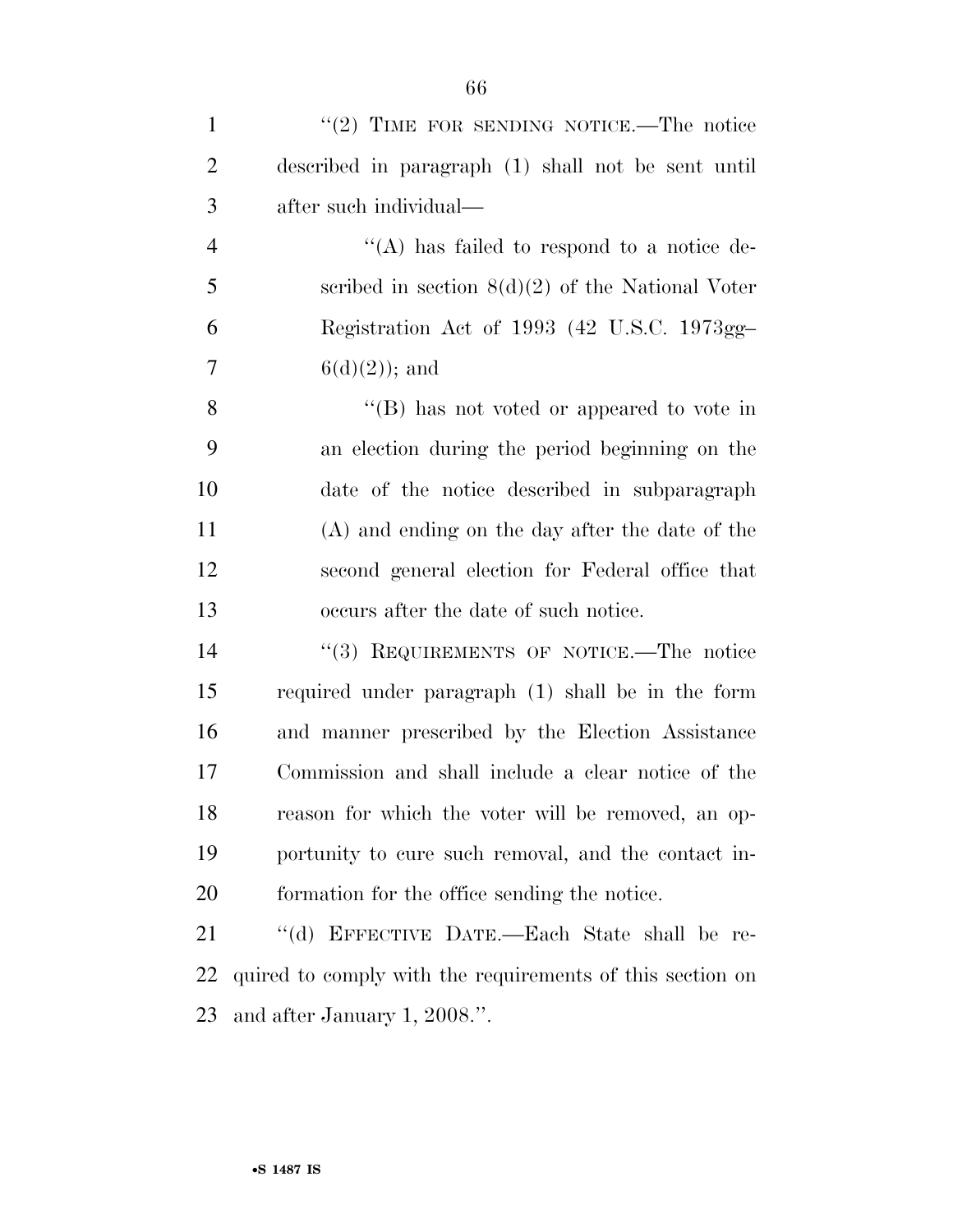"(2) TIME FOR SENDING NOTICE.—The notice described in paragraph (1) shall not be sent until after such individual—

"(A) has failed to respond to a notice described in section 8(d)(2) of the National Voter Registration Act of 1993 (42 U.S.C. 1973gg–6(d)(2)); and

"(B) has not voted or appeared to vote in an election during the period beginning on the date of the notice described in subparagraph (A) and ending on the day after the date of the second general election for Federal office that occurs after the date of such notice.

"(3) REQUIREMENTS OF NOTICE.—The notice required under paragraph (1) shall be in the form and manner prescribed by the Election Assistance Commission and shall include a clear notice of the reason for which the voter will be removed, an opportunity to cure such removal, and the contact information for the office sending the notice.

"(d) EFFECTIVE DATE.—Each State shall be required to comply with the requirements of this section on and after January 1, 2008.".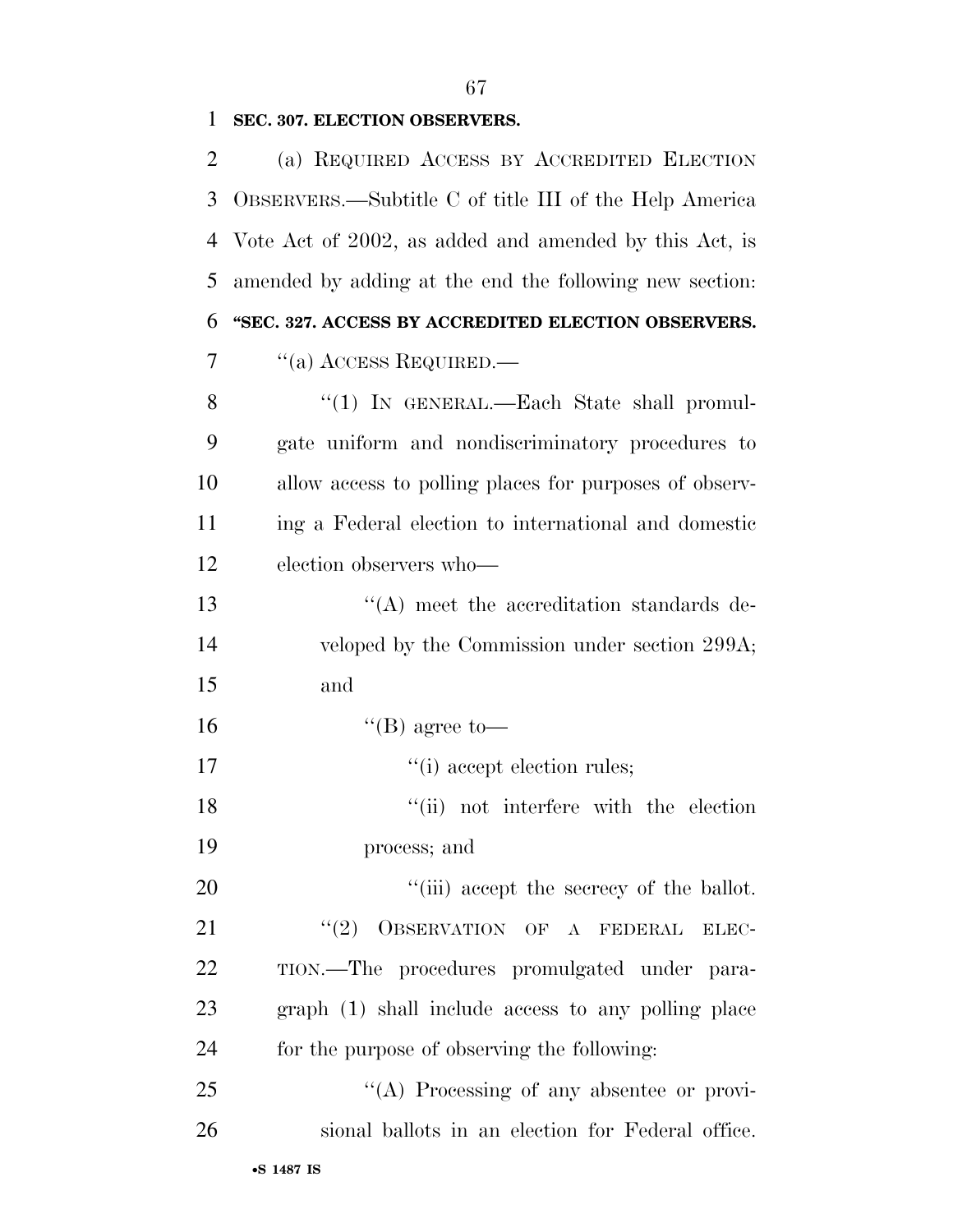**SEC. 307. ELECTION OBSERVERS.**

(a) REQUIRED ACCESS BY ACCREDITED ELECTION OBSERVERS.—Subtitle C of title III of the Help America Vote Act of 2002, as added and amended by this Act, is amended by adding at the end the following new section:

**"SEC. 327. ACCESS BY ACCREDITED ELECTION OBSERVERS.**

"(a) ACCESS REQUIRED.—

"(1) IN GENERAL.—Each State shall promulgate uniform and nondiscriminatory procedures to allow access to polling places for purposes of observing a Federal election to international and domestic election observers who—

"(A) meet the accreditation standards developed by the Commission under section 299A; and

"(B) agree to—

"(i) accept election rules;

"(ii) not interfere with the election process; and

"(iii) accept the secrecy of the ballot.

"(2) OBSERVATION OF A FEDERAL ELECTION.—The procedures promulgated under paragraph (1) shall include access to any polling place for the purpose of observing the following:

"(A) Processing of any absentee or provisional ballots in an election for Federal office.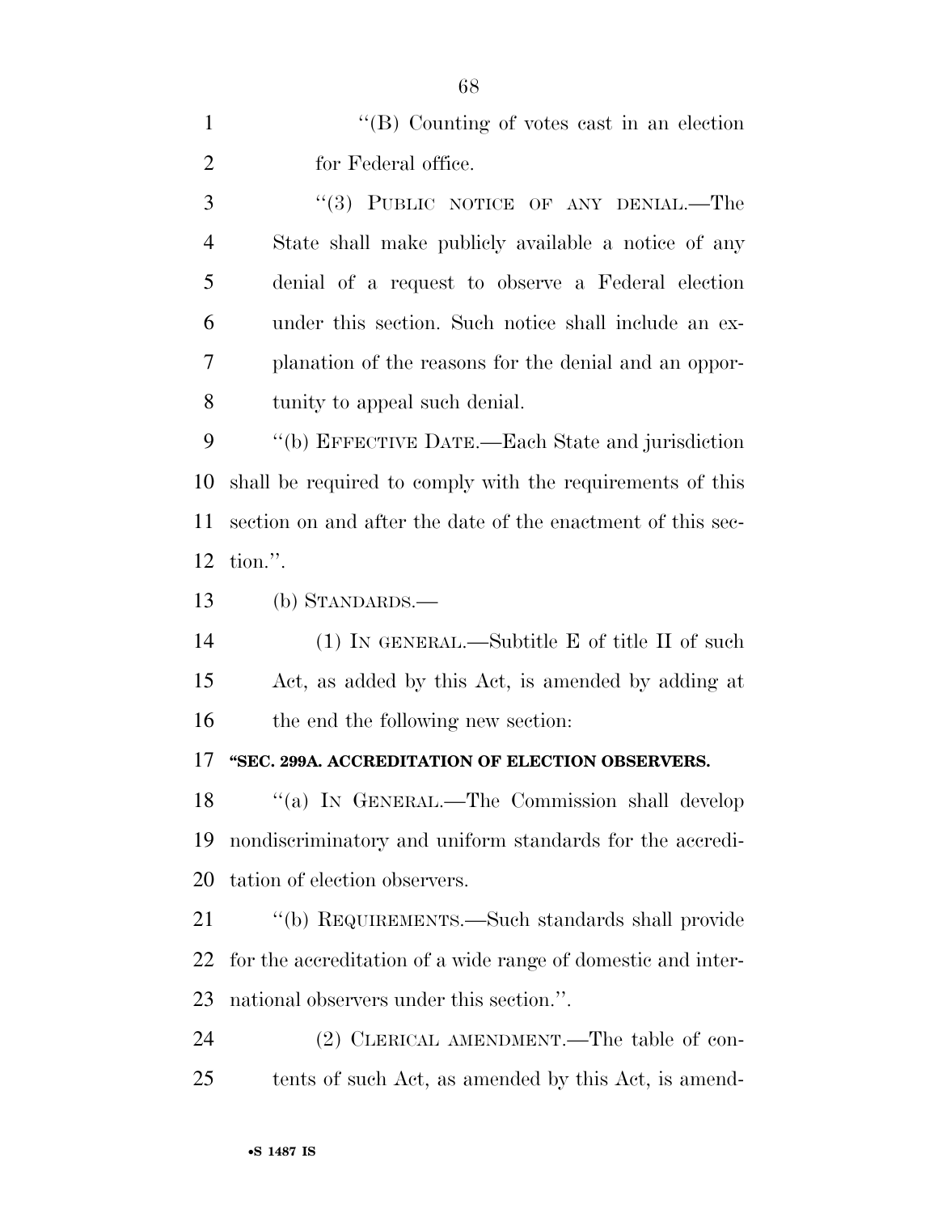''(B) Counting of votes cast in an election for Federal office.

''(3) PUBLIC NOTICE OF ANY DENIAL.—The State shall make publicly available a notice of any denial of a request to observe a Federal election under this section. Such notice shall include an explanation of the reasons for the denial and an opportunity to appeal such denial.

''(b) EFFECTIVE DATE.—Each State and jurisdiction shall be required to comply with the requirements of this section on and after the date of the enactment of this section.''.

(b) STANDARDS.—

(1) IN GENERAL.—Subtitle E of title II of such Act, as added by this Act, is amended by adding at the end the following new section:

**''SEC. 299A. ACCREDITATION OF ELECTION OBSERVERS.**

''(a) IN GENERAL.—The Commission shall develop nondiscriminatory and uniform standards for the accreditation of election observers.

''(b) REQUIREMENTS.—Such standards shall provide for the accreditation of a wide range of domestic and international observers under this section.''.

(2) CLERICAL AMENDMENT.—The table of contents of such Act, as amended by this Act, is amend-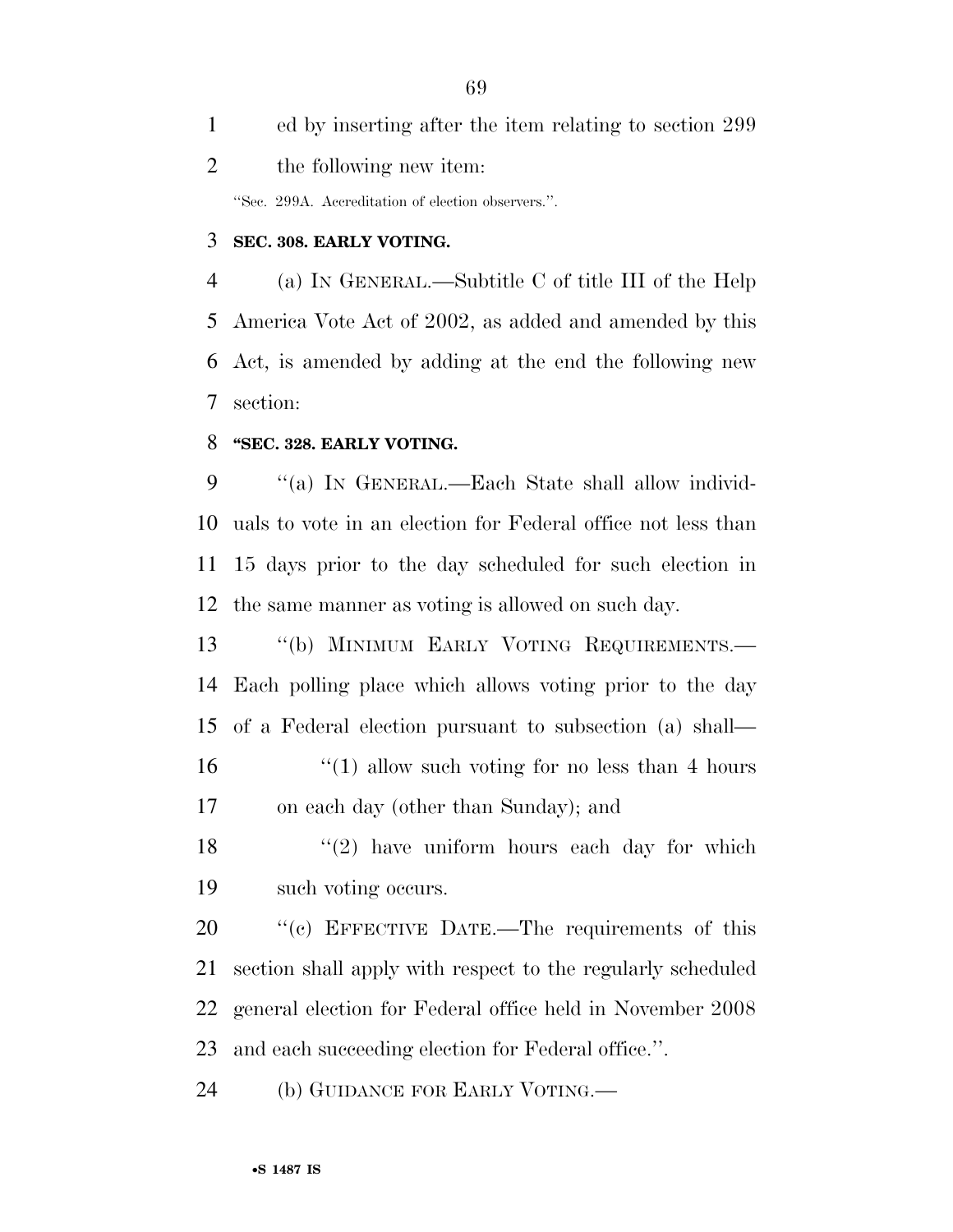ed by inserting after the item relating to section 299 the following new item:

"Sec. 299A. Accreditation of election observers.".

**SEC. 308. EARLY VOTING.**

(a) IN GENERAL.—Subtitle C of title III of the Help America Vote Act of 2002, as added and amended by this Act, is amended by adding at the end the following new section:

**"SEC. 328. EARLY VOTING.**

"(a) IN GENERAL.—Each State shall allow individuals to vote in an election for Federal office not less than 15 days prior to the day scheduled for such election in the same manner as voting is allowed on such day.

"(b) MINIMUM EARLY VOTING REQUIREMENTS.—Each polling place which allows voting prior to the day of a Federal election pursuant to subsection (a) shall—

"(1) allow such voting for no less than 4 hours on each day (other than Sunday); and

"(2) have uniform hours each day for which such voting occurs.

"(c) EFFECTIVE DATE.—The requirements of this section shall apply with respect to the regularly scheduled general election for Federal office held in November 2008 and each succeeding election for Federal office.".

(b) GUIDANCE FOR EARLY VOTING.—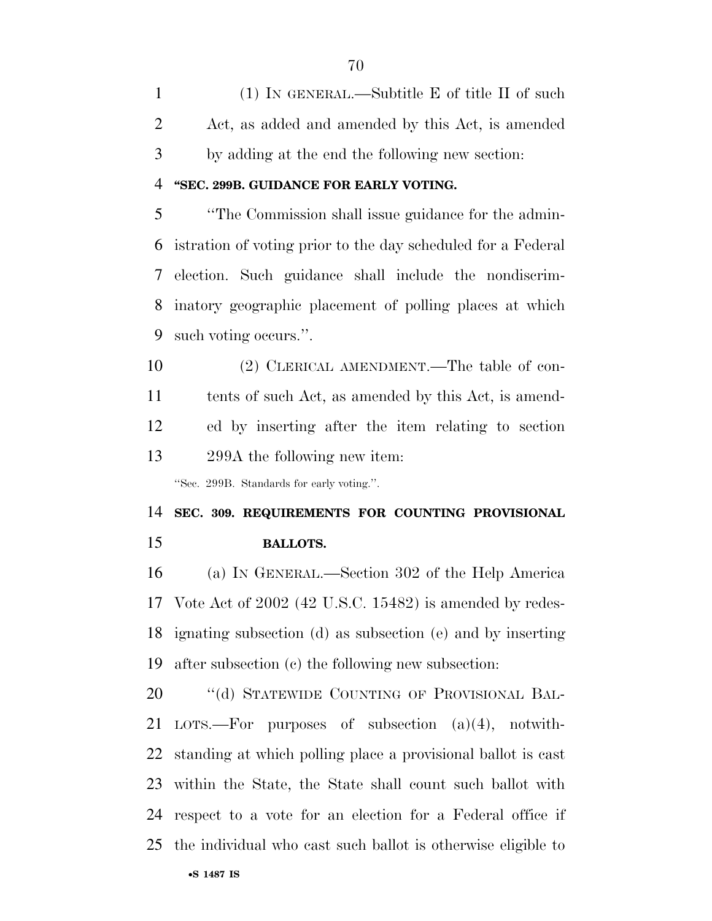(1) IN GENERAL.—Subtitle E of title II of such Act, as added and amended by this Act, is amended by adding at the end the following new section:

**"SEC. 299B. GUIDANCE FOR EARLY VOTING.**

"The Commission shall issue guidance for the administration of voting prior to the day scheduled for a Federal election. Such guidance shall include the nondiscriminatory geographic placement of polling places at which such voting occurs.".

(2) CLERICAL AMENDMENT.—The table of contents of such Act, as amended by this Act, is amended by inserting after the item relating to section 299A the following new item:

"Sec. 299B. Standards for early voting.".

**SEC. 309. REQUIREMENTS FOR COUNTING PROVISIONAL BALLOTS.**

(a) IN GENERAL.—Section 302 of the Help America Vote Act of 2002 (42 U.S.C. 15482) is amended by redesignating subsection (d) as subsection (e) and by inserting after subsection (c) the following new subsection:

"(d) STATEWIDE COUNTING OF PROVISIONAL BALLOTS.—For purposes of subsection (a)(4), notwithstanding at which polling place a provisional ballot is cast within the State, the State shall count such ballot with respect to a vote for an election for a Federal office if the individual who cast such ballot is otherwise eligible to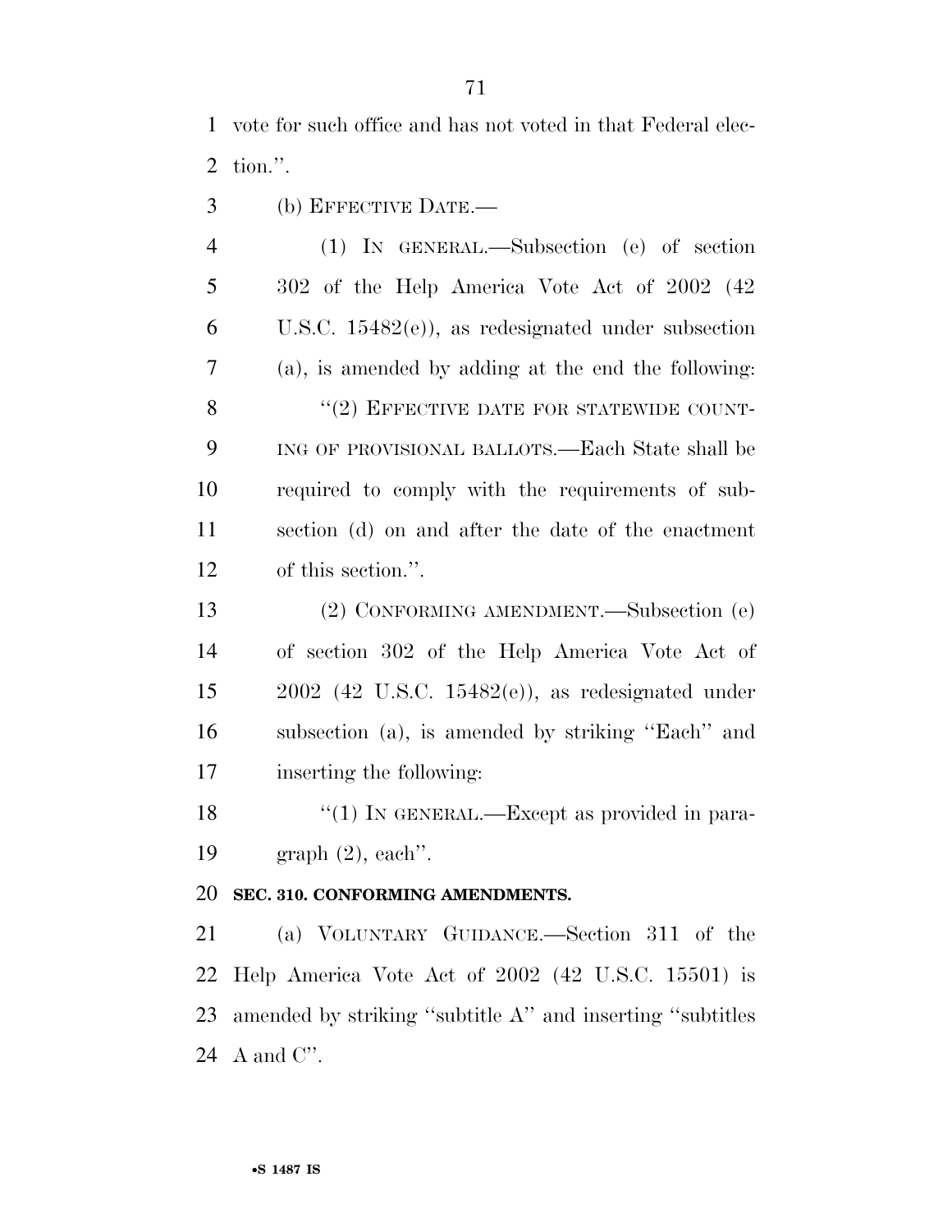vote for such office and has not voted in that Federal election.''.

(b) EFFECTIVE DATE.—

(1) IN GENERAL.—Subsection (e) of section 302 of the Help America Vote Act of 2002 (42 U.S.C. 15482(e)), as redesignated under subsection (a), is amended by adding at the end the following:

''(2) EFFECTIVE DATE FOR STATEWIDE COUNTING OF PROVISIONAL BALLOTS.—Each State shall be required to comply with the requirements of subsection (d) on and after the date of the enactment of this section.''.

(2) CONFORMING AMENDMENT.—Subsection (e) of section 302 of the Help America Vote Act of 2002 (42 U.S.C. 15482(e)), as redesignated under subsection (a), is amended by striking ''Each'' and inserting the following:

''(1) IN GENERAL.—Except as provided in paragraph (2), each''.

**SEC. 310. CONFORMING AMENDMENTS.**

(a) VOLUNTARY GUIDANCE.—Section 311 of the Help America Vote Act of 2002 (42 U.S.C. 15501) is amended by striking ''subtitle A'' and inserting ''subtitles A and C''.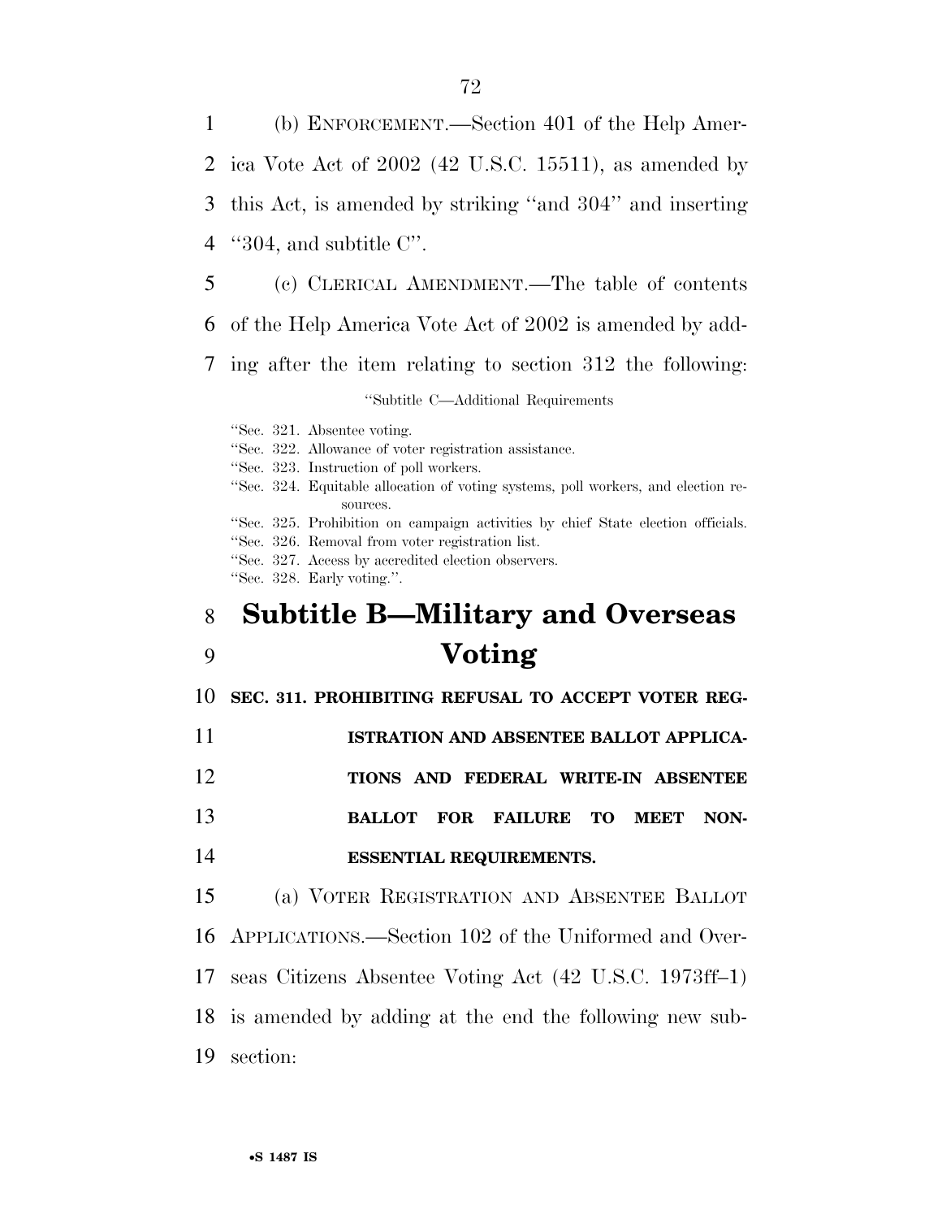(b) ENFORCEMENT.—Section 401 of the Help America Vote Act of 2002 (42 U.S.C. 15511), as amended by this Act, is amended by striking ''and 304'' and inserting ''304, and subtitle C''.

(c) CLERICAL AMENDMENT.—The table of contents of the Help America Vote Act of 2002 is amended by adding after the item relating to section 312 the following:

''Subtitle C—Additional Requirements

''Sec. 321. Absentee voting.
''Sec. 322. Allowance of voter registration assistance.
''Sec. 323. Instruction of poll workers.
''Sec. 324. Equitable allocation of voting systems, poll workers, and election resources.
''Sec. 325. Prohibition on campaign activities by chief State election officials.
''Sec. 326. Removal from voter registration list.
''Sec. 327. Access by accredited election observers.
''Sec. 328. Early voting.''.

## Subtitle B—Military and Overseas Voting

### SEC. 311. PROHIBITING REFUSAL TO ACCEPT VOTER REGISTRATION AND ABSENTEE BALLOT APPLICATIONS AND FEDERAL WRITE-IN ABSENTEE BALLOT FOR FAILURE TO MEET NON-ESSENTIAL REQUIREMENTS.

(a) VOTER REGISTRATION AND ABSENTEE BALLOT APPLICATIONS.—Section 102 of the Uniformed and Overseas Citizens Absentee Voting Act (42 U.S.C. 1973ff–1) is amended by adding at the end the following new subsection: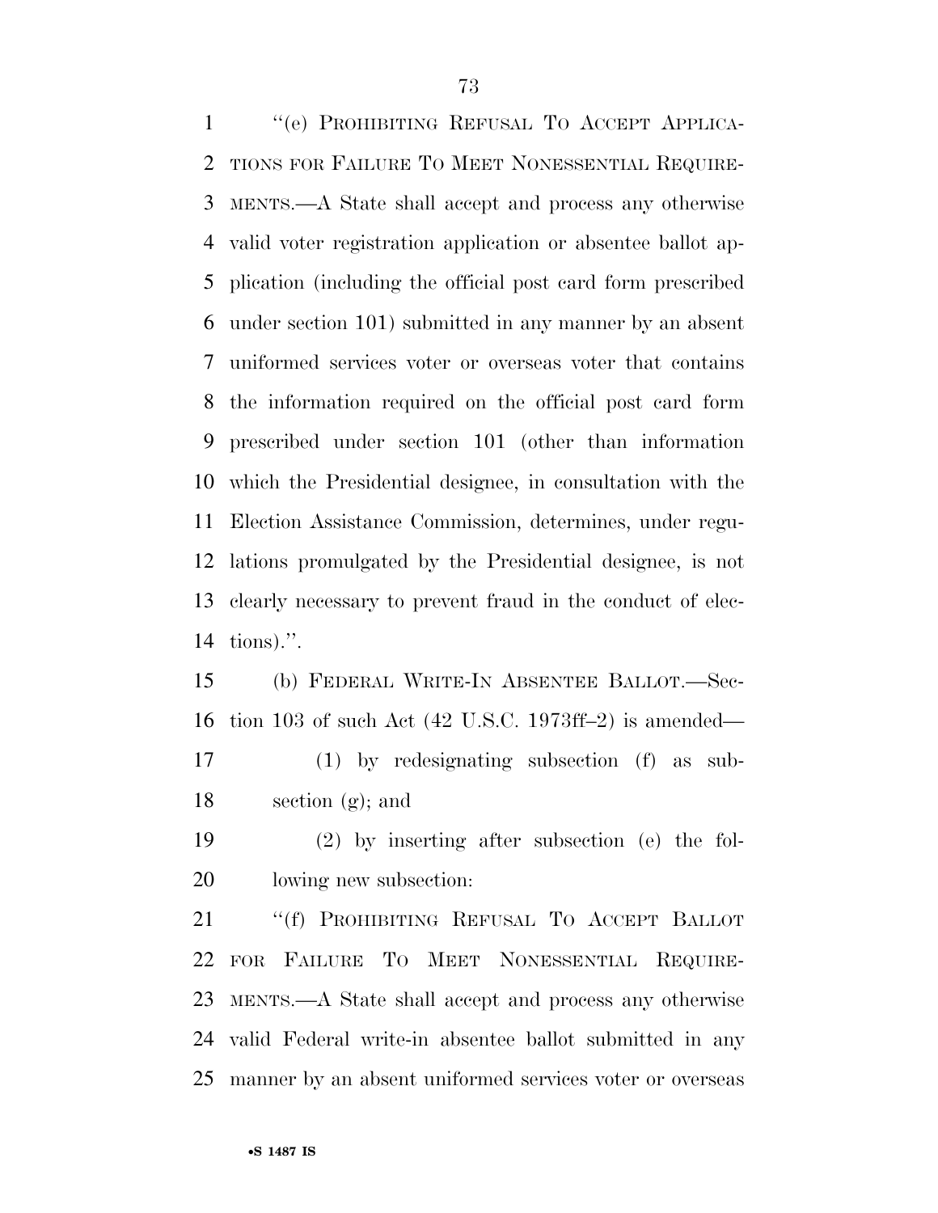"(e) PROHIBITING REFUSAL TO ACCEPT APPLICATIONS FOR FAILURE TO MEET NONESSENTIAL REQUIREMENTS.—A State shall accept and process any otherwise valid voter registration application or absentee ballot application (including the official post card form prescribed under section 101) submitted in any manner by an absent uniformed services voter or overseas voter that contains the information required on the official post card form prescribed under section 101 (other than information which the Presidential designee, in consultation with the Election Assistance Commission, determines, under regulations promulgated by the Presidential designee, is not clearly necessary to prevent fraud in the conduct of elections).".

(b) FEDERAL WRITE-IN ABSENTEE BALLOT.—Section 103 of such Act (42 U.S.C. 1973ff–2) is amended—

(1) by redesignating subsection (f) as subsection (g); and

(2) by inserting after subsection (e) the following new subsection:

"(f) PROHIBITING REFUSAL TO ACCEPT BALLOT FOR FAILURE TO MEET NONESSENTIAL REQUIREMENTS.—A State shall accept and process any otherwise valid Federal write-in absentee ballot submitted in any manner by an absent uniformed services voter or overseas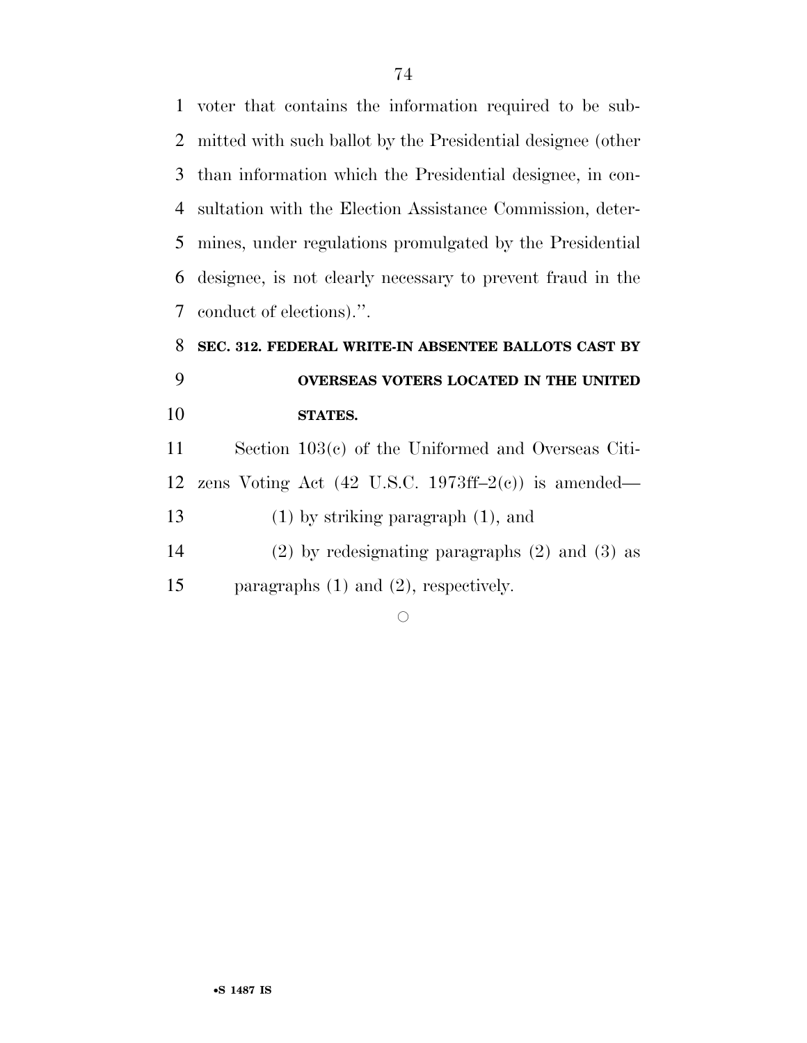voter that contains the information required to be submitted with such ballot by the Presidential designee (other than information which the Presidential designee, in consultation with the Election Assistance Commission, determines, under regulations promulgated by the Presidential designee, is not clearly necessary to prevent fraud in the conduct of elections).''.

**SEC. 312. FEDERAL WRITE-IN ABSENTEE BALLOTS CAST BY OVERSEAS VOTERS LOCATED IN THE UNITED STATES.**

Section 103(c) of the Uniformed and Overseas Citizens Voting Act (42 U.S.C. 1973ff–2(c)) is amended—

(1) by striking paragraph (1), and

(2) by redesignating paragraphs (2) and (3) as paragraphs (1) and (2), respectively.

○